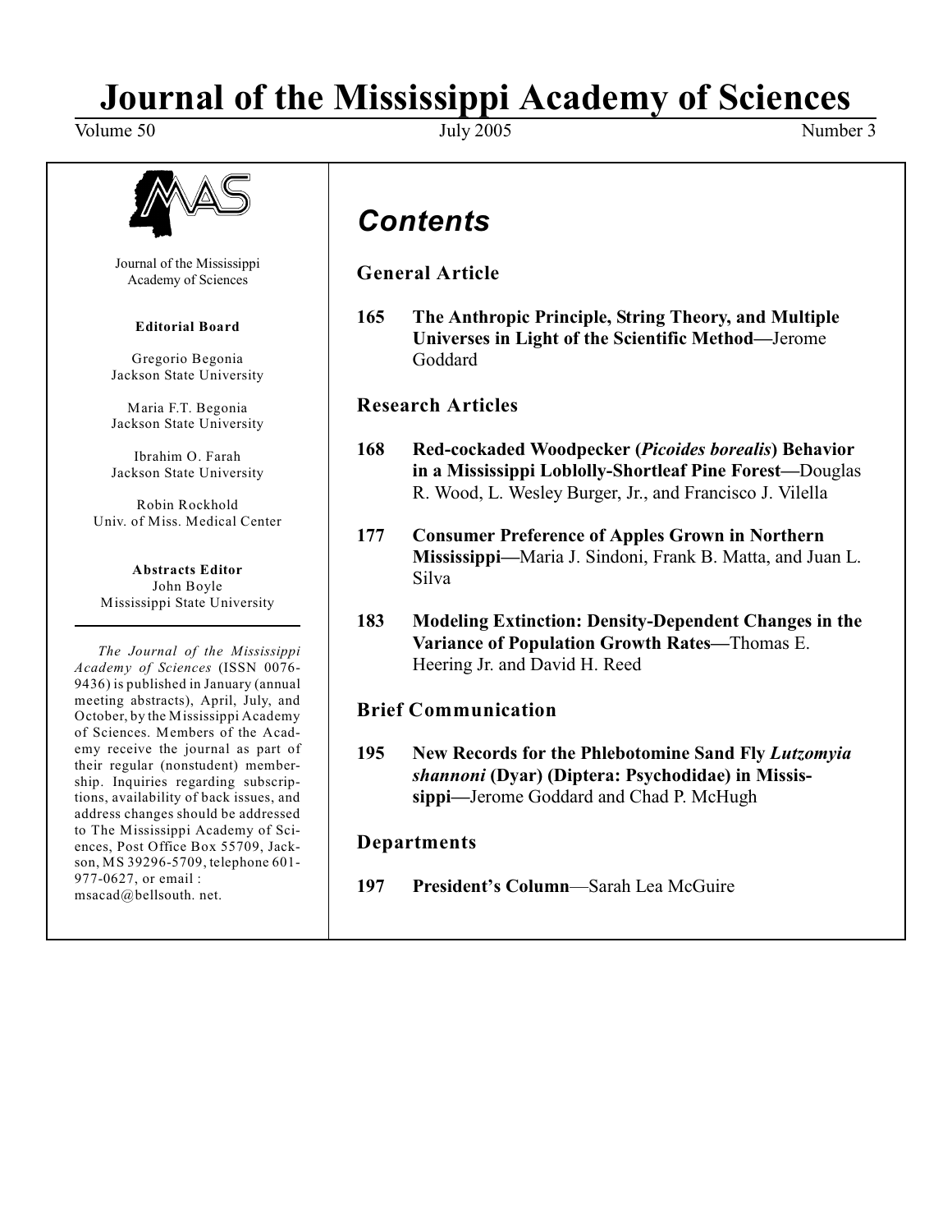# Journal of the Mississippi Academy of Sciences

Volume 50 July 2005 Number 3

Journal of the Mississippi Academy of Sciences

**Editorial Board**

Gregorio Begonia
Jackson State University

Maria F.T. Begonia
Jackson State University

Ibrahim O. Farah
Jackson State University

Robin Rockhold
Univ. of Miss. Medical Center

**Abstracts Editor**
John Boyle
Mississippi State University

*The Journal of the Mississippi Academy of Sciences* (ISSN 0076-9436) is published in January (annual meeting abstracts), April, July, and October, by the Mississippi Academy of Sciences. Members of the Academy receive the journal as part of their regular (nonstudent) membership. Inquiries regarding subscriptions, availability of back issues, and address changes should be addressed to The Mississippi Academy of Sciences, Post Office Box 55709, Jackson, MS 39296-5709, telephone 601-977-0627, or email : msacad@bellsouth. net.

## *Contents*

### General Article

**165 The Anthropic Principle, String Theory, and Multiple Universes in Light of the Scientific Method—**Jerome Goddard

### Research Articles

**168 Red-cockaded Woodpecker (*Picoides borealis*) Behavior in a Mississippi Loblolly-Shortleaf Pine Forest—**Douglas R. Wood, L. Wesley Burger, Jr., and Francisco J. Vilella

**177 Consumer Preference of Apples Grown in Northern Mississippi—**Maria J. Sindoni, Frank B. Matta, and Juan L. Silva

**183 Modeling Extinction: Density-Dependent Changes in the Variance of Population Growth Rates—**Thomas E. Heering Jr. and David H. Reed

### Brief Communication

**195 New Records for the Phlebotomine Sand Fly *Lutzomyia shannoni* (Dyar) (Diptera: Psychodidae) in Mississippi—**Jerome Goddard and Chad P. McHugh

### Departments

**197 President's Column**—Sarah Lea McGuire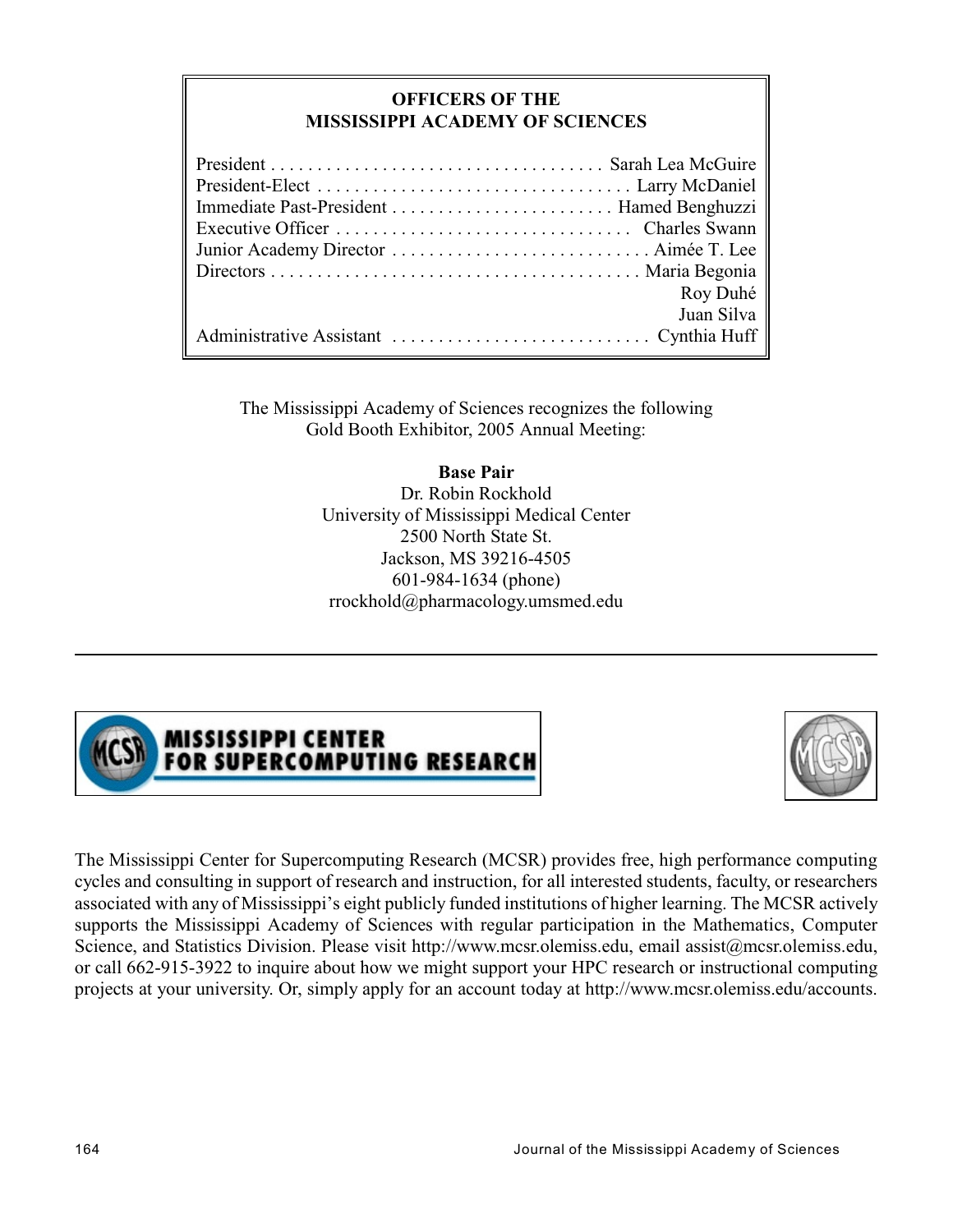## OFFICERS OF THE MISSISSIPPI ACADEMY OF SCIENCES

| | |
|---|---|
| President | Sarah Lea McGuire |
| President-Elect | Larry McDaniel |
| Immediate Past-President | Hamed Benghuzzi |
| Executive Officer | Charles Swann |
| Junior Academy Director | Aimée T. Lee |
| Directors | Maria Begonia |
| | Roy Duhé |
| | Juan Silva |
| Administrative Assistant | Cynthia Huff |

The Mississippi Academy of Sciences recognizes the following Gold Booth Exhibitor, 2005 Annual Meeting:

**Base Pair**
Dr. Robin Rockhold
University of Mississippi Medical Center
2500 North State St.
Jackson, MS 39216-4505
601-984-1634 (phone)
rrockhold@pharmacology.umsmed.edu

---

**MISSISSIPPI CENTER FOR SUPERCOMPUTING RESEARCH**

The Mississippi Center for Supercomputing Research (MCSR) provides free, high performance computing cycles and consulting in support of research and instruction, for all interested students, faculty, or researchers associated with any of Mississippi's eight publicly funded institutions of higher learning. The MCSR actively supports the Mississippi Academy of Sciences with regular participation in the Mathematics, Computer Science, and Statistics Division. Please visit http://www.mcsr.olemiss.edu, email assist@mcsr.olemiss.edu, or call 662-915-3922 to inquire about how we might support your HPC research or instructional computing projects at your university. Or, simply apply for an account today at http://www.mcsr.olemiss.edu/accounts.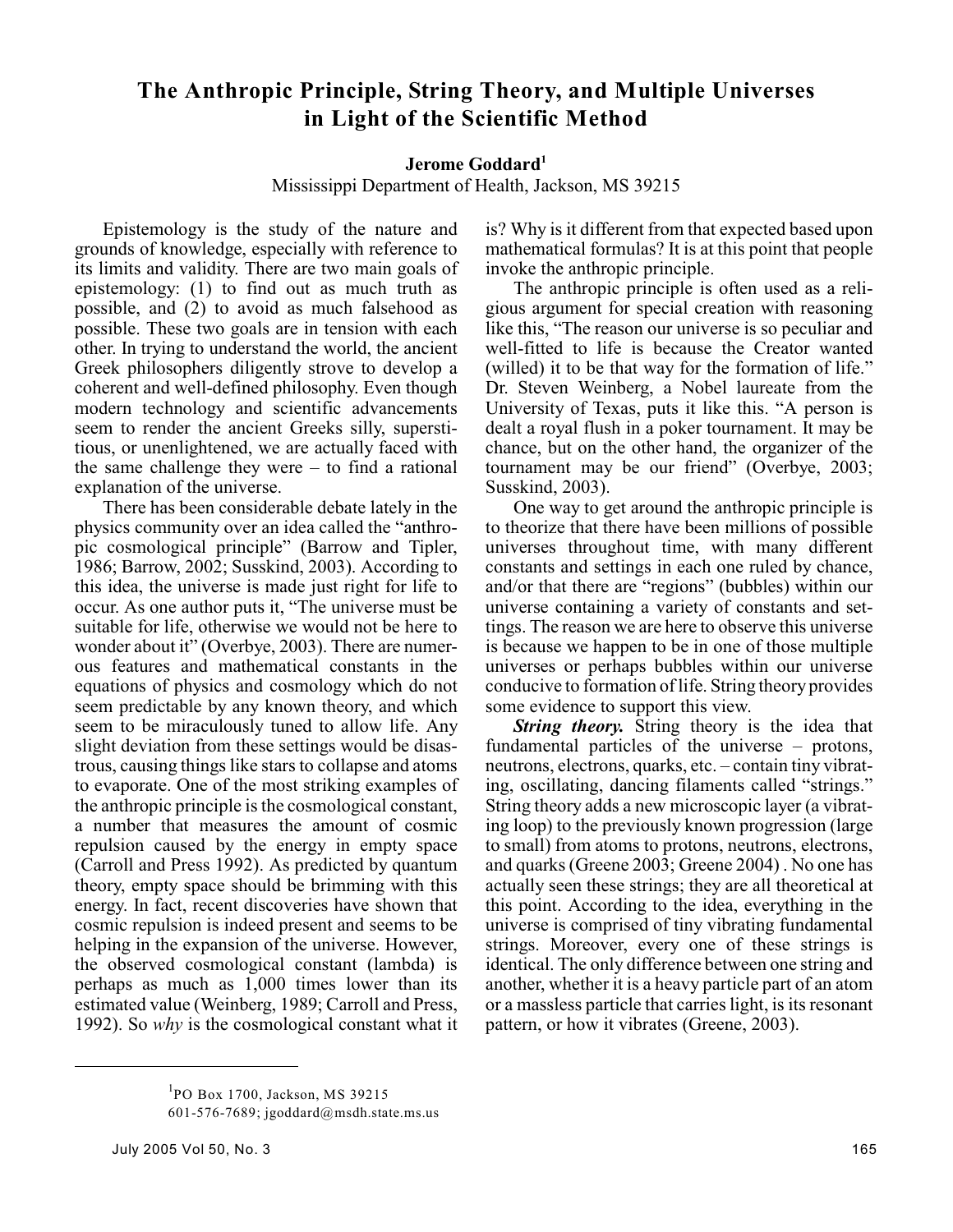# The Anthropic Principle, String Theory, and Multiple Universes in Light of the Scientific Method

**Jerome Goddard**[1]

Mississippi Department of Health, Jackson, MS 39215

Epistemology is the study of the nature and grounds of knowledge, especially with reference to its limits and validity. There are two main goals of epistemology: (1) to find out as much truth as possible, and (2) to avoid as much falsehood as possible. These two goals are in tension with each other. In trying to understand the world, the ancient Greek philosophers diligently strove to develop a coherent and well-defined philosophy. Even though modern technology and scientific advancements seem to render the ancient Greeks silly, superstitious, or unenlightened, we are actually faced with the same challenge they were – to find a rational explanation of the universe.

There has been considerable debate lately in the physics community over an idea called the "anthropic cosmological principle" (Barrow and Tipler, 1986; Barrow, 2002; Susskind, 2003). According to this idea, the universe is made just right for life to occur. As one author puts it, "The universe must be suitable for life, otherwise we would not be here to wonder about it" (Overbye, 2003). There are numerous features and mathematical constants in the equations of physics and cosmology which do not seem predictable by any known theory, and which seem to be miraculously tuned to allow life. Any slight deviation from these settings would be disastrous, causing things like stars to collapse and atoms to evaporate. One of the most striking examples of the anthropic principle is the cosmological constant, a number that measures the amount of cosmic repulsion caused by the energy in empty space (Carroll and Press 1992). As predicted by quantum theory, empty space should be brimming with this energy. In fact, recent discoveries have shown that cosmic repulsion is indeed present and seems to be helping in the expansion of the universe. However, the observed cosmological constant (lambda) is perhaps as much as 1,000 times lower than its estimated value (Weinberg, 1989; Carroll and Press, 1992). So *why* is the cosmological constant what it is? Why is it different from that expected based upon mathematical formulas? It is at this point that people invoke the anthropic principle.

The anthropic principle is often used as a religious argument for special creation with reasoning like this, "The reason our universe is so peculiar and well-fitted to life is because the Creator wanted (willed) it to be that way for the formation of life." Dr. Steven Weinberg, a Nobel laureate from the University of Texas, puts it like this. "A person is dealt a royal flush in a poker tournament. It may be chance, but on the other hand, the organizer of the tournament may be our friend" (Overbye, 2003; Susskind, 2003).

One way to get around the anthropic principle is to theorize that there have been millions of possible universes throughout time, with many different constants and settings in each one ruled by chance, and/or that there are "regions" (bubbles) within our universe containing a variety of constants and settings. The reason we are here to observe this universe is because we happen to be in one of those multiple universes or perhaps bubbles within our universe conducive to formation of life. String theory provides some evidence to support this view.

***String theory.*** String theory is the idea that fundamental particles of the universe – protons, neutrons, electrons, quarks, etc. – contain tiny vibrating, oscillating, dancing filaments called "strings." String theory adds a new microscopic layer (a vibrating loop) to the previously known progression (large to small) from atoms to protons, neutrons, electrons, and quarks (Greene 2003; Greene 2004) . No one has actually seen these strings; they are all theoretical at this point. According to the idea, everything in the universe is comprised of tiny vibrating fundamental strings. Moreover, every one of these strings is identical. The only difference between one string and another, whether it is a heavy particle part of an atom or a massless particle that carries light, is its resonant pattern, or how it vibrates (Greene, 2003).

[1] PO Box 1700, Jackson, MS 39215
601-576-7689; jgoddard@msdh.state.ms.us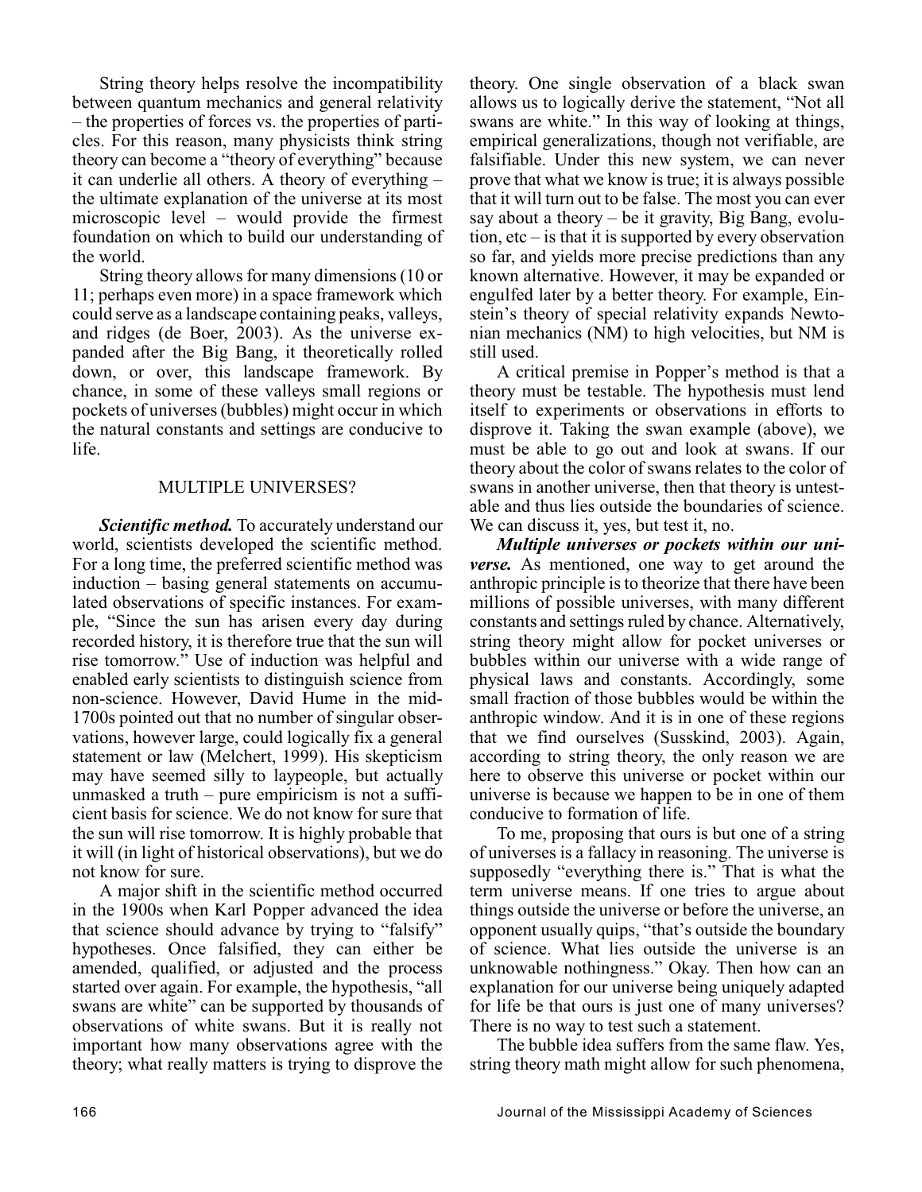String theory helps resolve the incompatibility between quantum mechanics and general relativity – the properties of forces vs. the properties of particles. For this reason, many physicists think string theory can become a "theory of everything" because it can underlie all others. A theory of everything – the ultimate explanation of the universe at its most microscopic level – would provide the firmest foundation on which to build our understanding of the world.

String theory allows for many dimensions (10 or 11; perhaps even more) in a space framework which could serve as a landscape containing peaks, valleys, and ridges (de Boer, 2003). As the universe expanded after the Big Bang, it theoretically rolled down, or over, this landscape framework. By chance, in some of these valleys small regions or pockets of universes (bubbles) might occur in which the natural constants and settings are conducive to life.

## MULTIPLE UNIVERSES?

***Scientific method.*** To accurately understand our world, scientists developed the scientific method. For a long time, the preferred scientific method was induction – basing general statements on accumulated observations of specific instances. For example, "Since the sun has arisen every day during recorded history, it is therefore true that the sun will rise tomorrow." Use of induction was helpful and enabled early scientists to distinguish science from non-science. However, David Hume in the mid-1700s pointed out that no number of singular observations, however large, could logically fix a general statement or law (Melchert, 1999). His skepticism may have seemed silly to laypeople, but actually unmasked a truth – pure empiricism is not a sufficient basis for science. We do not know for sure that the sun will rise tomorrow. It is highly probable that it will (in light of historical observations), but we do not know for sure.

A major shift in the scientific method occurred in the 1900s when Karl Popper advanced the idea that science should advance by trying to "falsify" hypotheses. Once falsified, they can either be amended, qualified, or adjusted and the process started over again. For example, the hypothesis, "all swans are white" can be supported by thousands of observations of white swans. But it is really not important how many observations agree with the theory; what really matters is trying to disprove the theory. One single observation of a black swan allows us to logically derive the statement, "Not all swans are white." In this way of looking at things, empirical generalizations, though not verifiable, are falsifiable. Under this new system, we can never prove that what we know is true; it is always possible that it will turn out to be false. The most you can ever say about a theory – be it gravity, Big Bang, evolution, etc – is that it is supported by every observation so far, and yields more precise predictions than any known alternative. However, it may be expanded or engulfed later by a better theory. For example, Einstein's theory of special relativity expands Newtonian mechanics (NM) to high velocities, but NM is still used.

A critical premise in Popper's method is that a theory must be testable. The hypothesis must lend itself to experiments or observations in efforts to disprove it. Taking the swan example (above), we must be able to go out and look at swans. If our theory about the color of swans relates to the color of swans in another universe, then that theory is untestable and thus lies outside the boundaries of science. We can discuss it, yes, but test it, no.

***Multiple universes or pockets within our universe.*** As mentioned, one way to get around the anthropic principle is to theorize that there have been millions of possible universes, with many different constants and settings ruled by chance. Alternatively, string theory might allow for pocket universes or bubbles within our universe with a wide range of physical laws and constants. Accordingly, some small fraction of those bubbles would be within the anthropic window. And it is in one of these regions that we find ourselves (Susskind, 2003). Again, according to string theory, the only reason we are here to observe this universe or pocket within our universe is because we happen to be in one of them conducive to formation of life.

To me, proposing that ours is but one of a string of universes is a fallacy in reasoning. The universe is supposedly "everything there is." That is what the term universe means. If one tries to argue about things outside the universe or before the universe, an opponent usually quips, "that's outside the boundary of science. What lies outside the universe is an unknowable nothingness." Okay. Then how can an explanation for our universe being uniquely adapted for life be that ours is just one of many universes? There is no way to test such a statement.

The bubble idea suffers from the same flaw. Yes, string theory math might allow for such phenomena,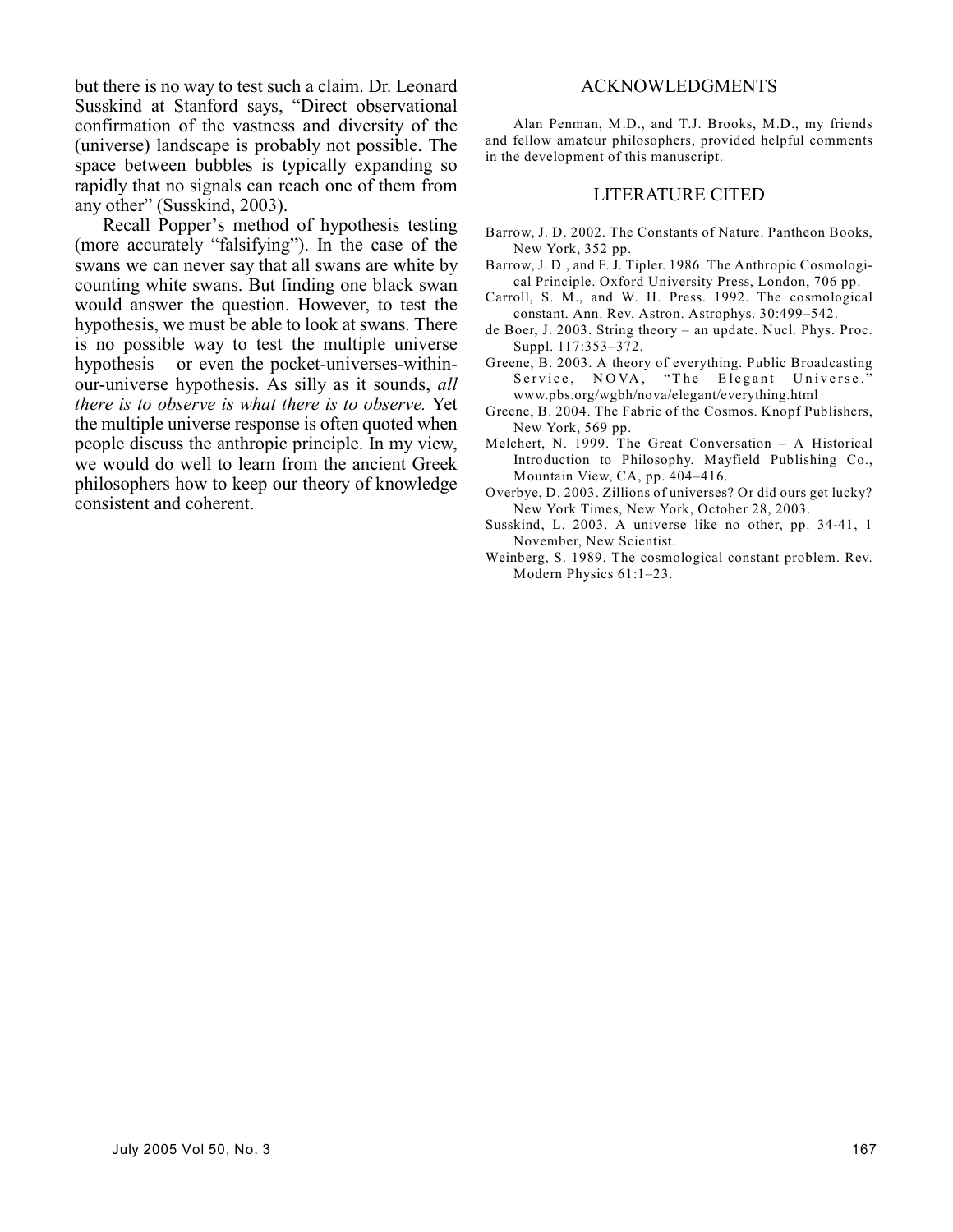but there is no way to test such a claim. Dr. Leonard Susskind at Stanford says, "Direct observational confirmation of the vastness and diversity of the (universe) landscape is probably not possible. The space between bubbles is typically expanding so rapidly that no signals can reach one of them from any other" (Susskind, 2003).

Recall Popper's method of hypothesis testing (more accurately "falsifying"). In the case of the swans we can never say that all swans are white by counting white swans. But finding one black swan would answer the question. However, to test the hypothesis, we must be able to look at swans. There is no possible way to test the multiple universe hypothesis – or even the pocket-universes-within-our-universe hypothesis. As silly as it sounds, *all there is to observe is what there is to observe.* Yet the multiple universe response is often quoted when people discuss the anthropic principle. In my view, we would do well to learn from the ancient Greek philosophers how to keep our theory of knowledge consistent and coherent.

## ACKNOWLEDGMENTS

Alan Penman, M.D., and T.J. Brooks, M.D., my friends and fellow amateur philosophers, provided helpful comments in the development of this manuscript.

## LITERATURE CITED

Barrow, J. D. 2002. The Constants of Nature. Pantheon Books, New York, 352 pp.

Barrow, J. D., and F. J. Tipler. 1986. The Anthropic Cosmological Principle. Oxford University Press, London, 706 pp.

Carroll, S. M., and W. H. Press. 1992. The cosmological constant. Ann. Rev. Astron. Astrophys. 30:499–542.

de Boer, J. 2003. String theory – an update. Nucl. Phys. Proc. Suppl. 117:353–372.

Greene, B. 2003. A theory of everything. Public Broadcasting Service, NOVA, "The Elegant Universe." www.pbs.org/wgbh/nova/elegant/everything.html

Greene, B. 2004. The Fabric of the Cosmos. Knopf Publishers, New York, 569 pp.

Melchert, N. 1999. The Great Conversation – A Historical Introduction to Philosophy. Mayfield Publishing Co., Mountain View, CA, pp. 404–416.

Overbye, D. 2003. Zillions of universes? Or did ours get lucky? New York Times, New York, October 28, 2003.

Susskind, L. 2003. A universe like no other, pp. 34-41, 1 November, New Scientist.

Weinberg, S. 1989. The cosmological constant problem. Rev. Modern Physics 61:1–23.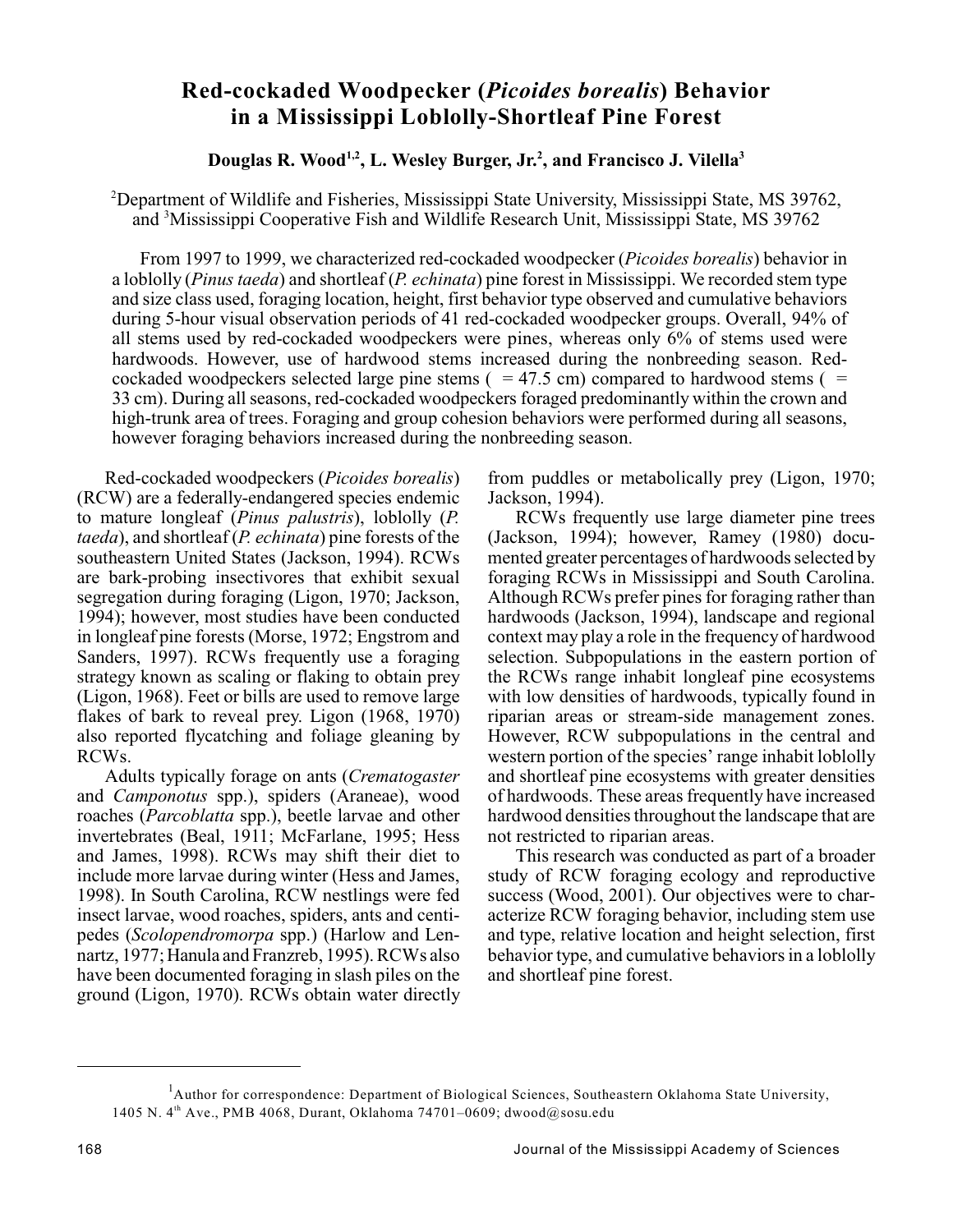# Red-cockaded Woodpecker (*Picoides borealis*) Behavior in a Mississippi Loblolly-Shortleaf Pine Forest

**Douglas R. Wood[1,2], L. Wesley Burger, Jr.[2], and Francisco J. Vilella[3]**

[2]Department of Wildlife and Fisheries, Mississippi State University, Mississippi State, MS 39762, and [3]Mississippi Cooperative Fish and Wildlife Research Unit, Mississippi State, MS 39762

From 1997 to 1999, we characterized red-cockaded woodpecker (*Picoides borealis*) behavior in a loblolly (*Pinus taeda*) and shortleaf (*P. echinata*) pine forest in Mississippi. We recorded stem type and size class used, foraging location, height, first behavior type observed and cumulative behaviors during 5-hour visual observation periods of 41 red-cockaded woodpecker groups. Overall, 94% of all stems used by red-cockaded woodpeckers were pines, whereas only 6% of stems used were hardwoods. However, use of hardwood stems increased during the nonbreeding season. Red-cockaded woodpeckers selected large pine stems ( = 47.5 cm) compared to hardwood stems ( = 33 cm). During all seasons, red-cockaded woodpeckers foraged predominantly within the crown and high-trunk area of trees. Foraging and group cohesion behaviors were performed during all seasons, however foraging behaviors increased during the nonbreeding season.

Red-cockaded woodpeckers (*Picoides borealis*) (RCW) are a federally-endangered species endemic to mature longleaf (*Pinus palustris*), loblolly (*P. taeda*), and shortleaf (*P. echinata*) pine forests of the southeastern United States (Jackson, 1994). RCWs are bark-probing insectivores that exhibit sexual segregation during foraging (Ligon, 1970; Jackson, 1994); however, most studies have been conducted in longleaf pine forests (Morse, 1972; Engstrom and Sanders, 1997). RCWs frequently use a foraging strategy known as scaling or flaking to obtain prey (Ligon, 1968). Feet or bills are used to remove large flakes of bark to reveal prey. Ligon (1968, 1970) also reported flycatching and foliage gleaning by RCWs.

Adults typically forage on ants (*Crematogaster* and *Camponotus* spp.), spiders (Araneae), wood roaches (*Parcoblatta* spp.), beetle larvae and other invertebrates (Beal, 1911; McFarlane, 1995; Hess and James, 1998). RCWs may shift their diet to include more larvae during winter (Hess and James, 1998). In South Carolina, RCW nestlings were fed insect larvae, wood roaches, spiders, ants and centipedes (*Scolopendromorpa* spp.) (Harlow and Lennartz, 1977; Hanula and Franzreb, 1995). RCWs also have been documented foraging in slash piles on the ground (Ligon, 1970). RCWs obtain water directly from puddles or metabolically prey (Ligon, 1970; Jackson, 1994).

RCWs frequently use large diameter pine trees (Jackson, 1994); however, Ramey (1980) documented greater percentages of hardwoods selected by foraging RCWs in Mississippi and South Carolina. Although RCWs prefer pines for foraging rather than hardwoods (Jackson, 1994), landscape and regional context may play a role in the frequency of hardwood selection. Subpopulations in the eastern portion of the RCWs range inhabit longleaf pine ecosystems with low densities of hardwoods, typically found in riparian areas or stream-side management zones. However, RCW subpopulations in the central and western portion of the species' range inhabit loblolly and shortleaf pine ecosystems with greater densities of hardwoods. These areas frequently have increased hardwood densities throughout the landscape that are not restricted to riparian areas.

This research was conducted as part of a broader study of RCW foraging ecology and reproductive success (Wood, 2001). Our objectives were to characterize RCW foraging behavior, including stem use and type, relative location and height selection, first behavior type, and cumulative behaviors in a loblolly and shortleaf pine forest.

---

[1]Author for correspondence: Department of Biological Sciences, Southeastern Oklahoma State University, 1405 N. 4th Ave., PMB 4068, Durant, Oklahoma 74701–0609; dwood@sosu.edu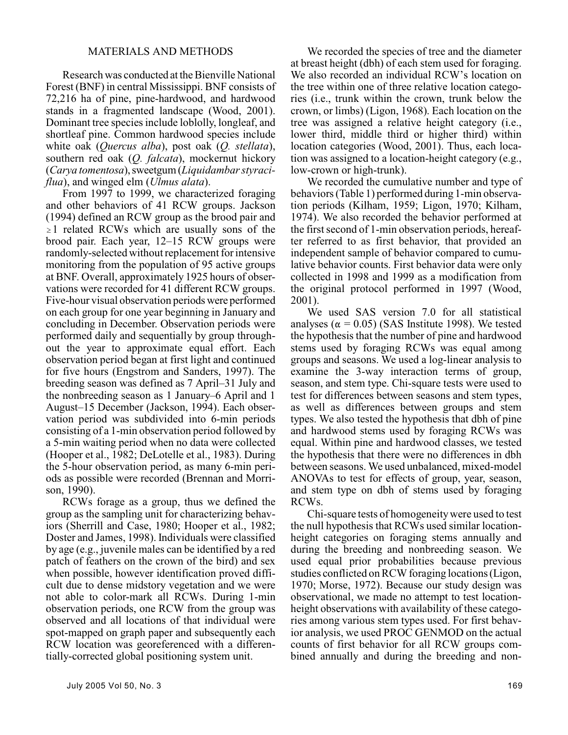## MATERIALS AND METHODS

Research was conducted at the Bienville National Forest (BNF) in central Mississippi. BNF consists of 72,216 ha of pine, pine-hardwood, and hardwood stands in a fragmented landscape (Wood, 2001). Dominant tree species include loblolly, longleaf, and shortleaf pine. Common hardwood species include white oak (*Quercus alba*), post oak (*Q. stellata*), southern red oak (*Q. falcata*), mockernut hickory (*Carya tomentosa*), sweetgum (*Liquidambar styraciflua*), and winged elm (*Ulmus alata*).

From 1997 to 1999, we characterized foraging and other behaviors of 41 RCW groups. Jackson (1994) defined an RCW group as the brood pair and ≥1 related RCWs which are usually sons of the brood pair. Each year, 12–15 RCW groups were randomly-selected without replacement for intensive monitoring from the population of 95 active groups at BNF. Overall, approximately 1925 hours of observations were recorded for 41 different RCW groups. Five-hour visual observation periods were performed on each group for one year beginning in January and concluding in December. Observation periods were performed daily and sequentially by group throughout the year to approximate equal effort. Each observation period began at first light and continued for five hours (Engstrom and Sanders, 1997). The breeding season was defined as 7 April–31 July and the nonbreeding season as 1 January–6 April and 1 August–15 December (Jackson, 1994). Each observation period was subdivided into 6-min periods consisting of a 1-min observation period followed by a 5-min waiting period when no data were collected (Hooper et al., 1982; DeLotelle et al., 1983). During the 5-hour observation period, as many 6-min periods as possible were recorded (Brennan and Morrison, 1990).

RCWs forage as a group, thus we defined the group as the sampling unit for characterizing behaviors (Sherrill and Case, 1980; Hooper et al., 1982; Doster and James, 1998). Individuals were classified by age (e.g., juvenile males can be identified by a red patch of feathers on the crown of the bird) and sex when possible, however identification proved difficult due to dense midstory vegetation and we were not able to color-mark all RCWs. During 1-min observation periods, one RCW from the group was observed and all locations of that individual were spot-mapped on graph paper and subsequently each RCW location was georeferenced with a differentially-corrected global positioning system unit.

We recorded the species of tree and the diameter at breast height (dbh) of each stem used for foraging. We also recorded an individual RCW's location on the tree within one of three relative location categories (i.e., trunk within the crown, trunk below the crown, or limbs) (Ligon, 1968). Each location on the tree was assigned a relative height category (i.e., lower third, middle third or higher third) within location categories (Wood, 2001). Thus, each location was assigned to a location-height category (e.g., low-crown or high-trunk).

We recorded the cumulative number and type of behaviors (Table 1) performed during 1-min observation periods (Kilham, 1959; Ligon, 1970; Kilham, 1974). We also recorded the behavior performed at the first second of 1-min observation periods, hereafter referred to as first behavior, that provided an independent sample of behavior compared to cumulative behavior counts. First behavior data were only collected in 1998 and 1999 as a modification from the original protocol performed in 1997 (Wood, 2001).

We used SAS version 7.0 for all statistical analyses ($\alpha = 0.05$) (SAS Institute 1998). We tested the hypothesis that the number of pine and hardwood stems used by foraging RCWs was equal among groups and seasons. We used a log-linear analysis to examine the 3-way interaction terms of group, season, and stem type. Chi-square tests were used to test for differences between seasons and stem types, as well as differences between groups and stem types. We also tested the hypothesis that dbh of pine and hardwood stems used by foraging RCWs was equal. Within pine and hardwood classes, we tested the hypothesis that there were no differences in dbh between seasons. We used unbalanced, mixed-model ANOVAs to test for effects of group, year, season, and stem type on dbh of stems used by foraging RCWs.

Chi-square tests of homogeneity were used to test the null hypothesis that RCWs used similar location-height categories on foraging stems annually and during the breeding and nonbreeding season. We used equal prior probabilities because previous studies conflicted on RCW foraging locations (Ligon, 1970; Morse, 1972). Because our study design was observational, we made no attempt to test location-height observations with availability of these categories among various stem types used. For first behavior analysis, we used PROC GENMOD on the actual counts of first behavior for all RCW groups combined annually and during the breeding and non-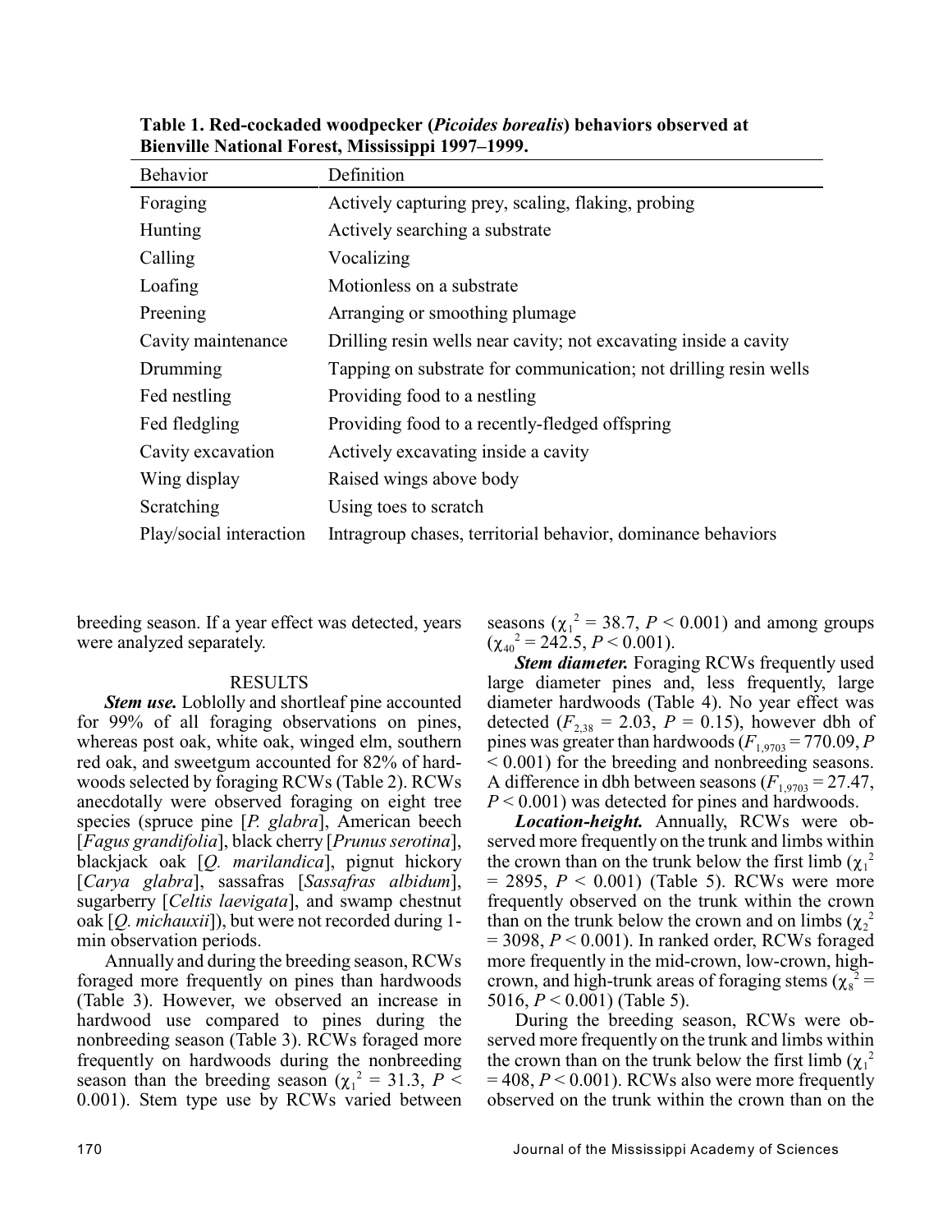**Table 1. Red-cockaded woodpecker (*Picoides borealis*) behaviors observed at Bienville National Forest, Mississippi 1997–1999.**

| Behavior | Definition |
|---|---|
| Foraging | Actively capturing prey, scaling, flaking, probing |
| Hunting | Actively searching a substrate |
| Calling | Vocalizing |
| Loafing | Motionless on a substrate |
| Preening | Arranging or smoothing plumage |
| Cavity maintenance | Drilling resin wells near cavity; not excavating inside a cavity |
| Drumming | Tapping on substrate for communication; not drilling resin wells |
| Fed nestling | Providing food to a nestling |
| Fed fledgling | Providing food to a recently-fledged offspring |
| Cavity excavation | Actively excavating inside a cavity |
| Wing display | Raised wings above body |
| Scratching | Using toes to scratch |
| Play/social interaction | Intragroup chases, territorial behavior, dominance behaviors |

breeding season. If a year effect was detected, years were analyzed separately.

## RESULTS

***Stem use.*** Loblolly and shortleaf pine accounted for 99% of all foraging observations on pines, whereas post oak, white oak, winged elm, southern red oak, and sweetgum accounted for 82% of hardwoods selected by foraging RCWs (Table 2). RCWs anecdotally were observed foraging on eight tree species (spruce pine [*P. glabra*], American beech [*Fagus grandifolia*], black cherry [*Prunus serotina*], blackjack oak [*Q. marilandica*], pignut hickory [*Carya glabra*], sassafras [*Sassafras albidum*], sugarberry [*Celtis laevigata*], and swamp chestnut oak [*Q. michauxii*]), but were not recorded during 1-min observation periods.

Annually and during the breeding season, RCWs foraged more frequently on pines than hardwoods (Table 3). However, we observed an increase in hardwood use compared to pines during the nonbreeding season (Table 3). RCWs foraged more frequently on hardwoods during the nonbreeding season than the breeding season ($\chi_1^2 = 31.3$, $P < 0.001$). Stem type use by RCWs varied between seasons ($\chi_1^2 = 38.7$, $P < 0.001$) and among groups ($\chi_{40}^2 = 242.5$, $P < 0.001$).

***Stem diameter.*** Foraging RCWs frequently used large diameter pines and, less frequently, large diameter hardwoods (Table 4). No year effect was detected ($F_{2,38} = 2.03$, $P = 0.15$), however dbh of pines was greater than hardwoods ($F_{1,9703} = 770.09$, $P < 0.001$) for the breeding and nonbreeding seasons. A difference in dbh between seasons ($F_{1,9703} = 27.47$, $P < 0.001$) was detected for pines and hardwoods.

***Location-height.*** Annually, RCWs were observed more frequently on the trunk and limbs within the crown than on the trunk below the first limb ($\chi_1^2 = 2895$, $P < 0.001$) (Table 5). RCWs were more frequently observed on the trunk within the crown than on the trunk below the crown and on limbs ($\chi_2^2 = 3098$, $P < 0.001$). In ranked order, RCWs foraged more frequently in the mid-crown, low-crown, high-crown, and high-trunk areas of foraging stems ($\chi_8^2 = 5016$, $P < 0.001$) (Table 5).

During the breeding season, RCWs were observed more frequently on the trunk and limbs within the crown than on the trunk below the first limb ($\chi_1^2 = 408$, $P < 0.001$). RCWs also were more frequently observed on the trunk within the crown than on the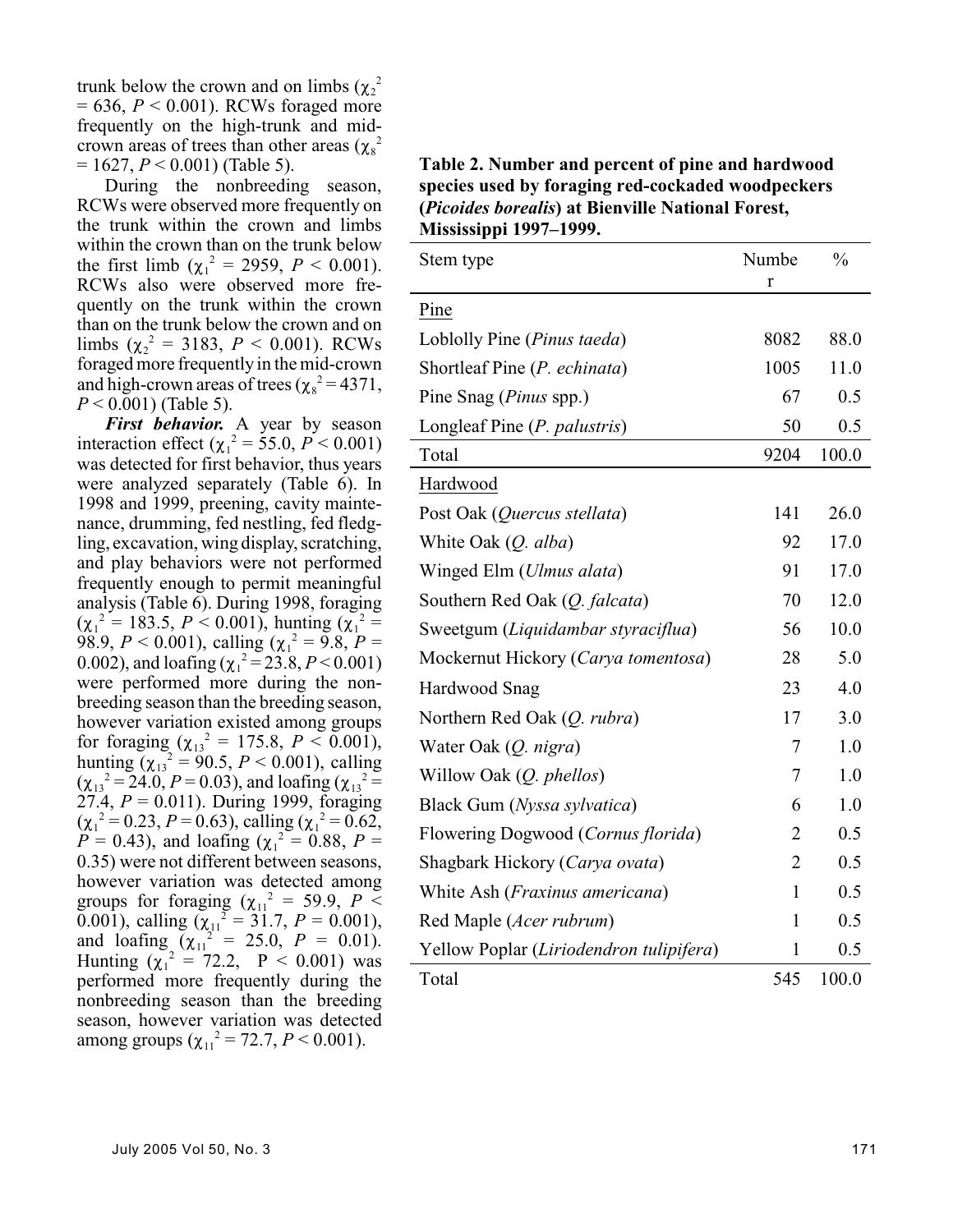trunk below the crown and on limbs ($\chi_2^2 = 636$, $P < 0.001$). RCWs foraged more frequently on the high-trunk and mid-crown areas of trees than other areas ($\chi_8^2 = 1627$, $P < 0.001$) (Table 5).

During the nonbreeding season, RCWs were observed more frequently on the trunk within the crown and limbs within the crown than on the trunk below the first limb ($\chi_1^2 = 2959$, $P < 0.001$). RCWs also were observed more frequently on the trunk within the crown than on the trunk below the crown and on limbs ($\chi_2^2 = 3183$, $P < 0.001$). RCWs foraged more frequently in the mid-crown and high-crown areas of trees ($\chi_8^2 = 4371$, $P < 0.001$) (Table 5).

***First behavior.*** A year by season interaction effect ($\chi_1^2 = 55.0$, $P < 0.001$) was detected for first behavior, thus years were analyzed separately (Table 6). In 1998 and 1999, preening, cavity maintenance, drumming, fed nestling, fed fledgling, excavation, wing display, scratching, and play behaviors were not performed frequently enough to permit meaningful analysis (Table 6). During 1998, foraging ($\chi_1^2 = 183.5$, $P < 0.001$), hunting ($\chi_1^2 = 98.9$, $P < 0.001$), calling ($\chi_1^2 = 9.8$, $P = 0.002$), and loafing ($\chi_1^2 = 23.8$, $P < 0.001$) were performed more during the nonbreeding season than the breeding season, however variation existed among groups for foraging ($\chi_{13}^2 = 175.8$, $P < 0.001$), hunting ($\chi_{13}^2 = 90.5$, $P < 0.001$), calling ($\chi_{13}^2 = 24.0$, $P = 0.03$), and loafing ($\chi_{13}^2 = 27.4$, $P = 0.011$). During 1999, foraging ($\chi_1^2 = 0.23$, $P = 0.63$), calling ($\chi_1^2 = 0.62$, $P = 0.43$), and loafing ($\chi_1^2 = 0.88$, $P = 0.35$) were not different between seasons, however variation was detected among groups for foraging ($\chi_{11}^2 = 59.9$, $P < 0.001$), calling ($\chi_{11}^2 = 31.7$, $P = 0.001$), and loafing ($\chi_{11}^2 = 25.0$, $P = 0.01$). Hunting ($\chi_1^2 = 72.2$, $P < 0.001$) was performed more frequently during the nonbreeding season than the breeding season, however variation was detected among groups ($\chi_{11}^2 = 72.7$, $P < 0.001$).

**Table 2. Number and percent of pine and hardwood species used by foraging red-cockaded woodpeckers (*Picoides borealis*) at Bienville National Forest, Mississippi 1997–1999.**

| Stem type | Number | % |
|---|---|---|
| Pine | | |
| Loblolly Pine (*Pinus taeda*) | 8082 | 88.0 |
| Shortleaf Pine (*P. echinata*) | 1005 | 11.0 |
| Pine Snag (*Pinus* spp.) | 67 | 0.5 |
| Longleaf Pine (*P. palustris*) | 50 | 0.5 |
| Total | 9204 | 100.0 |
| Hardwood | | |
| Post Oak (*Quercus stellata*) | 141 | 26.0 |
| White Oak (*Q. alba*) | 92 | 17.0 |
| Winged Elm (*Ulmus alata*) | 91 | 17.0 |
| Southern Red Oak (*Q. falcata*) | 70 | 12.0 |
| Sweetgum (*Liquidambar styraciflua*) | 56 | 10.0 |
| Mockernut Hickory (*Carya tomentosa*) | 28 | 5.0 |
| Hardwood Snag | 23 | 4.0 |
| Northern Red Oak (*Q. rubra*) | 17 | 3.0 |
| Water Oak (*Q. nigra*) | 7 | 1.0 |
| Willow Oak (*Q. phellos*) | 7 | 1.0 |
| Black Gum (*Nyssa sylvatica*) | 6 | 1.0 |
| Flowering Dogwood (*Cornus florida*) | 2 | 0.5 |
| Shagbark Hickory (*Carya ovata*) | 2 | 0.5 |
| White Ash (*Fraxinus americana*) | 1 | 0.5 |
| Red Maple (*Acer rubrum*) | 1 | 0.5 |
| Yellow Poplar (*Liriodendron tulipifera*) | 1 | 0.5 |
| Total | 545 | 100.0 |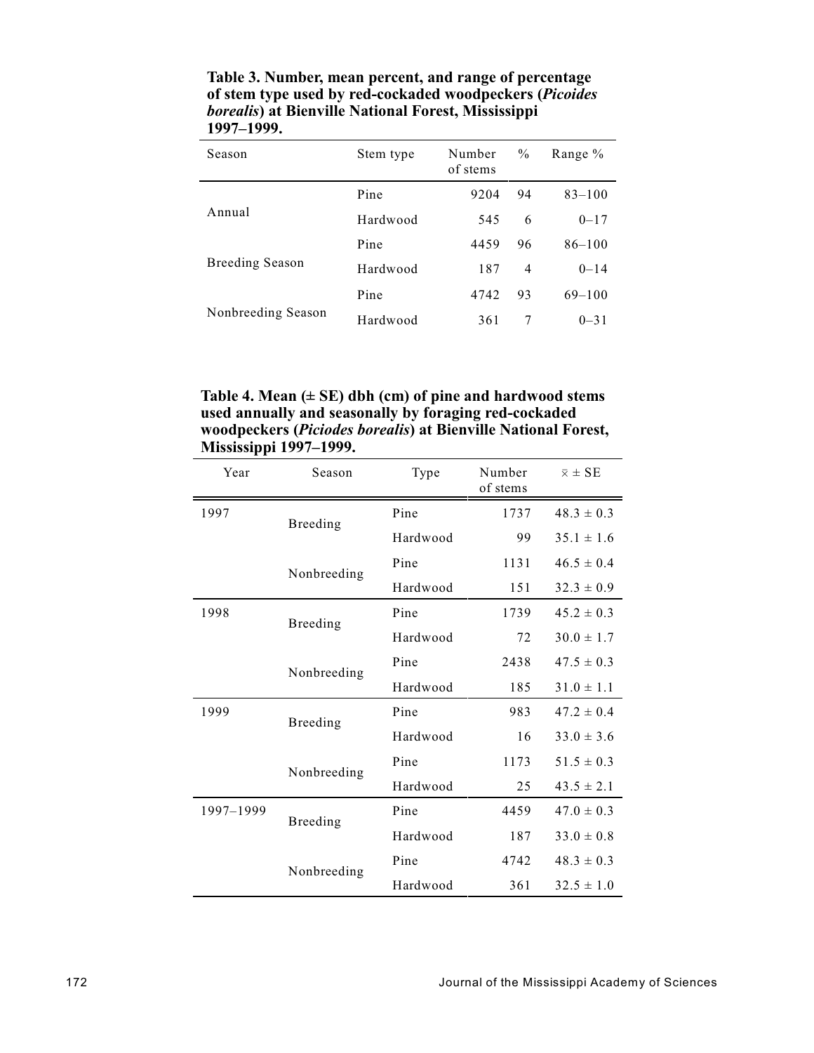**Table 3. Number, mean percent, and range of percentage of stem type used by red-cockaded woodpeckers (*Picoides borealis*) at Bienville National Forest, Mississippi 1997–1999.**

| Season | Stem type | Number of stems | % | Range % |
|---|---|---|---|---|
| Annual | Pine | 9204 | 94 | 83–100 |
| | Hardwood | 545 | 6 | 0–17 |
| Breeding Season | Pine | 4459 | 96 | 86–100 |
| | Hardwood | 187 | 4 | 0–14 |
| Nonbreeding Season | Pine | 4742 | 93 | 69–100 |
| | Hardwood | 361 | 7 | 0–31 |

**Table 4. Mean (± SE) dbh (cm) of pine and hardwood stems used annually and seasonally by foraging red-cockaded woodpeckers (*Piciodes borealis*) at Bienville National Forest, Mississippi 1997–1999.**

| Year | Season | Type | Number of stems | $\bar{x} \pm$ SE |
|---|---|---|---|---|
| 1997 | Breeding | Pine | 1737 | 48.3 ± 0.3 |
| | | Hardwood | 99 | 35.1 ± 1.6 |
| | Nonbreeding | Pine | 1131 | 46.5 ± 0.4 |
| | | Hardwood | 151 | 32.3 ± 0.9 |
| 1998 | Breeding | Pine | 1739 | 45.2 ± 0.3 |
| | | Hardwood | 72 | 30.0 ± 1.7 |
| | Nonbreeding | Pine | 2438 | 47.5 ± 0.3 |
| | | Hardwood | 185 | 31.0 ± 1.1 |
| 1999 | Breeding | Pine | 983 | 47.2 ± 0.4 |
| | | Hardwood | 16 | 33.0 ± 3.6 |
| | Nonbreeding | Pine | 1173 | 51.5 ± 0.3 |
| | | Hardwood | 25 | 43.5 ± 2.1 |
| 1997–1999 | Breeding | Pine | 4459 | 47.0 ± 0.3 |
| | | Hardwood | 187 | 33.0 ± 0.8 |
| | Nonbreeding | Pine | 4742 | 48.3 ± 0.3 |
| | | Hardwood | 361 | 32.5 ± 1.0 |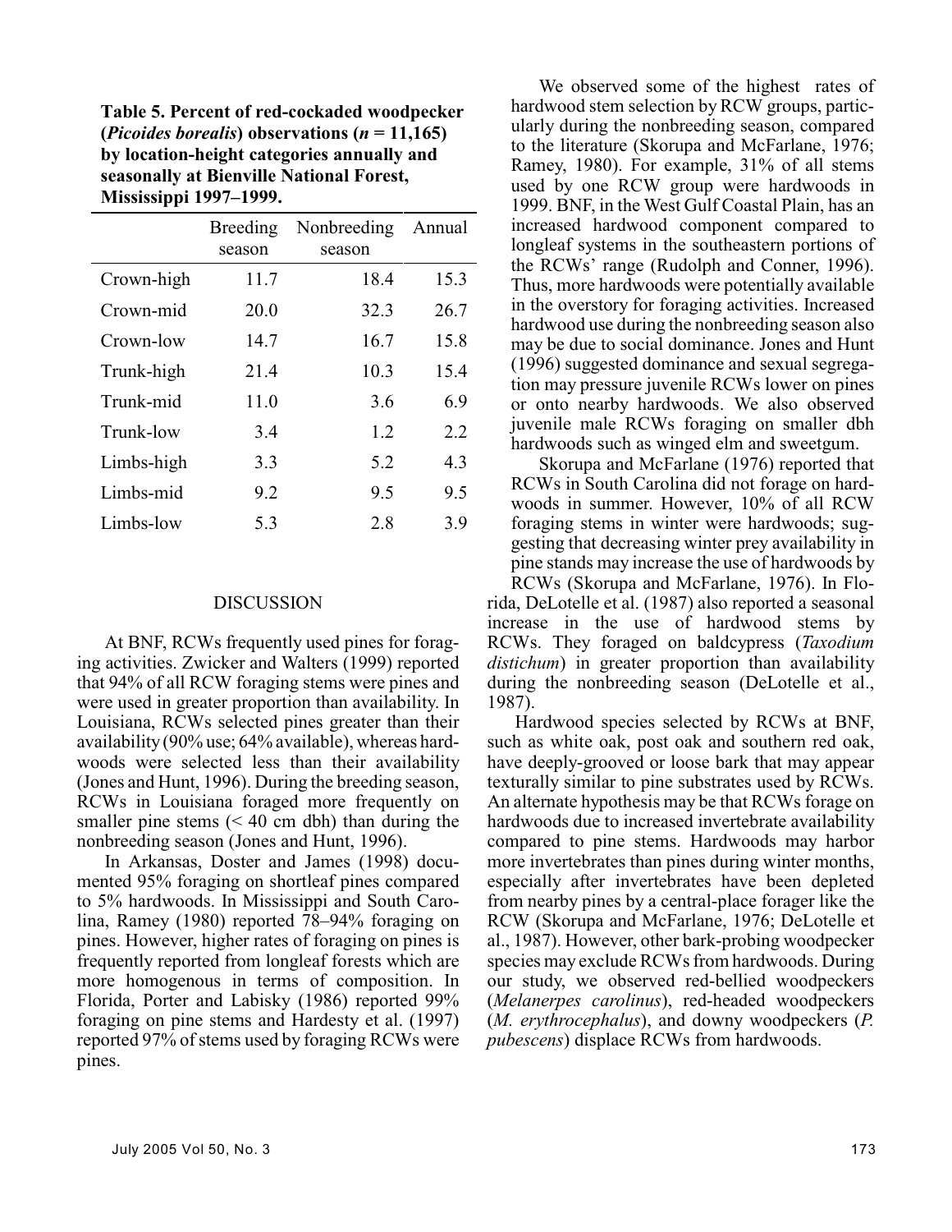**Table 5. Percent of red-cockaded woodpecker (*Picoides borealis*) observations (*n* = 11,165) by location-height categories annually and seasonally at Bienville National Forest, Mississippi 1997–1999.**

| | Breeding season | Nonbreeding season | Annual |
|---|---|---|---|
| Crown-high | 11.7 | 18.4 | 15.3 |
| Crown-mid | 20.0 | 32.3 | 26.7 |
| Crown-low | 14.7 | 16.7 | 15.8 |
| Trunk-high | 21.4 | 10.3 | 15.4 |
| Trunk-mid | 11.0 | 3.6 | 6.9 |
| Trunk-low | 3.4 | 1.2 | 2.2 |
| Limbs-high | 3.3 | 5.2 | 4.3 |
| Limbs-mid | 9.2 | 9.5 | 9.5 |
| Limbs-low | 5.3 | 2.8 | 3.9 |

## DISCUSSION

At BNF, RCWs frequently used pines for foraging activities. Zwicker and Walters (1999) reported that 94% of all RCW foraging stems were pines and were used in greater proportion than availability. In Louisiana, RCWs selected pines greater than their availability (90% use; 64% available), whereas hardwoods were selected less than their availability (Jones and Hunt, 1996). During the breeding season, RCWs in Louisiana foraged more frequently on smaller pine stems (< 40 cm dbh) than during the nonbreeding season (Jones and Hunt, 1996).

In Arkansas, Doster and James (1998) documented 95% foraging on shortleaf pines compared to 5% hardwoods. In Mississippi and South Carolina, Ramey (1980) reported 78–94% foraging on pines. However, higher rates of foraging on pines is frequently reported from longleaf forests which are more homogenous in terms of composition. In Florida, Porter and Labisky (1986) reported 99% foraging on pine stems and Hardesty et al. (1997) reported 97% of stems used by foraging RCWs were pines.

We observed some of the highest rates of hardwood stem selection by RCW groups, particularly during the nonbreeding season, compared to the literature (Skorupa and McFarlane, 1976; Ramey, 1980). For example, 31% of all stems used by one RCW group were hardwoods in 1999. BNF, in the West Gulf Coastal Plain, has an increased hardwood component compared to longleaf systems in the southeastern portions of the RCWs' range (Rudolph and Conner, 1996). Thus, more hardwoods were potentially available in the overstory for foraging activities. Increased hardwood use during the nonbreeding season also may be due to social dominance. Jones and Hunt (1996) suggested dominance and sexual segregation may pressure juvenile RCWs lower on pines or onto nearby hardwoods. We also observed juvenile male RCWs foraging on smaller dbh hardwoods such as winged elm and sweetgum.

Skorupa and McFarlane (1976) reported that RCWs in South Carolina did not forage on hardwoods in summer. However, 10% of all RCW foraging stems in winter were hardwoods; suggesting that decreasing winter prey availability in pine stands may increase the use of hardwoods by RCWs (Skorupa and McFarlane, 1976). In Florida, DeLotelle et al. (1987) also reported a seasonal increase in the use of hardwood stems by RCWs. They foraged on baldcypress (*Taxodium distichum*) in greater proportion than availability during the nonbreeding season (DeLotelle et al., 1987).

Hardwood species selected by RCWs at BNF, such as white oak, post oak and southern red oak, have deeply-grooved or loose bark that may appear texturally similar to pine substrates used by RCWs. An alternate hypothesis may be that RCWs forage on hardwoods due to increased invertebrate availability compared to pine stems. Hardwoods may harbor more invertebrates than pines during winter months, especially after invertebrates have been depleted from nearby pines by a central-place forager like the RCW (Skorupa and McFarlane, 1976; DeLotelle et al., 1987). However, other bark-probing woodpecker species may exclude RCWs from hardwoods. During our study, we observed red-bellied woodpeckers (*Melanerpes carolinus*), red-headed woodpeckers (*M. erythrocephalus*), and downy woodpeckers (*P. pubescens*) displace RCWs from hardwoods.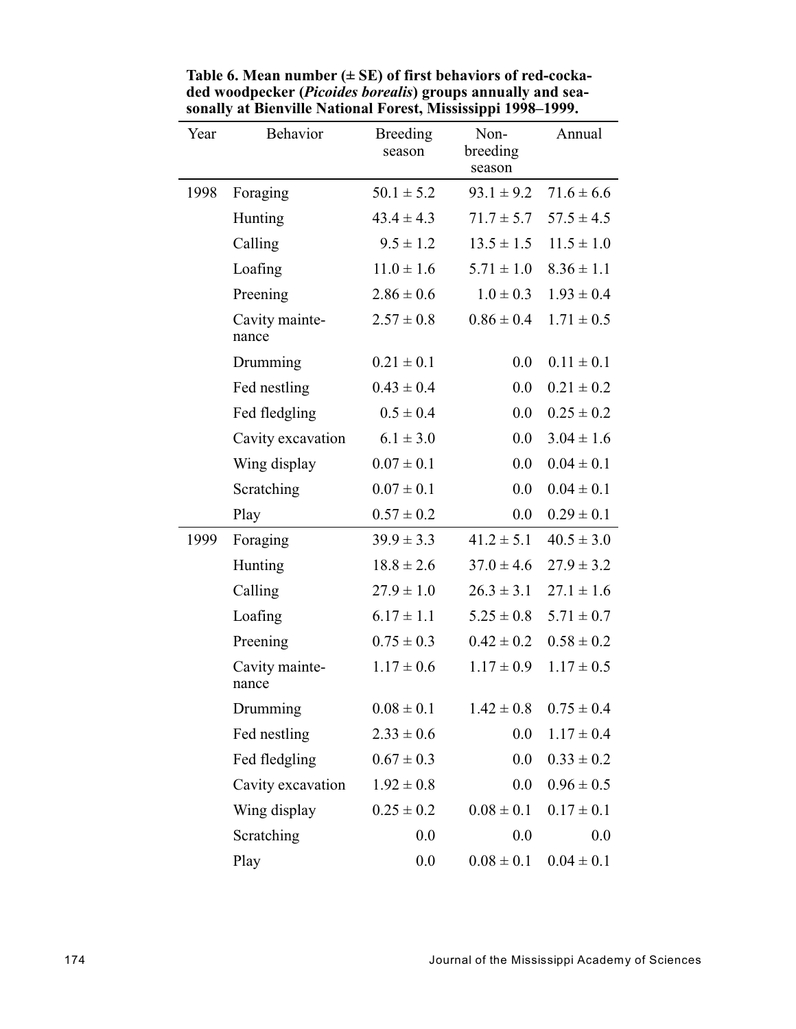**Table 6. Mean number (± SE) of first behaviors of red-cockaded woodpecker (*Picoides borealis*) groups annually and seasonally at Bienville National Forest, Mississippi 1998–1999.**

| Year | Behavior | Breeding season | Non-breeding season | Annual |
|---|---|---|---|---|
| 1998 | Foraging | 50.1 ± 5.2 | 93.1 ± 9.2 | 71.6 ± 6.6 |
| | Hunting | 43.4 ± 4.3 | 71.7 ± 5.7 | 57.5 ± 4.5 |
| | Calling | 9.5 ± 1.2 | 13.5 ± 1.5 | 11.5 ± 1.0 |
| | Loafing | 11.0 ± 1.6 | 5.71 ± 1.0 | 8.36 ± 1.1 |
| | Preening | 2.86 ± 0.6 | 1.0 ± 0.3 | 1.93 ± 0.4 |
| | Cavity maintenance | 2.57 ± 0.8 | 0.86 ± 0.4 | 1.71 ± 0.5 |
| | Drumming | 0.21 ± 0.1 | 0.0 | 0.11 ± 0.1 |
| | Fed nestling | 0.43 ± 0.4 | 0.0 | 0.21 ± 0.2 |
| | Fed fledgling | 0.5 ± 0.4 | 0.0 | 0.25 ± 0.2 |
| | Cavity excavation | 6.1 ± 3.0 | 0.0 | 3.04 ± 1.6 |
| | Wing display | 0.07 ± 0.1 | 0.0 | 0.04 ± 0.1 |
| | Scratching | 0.07 ± 0.1 | 0.0 | 0.04 ± 0.1 |
| | Play | 0.57 ± 0.2 | 0.0 | 0.29 ± 0.1 |
| 1999 | Foraging | 39.9 ± 3.3 | 41.2 ± 5.1 | 40.5 ± 3.0 |
| | Hunting | 18.8 ± 2.6 | 37.0 ± 4.6 | 27.9 ± 3.2 |
| | Calling | 27.9 ± 1.0 | 26.3 ± 3.1 | 27.1 ± 1.6 |
| | Loafing | 6.17 ± 1.1 | 5.25 ± 0.8 | 5.71 ± 0.7 |
| | Preening | 0.75 ± 0.3 | 0.42 ± 0.2 | 0.58 ± 0.2 |
| | Cavity maintenance | 1.17 ± 0.6 | 1.17 ± 0.9 | 1.17 ± 0.5 |
| | Drumming | 0.08 ± 0.1 | 1.42 ± 0.8 | 0.75 ± 0.4 |
| | Fed nestling | 2.33 ± 0.6 | 0.0 | 1.17 ± 0.4 |
| | Fed fledgling | 0.67 ± 0.3 | 0.0 | 0.33 ± 0.2 |
| | Cavity excavation | 1.92 ± 0.8 | 0.0 | 0.96 ± 0.5 |
| | Wing display | 0.25 ± 0.2 | 0.08 ± 0.1 | 0.17 ± 0.1 |
| | Scratching | 0.0 | 0.0 | 0.0 |
| | Play | 0.0 | 0.08 ± 0.1 | 0.04 ± 0.1 |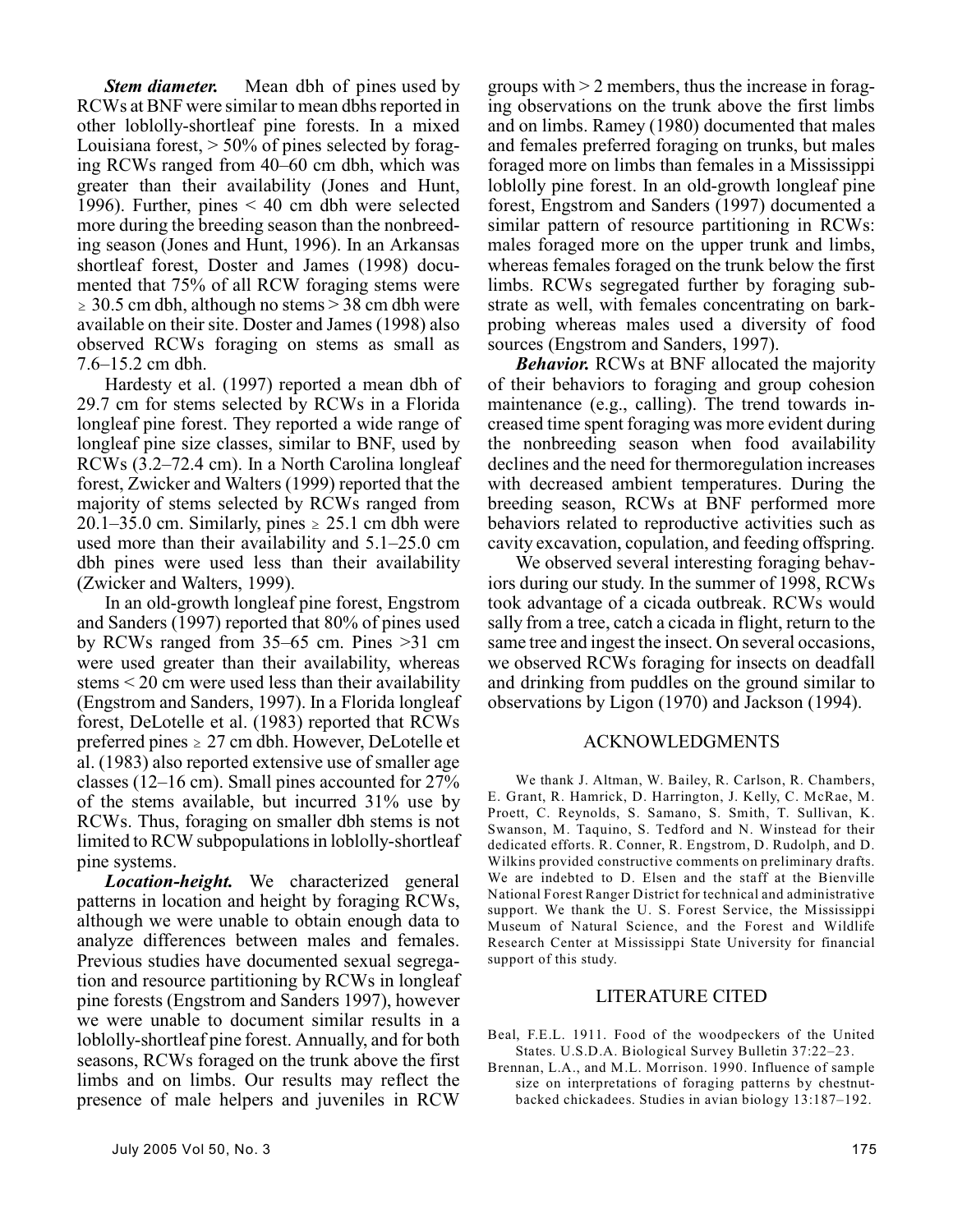***Stem diameter.*** Mean dbh of pines used by RCWs at BNF were similar to mean dbhs reported in other loblolly-shortleaf pine forests. In a mixed Louisiana forest, > 50% of pines selected by foraging RCWs ranged from 40–60 cm dbh, which was greater than their availability (Jones and Hunt, 1996). Further, pines < 40 cm dbh were selected more during the breeding season than the nonbreeding season (Jones and Hunt, 1996). In an Arkansas shortleaf forest, Doster and James (1998) documented that 75% of all RCW foraging stems were ≥ 30.5 cm dbh, although no stems > 38 cm dbh were available on their site. Doster and James (1998) also observed RCWs foraging on stems as small as 7.6–15.2 cm dbh.

Hardesty et al. (1997) reported a mean dbh of 29.7 cm for stems selected by RCWs in a Florida longleaf pine forest. They reported a wide range of longleaf pine size classes, similar to BNF, used by RCWs (3.2–72.4 cm). In a North Carolina longleaf forest, Zwicker and Walters (1999) reported that the majority of stems selected by RCWs ranged from 20.1–35.0 cm. Similarly, pines ≥ 25.1 cm dbh were used more than their availability and 5.1–25.0 cm dbh pines were used less than their availability (Zwicker and Walters, 1999).

In an old-growth longleaf pine forest, Engstrom and Sanders (1997) reported that 80% of pines used by RCWs ranged from 35–65 cm. Pines >31 cm were used greater than their availability, whereas stems < 20 cm were used less than their availability (Engstrom and Sanders, 1997). In a Florida longleaf forest, DeLotelle et al. (1983) reported that RCWs preferred pines ≥ 27 cm dbh. However, DeLotelle et al. (1983) also reported extensive use of smaller age classes (12–16 cm). Small pines accounted for 27% of the stems available, but incurred 31% use by RCWs. Thus, foraging on smaller dbh stems is not limited to RCW subpopulations in loblolly-shortleaf pine systems.

***Location-height.*** We characterized general patterns in location and height by foraging RCWs, although we were unable to obtain enough data to analyze differences between males and females. Previous studies have documented sexual segregation and resource partitioning by RCWs in longleaf pine forests (Engstrom and Sanders 1997), however we were unable to document similar results in a loblolly-shortleaf pine forest. Annually, and for both seasons, RCWs foraged on the trunk above the first limbs and on limbs. Our results may reflect the presence of male helpers and juveniles in RCW groups with > 2 members, thus the increase in foraging observations on the trunk above the first limbs and on limbs. Ramey (1980) documented that males and females preferred foraging on trunks, but males foraged more on limbs than females in a Mississippi loblolly pine forest. In an old-growth longleaf pine forest, Engstrom and Sanders (1997) documented a similar pattern of resource partitioning in RCWs: males foraged more on the upper trunk and limbs, whereas females foraged on the trunk below the first limbs. RCWs segregated further by foraging substrate as well, with females concentrating on bark-probing whereas males used a diversity of food sources (Engstrom and Sanders, 1997).

***Behavior.*** RCWs at BNF allocated the majority of their behaviors to foraging and group cohesion maintenance (e.g., calling). The trend towards increased time spent foraging was more evident during the nonbreeding season when food availability declines and the need for thermoregulation increases with decreased ambient temperatures. During the breeding season, RCWs at BNF performed more behaviors related to reproductive activities such as cavity excavation, copulation, and feeding offspring.

We observed several interesting foraging behaviors during our study. In the summer of 1998, RCWs took advantage of a cicada outbreak. RCWs would sally from a tree, catch a cicada in flight, return to the same tree and ingest the insect. On several occasions, we observed RCWs foraging for insects on deadfall and drinking from puddles on the ground similar to observations by Ligon (1970) and Jackson (1994).

## ACKNOWLEDGMENTS

We thank J. Altman, W. Bailey, R. Carlson, R. Chambers, E. Grant, R. Hamrick, D. Harrington, J. Kelly, C. McRae, M. Proett, C. Reynolds, S. Samano, S. Smith, T. Sullivan, K. Swanson, M. Taquino, S. Tedford and N. Winstead for their dedicated efforts. R. Conner, R. Engstrom, D. Rudolph, and D. Wilkins provided constructive comments on preliminary drafts. We are indebted to D. Elsen and the staff at the Bienville National Forest Ranger District for technical and administrative support. We thank the U. S. Forest Service, the Mississippi Museum of Natural Science, and the Forest and Wildlife Research Center at Mississippi State University for financial support of this study.

## LITERATURE CITED

Beal, F.E.L. 1911. Food of the woodpeckers of the United States. U.S.D.A. Biological Survey Bulletin 37:22–23.

Brennan, L.A., and M.L. Morrison. 1990. Influence of sample size on interpretations of foraging patterns by chestnut-backed chickadees. Studies in avian biology 13:187–192.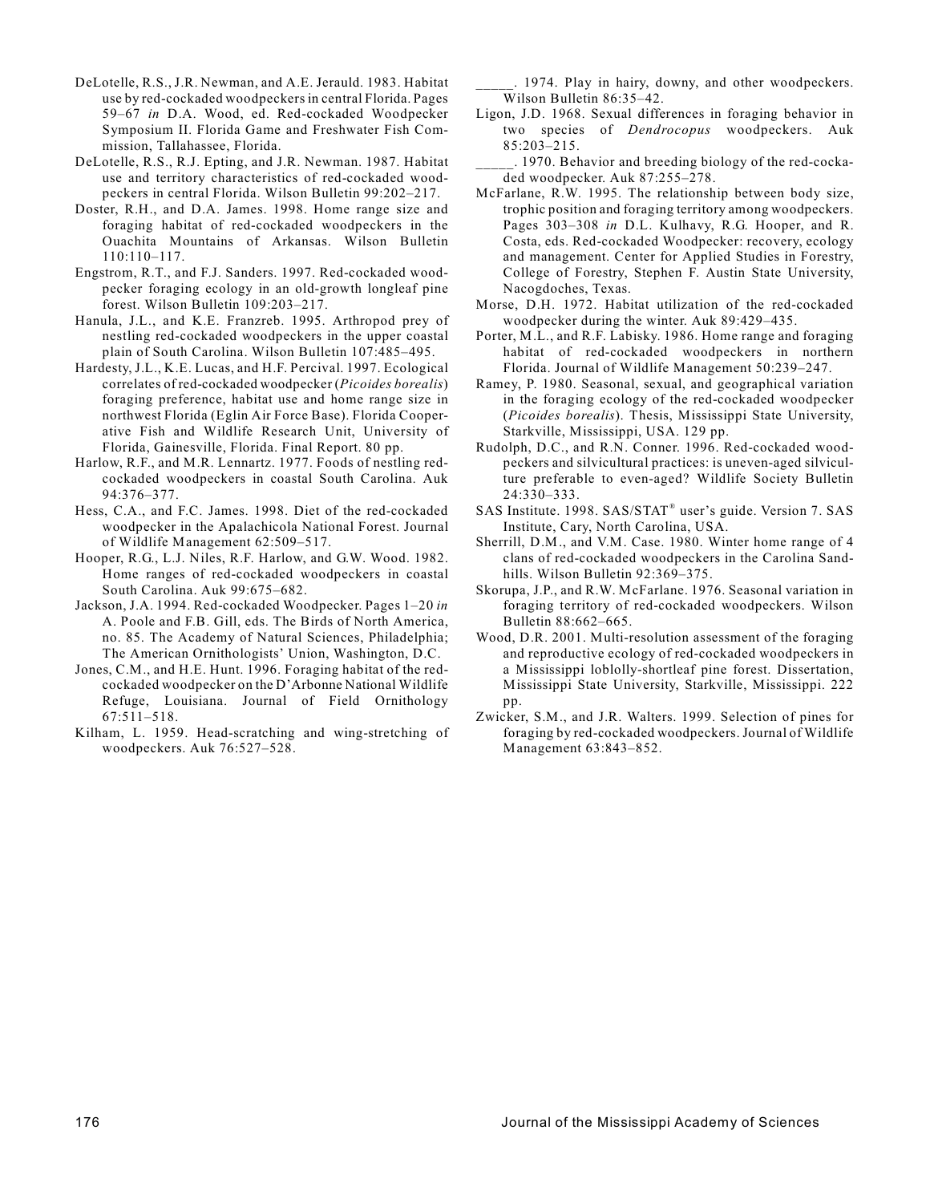DeLotelle, R.S., J.R. Newman, and A.E. Jerauld. 1983. Habitat use by red-cockaded woodpeckers in central Florida. Pages 59–67 *in* D.A. Wood, ed. Red-cockaded Woodpecker Symposium II. Florida Game and Freshwater Fish Commission, Tallahassee, Florida.

DeLotelle, R.S., R.J. Epting, and J.R. Newman. 1987. Habitat use and territory characteristics of red-cockaded woodpeckers in central Florida. Wilson Bulletin 99:202–217.

Doster, R.H., and D.A. James. 1998. Home range size and foraging habitat of red-cockaded woodpeckers in the Ouachita Mountains of Arkansas. Wilson Bulletin 110:110–117.

Engstrom, R.T., and F.J. Sanders. 1997. Red-cockaded woodpecker foraging ecology in an old-growth longleaf pine forest. Wilson Bulletin 109:203–217.

Hanula, J.L., and K.E. Franzreb. 1995. Arthropod prey of nestling red-cockaded woodpeckers in the upper coastal plain of South Carolina. Wilson Bulletin 107:485–495.

Hardesty, J.L., K.E. Lucas, and H.F. Percival. 1997. Ecological correlates of red-cockaded woodpecker (*Picoides borealis*) foraging preference, habitat use and home range size in northwest Florida (Eglin Air Force Base). Florida Cooperative Fish and Wildlife Research Unit, University of Florida, Gainesville, Florida. Final Report. 80 pp.

Harlow, R.F., and M.R. Lennartz. 1977. Foods of nestling red-cockaded woodpeckers in coastal South Carolina. Auk 94:376–377.

Hess, C.A., and F.C. James. 1998. Diet of the red-cockaded woodpecker in the Apalachicola National Forest. Journal of Wildlife Management 62:509–517.

Hooper, R.G., L.J. Niles, R.F. Harlow, and G.W. Wood. 1982. Home ranges of red-cockaded woodpeckers in coastal South Carolina. Auk 99:675–682.

Jackson, J.A. 1994. Red-cockaded Woodpecker. Pages 1–20 *in* A. Poole and F.B. Gill, eds. The Birds of North America, no. 85. The Academy of Natural Sciences, Philadelphia; The American Ornithologists' Union, Washington, D.C.

Jones, C.M., and H.E. Hunt. 1996. Foraging habitat of the red-cockaded woodpecker on the D'Arbonne National Wildlife Refuge, Louisiana. Journal of Field Ornithology 67:511–518.

Kilham, L. 1959. Head-scratching and wing-stretching of woodpeckers. Auk 76:527–528.

_____. 1974. Play in hairy, downy, and other woodpeckers. Wilson Bulletin 86:35–42.

Ligon, J.D. 1968. Sexual differences in foraging behavior in two species of *Dendrocopus* woodpeckers. Auk 85:203–215.

_____. 1970. Behavior and breeding biology of the red-cockaded woodpecker. Auk 87:255–278.

McFarlane, R.W. 1995. The relationship between body size, trophic position and foraging territory among woodpeckers. Pages 303–308 *in* D.L. Kulhavy, R.G. Hooper, and R. Costa, eds. Red-cockaded Woodpecker: recovery, ecology and management. Center for Applied Studies in Forestry, College of Forestry, Stephen F. Austin State University, Nacogdoches, Texas.

Morse, D.H. 1972. Habitat utilization of the red-cockaded woodpecker during the winter. Auk 89:429–435.

Porter, M.L., and R.F. Labisky. 1986. Home range and foraging habitat of red-cockaded woodpeckers in northern Florida. Journal of Wildlife Management 50:239–247.

Ramey, P. 1980. Seasonal, sexual, and geographical variation in the foraging ecology of the red-cockaded woodpecker (*Picoides borealis*). Thesis, Mississippi State University, Starkville, Mississippi, USA. 129 pp.

Rudolph, D.C., and R.N. Conner. 1996. Red-cockaded woodpeckers and silvicultural practices: is uneven-aged silviculture preferable to even-aged? Wildlife Society Bulletin 24:330–333.

SAS Institute. 1998. SAS/STAT® user's guide. Version 7. SAS Institute, Cary, North Carolina, USA.

Sherrill, D.M., and V.M. Case. 1980. Winter home range of 4 clans of red-cockaded woodpeckers in the Carolina Sandhills. Wilson Bulletin 92:369–375.

Skorupa, J.P., and R.W. McFarlane. 1976. Seasonal variation in foraging territory of red-cockaded woodpeckers. Wilson Bulletin 88:662–665.

Wood, D.R. 2001. Multi-resolution assessment of the foraging and reproductive ecology of red-cockaded woodpeckers in a Mississippi loblolly-shortleaf pine forest. Dissertation, Mississippi State University, Starkville, Mississippi. 222 pp.

Zwicker, S.M., and J.R. Walters. 1999. Selection of pines for foraging by red-cockaded woodpeckers. Journal of Wildlife Management 63:843–852.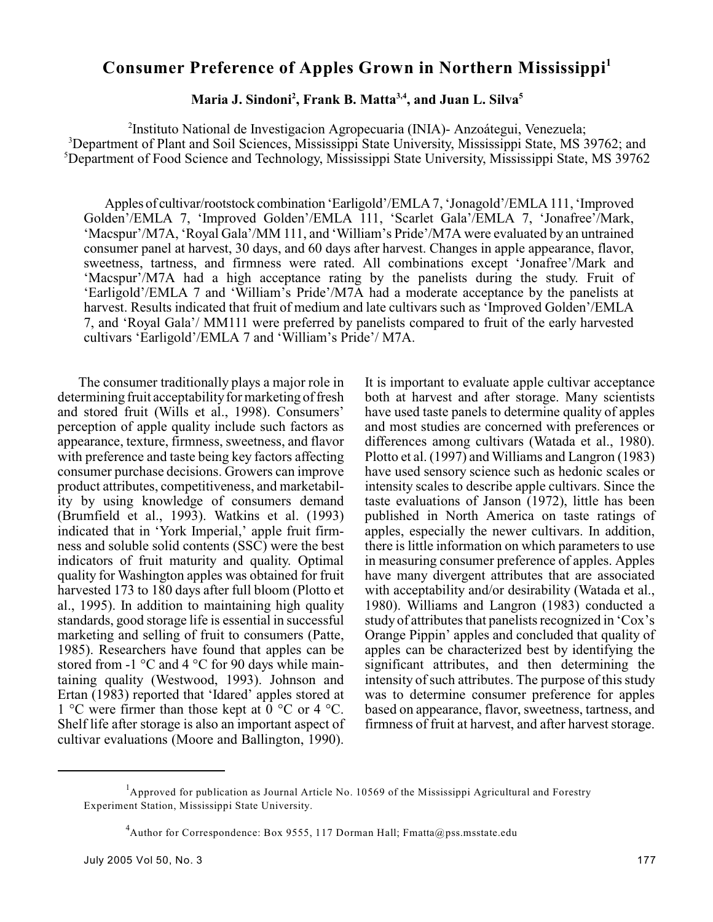# Consumer Preference of Apples Grown in Northern Mississippi[1]

**Maria J. Sindoni[2], Frank B. Matta[3,4], and Juan L. Silva[5]**

[2]Instituto National de Investigacion Agropecuaria (INIA)- Anzoátegui, Venezuela;
[3]Department of Plant and Soil Sciences, Mississippi State University, Mississippi State, MS 39762; and
[5]Department of Food Science and Technology, Mississippi State University, Mississippi State, MS 39762

Apples of cultivar/rootstock combination 'Earligold'/EMLA 7, 'Jonagold'/EMLA 111, 'Improved Golden'/EMLA 7, 'Improved Golden'/EMLA 111, 'Scarlet Gala'/EMLA 7, 'Jonafree'/Mark, 'Macspur'/M7A, 'Royal Gala'/MM 111, and 'William's Pride'/M7A were evaluated by an untrained consumer panel at harvest, 30 days, and 60 days after harvest. Changes in apple appearance, flavor, sweetness, tartness, and firmness were rated. All combinations except 'Jonafree'/Mark and 'Macspur'/M7A had a high acceptance rating by the panelists during the study. Fruit of 'Earligold'/EMLA 7 and 'William's Pride'/M7A had a moderate acceptance by the panelists at harvest. Results indicated that fruit of medium and late cultivars such as 'Improved Golden'/EMLA 7, and 'Royal Gala'/ MM111 were preferred by panelists compared to fruit of the early harvested cultivars 'Earligold'/EMLA 7 and 'William's Pride'/ M7A.

The consumer traditionally plays a major role in determining fruit acceptability for marketing of fresh and stored fruit (Wills et al., 1998). Consumers' perception of apple quality include such factors as appearance, texture, firmness, sweetness, and flavor with preference and taste being key factors affecting consumer purchase decisions. Growers can improve product attributes, competitiveness, and marketability by using knowledge of consumers demand (Brumfield et al., 1993). Watkins et al. (1993) indicated that in 'York Imperial,' apple fruit firmness and soluble solid contents (SSC) were the best indicators of fruit maturity and quality. Optimal quality for Washington apples was obtained for fruit harvested 173 to 180 days after full bloom (Plotto et al., 1995). In addition to maintaining high quality standards, good storage life is essential in successful marketing and selling of fruit to consumers (Patte, 1985). Researchers have found that apples can be stored from -1 °C and 4 °C for 90 days while maintaining quality (Westwood, 1993). Johnson and Ertan (1983) reported that 'Idared' apples stored at 1 °C were firmer than those kept at 0 °C or 4 °C. Shelf life after storage is also an important aspect of cultivar evaluations (Moore and Ballington, 1990).

It is important to evaluate apple cultivar acceptance both at harvest and after storage. Many scientists have used taste panels to determine quality of apples and most studies are concerned with preferences or differences among cultivars (Watada et al., 1980). Plotto et al. (1997) and Williams and Langron (1983) have used sensory science such as hedonic scales or intensity scales to describe apple cultivars. Since the taste evaluations of Janson (1972), little has been published in North America on taste ratings of apples, especially the newer cultivars. In addition, there is little information on which parameters to use in measuring consumer preference of apples. Apples have many divergent attributes that are associated with acceptability and/or desirability (Watada et al., 1980). Williams and Langron (1983) conducted a study of attributes that panelists recognized in 'Cox's Orange Pippin' apples and concluded that quality of apples can be characterized best by identifying the significant attributes, and then determining the intensity of such attributes. The purpose of this study was to determine consumer preference for apples based on appearance, flavor, sweetness, tartness, and firmness of fruit at harvest, and after harvest storage.

[1]Approved for publication as Journal Article No. 10569 of the Mississippi Agricultural and Forestry Experiment Station, Mississippi State University.

[4]Author for Correspondence: Box 9555, 117 Dorman Hall; Fmatta@pss.msstate.edu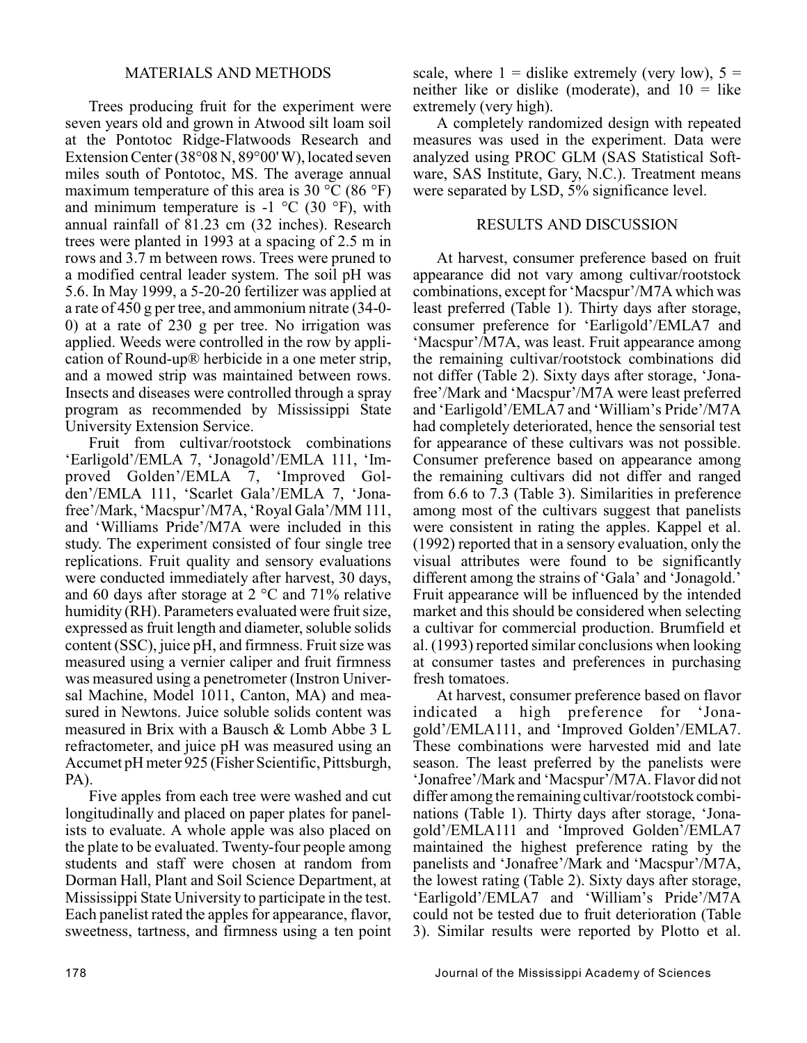## MATERIALS AND METHODS

Trees producing fruit for the experiment were seven years old and grown in Atwood silt loam soil at the Pontotoc Ridge-Flatwoods Research and Extension Center (38°08 N, 89°00' W), located seven miles south of Pontotoc, MS. The average annual maximum temperature of this area is 30 °C (86 °F) and minimum temperature is -1 °C (30 °F), with annual rainfall of 81.23 cm (32 inches). Research trees were planted in 1993 at a spacing of 2.5 m in rows and 3.7 m between rows. Trees were pruned to a modified central leader system. The soil pH was 5.6. In May 1999, a 5-20-20 fertilizer was applied at a rate of 450 g per tree, and ammonium nitrate (34-0-0) at a rate of 230 g per tree. No irrigation was applied. Weeds were controlled in the row by application of Round-up® herbicide in a one meter strip, and a mowed strip was maintained between rows. Insects and diseases were controlled through a spray program as recommended by Mississippi State University Extension Service.

Fruit from cultivar/rootstock combinations 'Earligold'/EMLA 7, 'Jonagold'/EMLA 111, 'Improved Golden'/EMLA 7, 'Improved Golden'/EMLA 111, 'Scarlet Gala'/EMLA 7, 'Jonafree'/Mark, 'Macspur'/M7A, 'Royal Gala'/MM 111, and 'Williams Pride'/M7A were included in this study. The experiment consisted of four single tree replications. Fruit quality and sensory evaluations were conducted immediately after harvest, 30 days, and 60 days after storage at 2 °C and 71% relative humidity (RH). Parameters evaluated were fruit size, expressed as fruit length and diameter, soluble solids content (SSC), juice pH, and firmness. Fruit size was measured using a vernier caliper and fruit firmness was measured using a penetrometer (Instron Universal Machine, Model 1011, Canton, MA) and measured in Newtons. Juice soluble solids content was measured in Brix with a Bausch & Lomb Abbe 3 L refractometer, and juice pH was measured using an Accumet pH meter 925 (Fisher Scientific, Pittsburgh, PA).

Five apples from each tree were washed and cut longitudinally and placed on paper plates for panelists to evaluate. A whole apple was also placed on the plate to be evaluated. Twenty-four people among students and staff were chosen at random from Dorman Hall, Plant and Soil Science Department, at Mississippi State University to participate in the test. Each panelist rated the apples for appearance, flavor, sweetness, tartness, and firmness using a ten point scale, where 1 = dislike extremely (very low), 5 = neither like or dislike (moderate), and 10 = like extremely (very high).

A completely randomized design with repeated measures was used in the experiment. Data were analyzed using PROC GLM (SAS Statistical Software, SAS Institute, Gary, N.C.). Treatment means were separated by LSD, 5% significance level.

## RESULTS AND DISCUSSION

At harvest, consumer preference based on fruit appearance did not vary among cultivar/rootstock combinations, except for 'Macspur'/M7A which was least preferred (Table 1). Thirty days after storage, consumer preference for 'Earligold'/EMLA7 and 'Macspur'/M7A, was least. Fruit appearance among the remaining cultivar/rootstock combinations did not differ (Table 2). Sixty days after storage, 'Jonafree'/Mark and 'Macspur'/M7A were least preferred and 'Earligold'/EMLA7 and 'William's Pride'/M7A had completely deteriorated, hence the sensorial test for appearance of these cultivars was not possible. Consumer preference based on appearance among the remaining cultivars did not differ and ranged from 6.6 to 7.3 (Table 3). Similarities in preference among most of the cultivars suggest that panelists were consistent in rating the apples. Kappel et al. (1992) reported that in a sensory evaluation, only the visual attributes were found to be significantly different among the strains of 'Gala' and 'Jonagold.' Fruit appearance will be influenced by the intended market and this should be considered when selecting a cultivar for commercial production. Brumfield et al. (1993) reported similar conclusions when looking at consumer tastes and preferences in purchasing fresh tomatoes.

At harvest, consumer preference based on flavor indicated a high preference for 'Jonagold'/EMLA111, and 'Improved Golden'/EMLA7. These combinations were harvested mid and late season. The least preferred by the panelists were 'Jonafree'/Mark and 'Macspur'/M7A. Flavor did not differ among the remaining cultivar/rootstock combinations (Table 1). Thirty days after storage, 'Jonagold'/EMLA111 and 'Improved Golden'/EMLA7 maintained the highest preference rating by the panelists and 'Jonafree'/Mark and 'Macspur'/M7A, the lowest rating (Table 2). Sixty days after storage, 'Earligold'/EMLA7 and 'William's Pride'/M7A could not be tested due to fruit deterioration (Table 3). Similar results were reported by Plotto et al.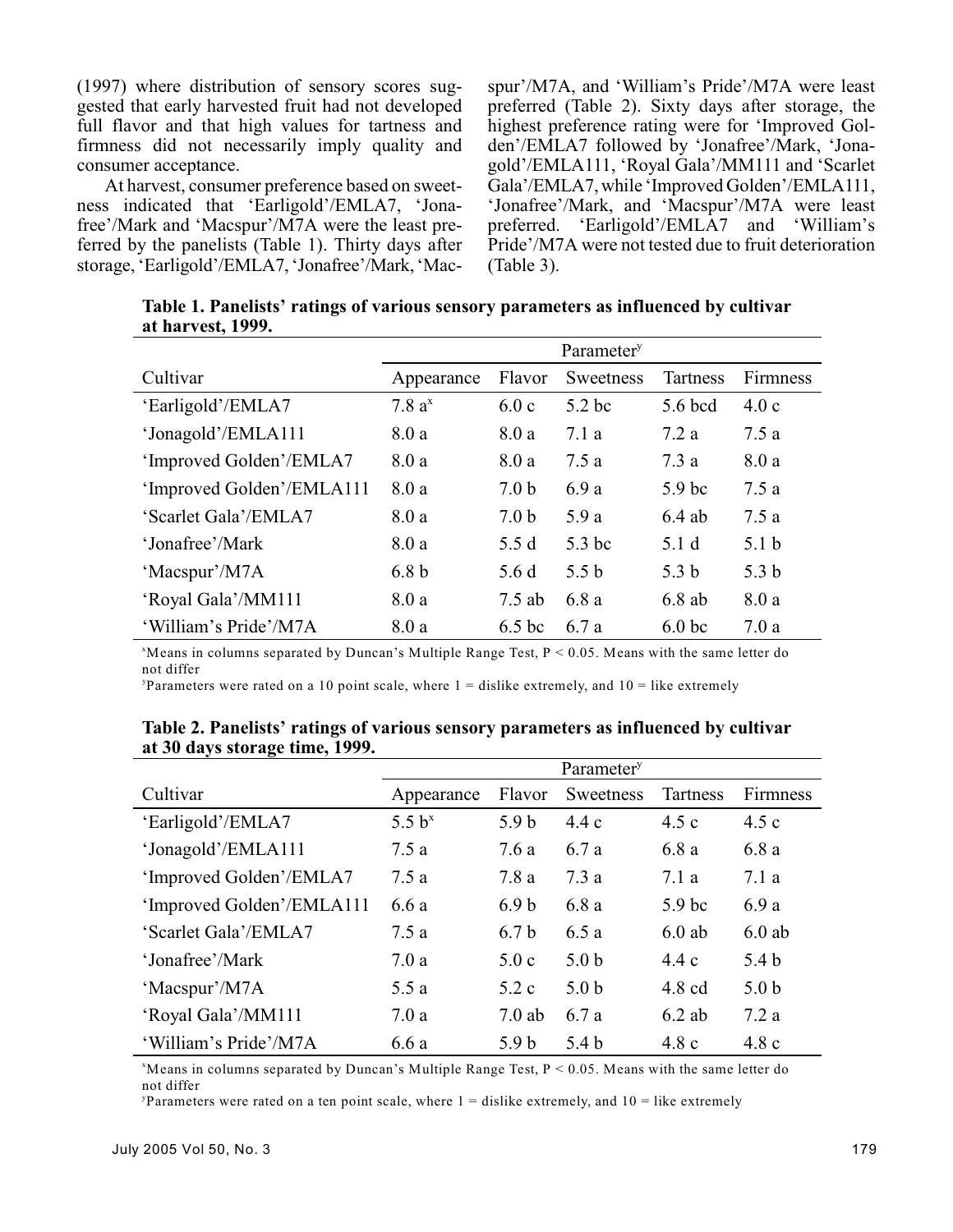(1997) where distribution of sensory scores suggested that early harvested fruit had not developed full flavor and that high values for tartness and firmness did not necessarily imply quality and consumer acceptance.

At harvest, consumer preference based on sweetness indicated that 'Earligold'/EMLA7, 'Jonafree'/Mark and 'Macspur'/M7A were the least preferred by the panelists (Table 1). Thirty days after storage, 'Earligold'/EMLA7, 'Jonafree'/Mark, 'Macspur'/M7A, and 'William's Pride'/M7A were least preferred (Table 2). Sixty days after storage, the highest preference rating were for 'Improved Golden'/EMLA7 followed by 'Jonafree'/Mark, 'Jonagold'/EMLA111, 'Royal Gala'/MM111 and 'Scarlet Gala'/EMLA7, while 'Improved Golden'/EMLA111, 'Jonafree'/Mark, and 'Macspur'/M7A were least preferred. 'Earligold'/EMLA7 and 'William's Pride'/M7A were not tested due to fruit deterioration (Table 3).

**Table 1. Panelists' ratings of various sensory parameters as influenced by cultivar at harvest, 1999.**

| | Parameter[y] | | | | |
|---|---|---|---|---|---|
| Cultivar | Appearance | Flavor | Sweetness | Tartness | Firmness |
| 'Earligold'/EMLA7 | 7.8 a[x] | 6.0 c | 5.2 bc | 5.6 bcd | 4.0 c |
| 'Jonagold'/EMLA111 | 8.0 a | 8.0 a | 7.1 a | 7.2 a | 7.5 a |
| 'Improved Golden'/EMLA7 | 8.0 a | 8.0 a | 7.5 a | 7.3 a | 8.0 a |
| 'Improved Golden'/EMLA111 | 8.0 a | 7.0 b | 6.9 a | 5.9 bc | 7.5 a |
| 'Scarlet Gala'/EMLA7 | 8.0 a | 7.0 b | 5.9 a | 6.4 ab | 7.5 a |
| 'Jonafree'/Mark | 8.0 a | 5.5 d | 5.3 bc | 5.1 d | 5.1 b |
| 'Macspur'/M7A | 6.8 b | 5.6 d | 5.5 b | 5.3 b | 5.3 b |
| 'Royal Gala'/MM111 | 8.0 a | 7.5 ab | 6.8 a | 6.8 ab | 8.0 a |
| 'William's Pride'/M7A | 8.0 a | 6.5 bc | 6.7 a | 6.0 bc | 7.0 a |

[x]Means in columns separated by Duncan's Multiple Range Test, $P < 0.05$. Means with the same letter do not differ

[y]Parameters were rated on a 10 point scale, where 1 = dislike extremely, and 10 = like extremely

**Table 2. Panelists' ratings of various sensory parameters as influenced by cultivar at 30 days storage time, 1999.**

| | Parameter[y] | | | | |
|---|---|---|---|---|---|
| Cultivar | Appearance | Flavor | Sweetness | Tartness | Firmness |
| 'Earligold'/EMLA7 | 5.5 b[x] | 5.9 b | 4.4 c | 4.5 c | 4.5 c |
| 'Jonagold'/EMLA111 | 7.5 a | 7.6 a | 6.7 a | 6.8 a | 6.8 a |
| 'Improved Golden'/EMLA7 | 7.5 a | 7.8 a | 7.3 a | 7.1 a | 7.1 a |
| 'Improved Golden'/EMLA111 | 6.6 a | 6.9 b | 6.8 a | 5.9 bc | 6.9 a |
| 'Scarlet Gala'/EMLA7 | 7.5 a | 6.7 b | 6.5 a | 6.0 ab | 6.0 ab |
| 'Jonafree'/Mark | 7.0 a | 5.0 c | 5.0 b | 4.4 c | 5.4 b |
| 'Macspur'/M7A | 5.5 a | 5.2 c | 5.0 b | 4.8 cd | 5.0 b |
| 'Royal Gala'/MM111 | 7.0 a | 7.0 ab | 6.7 a | 6.2 ab | 7.2 a |
| 'William's Pride'/M7A | 6.6 a | 5.9 b | 5.4 b | 4.8 c | 4.8 c |

[x]Means in columns separated by Duncan's Multiple Range Test, $P < 0.05$. Means with the same letter do not differ

[y]Parameters were rated on a ten point scale, where 1 = dislike extremely, and 10 = like extremely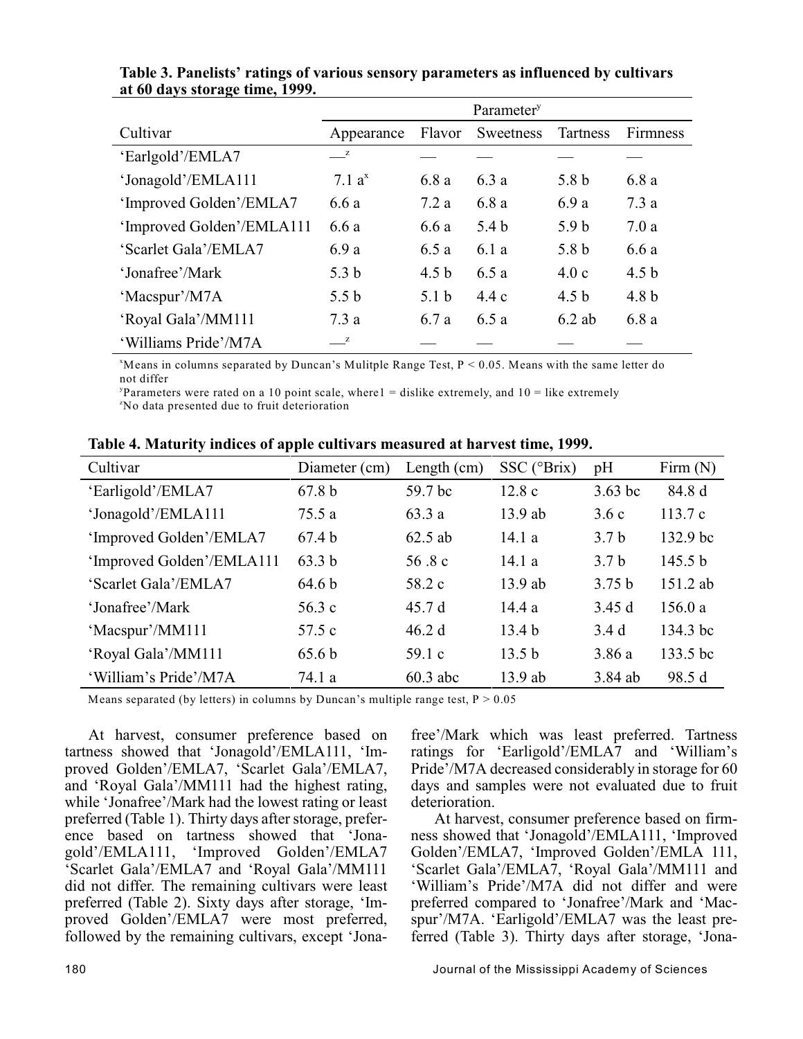**Table 3. Panelists' ratings of various sensory parameters as influenced by cultivars at 60 days storage time, 1999.**

| Cultivar | Parameter[y] | | | | |
|---|---|---|---|---|---|
| | Appearance | Flavor | Sweetness | Tartness | Firmness |
| 'Earlgold'/EMLA7 | —[z] | — | — | — | — |
| 'Jonagold'/EMLA111 | 7.1 a[x] | 6.8 a | 6.3 a | 5.8 b | 6.8 a |
| 'Improved Golden'/EMLA7 | 6.6 a | 7.2 a | 6.8 a | 6.9 a | 7.3 a |
| 'Improved Golden'/EMLA111 | 6.6 a | 6.6 a | 5.4 b | 5.9 b | 7.0 a |
| 'Scarlet Gala'/EMLA7 | 6.9 a | 6.5 a | 6.1 a | 5.8 b | 6.6 a |
| 'Jonafree'/Mark | 5.3 b | 4.5 b | 6.5 a | 4.0 c | 4.5 b |
| 'Macspur'/M7A | 5.5 b | 5.1 b | 4.4 c | 4.5 b | 4.8 b |
| 'Royal Gala'/MM111 | 7.3 a | 6.7 a | 6.5 a | 6.2 ab | 6.8 a |
| 'Williams Pride'/M7A | —[z] | — | — | — | — |

[x]Means in columns separated by Duncan's Mulitple Range Test, $P < 0.05$. Means with the same letter do not differ

[y]Parameters were rated on a 10 point scale, where1 = dislike extremely, and 10 = like extremely

[z]No data presented due to fruit deterioration

**Table 4. Maturity indices of apple cultivars measured at harvest time, 1999.**

| Cultivar | Diameter (cm) | Length (cm) | SSC (°Brix) | pH | Firm (N) |
|---|---|---|---|---|---|
| 'Earligold'/EMLA7 | 67.8 b | 59.7 bc | 12.8 c | 3.63 bc | 84.8 d |
| 'Jonagold'/EMLA111 | 75.5 a | 63.3 a | 13.9 ab | 3.6 c | 113.7 c |
| 'Improved Golden'/EMLA7 | 67.4 b | 62.5 ab | 14.1 a | 3.7 b | 132.9 bc |
| 'Improved Golden'/EMLA111 | 63.3 b | 56 .8 c | 14.1 a | 3.7 b | 145.5 b |
| 'Scarlet Gala'/EMLA7 | 64.6 b | 58.2 c | 13.9 ab | 3.75 b | 151.2 ab |
| 'Jonafree'/Mark | 56.3 c | 45.7 d | 14.4 a | 3.45 d | 156.0 a |
| 'Macspur'/MM111 | 57.5 c | 46.2 d | 13.4 b | 3.4 d | 134.3 bc |
| 'Royal Gala'/MM111 | 65.6 b | 59.1 c | 13.5 b | 3.86 a | 133.5 bc |
| 'William's Pride'/M7A | 74.1 a | 60.3 abc | 13.9 ab | 3.84 ab | 98.5 d |

Means separated (by letters) in columns by Duncan's multiple range test, $P > 0.05$

At harvest, consumer preference based on tartness showed that 'Jonagold'/EMLA111, 'Improved Golden'/EMLA7, 'Scarlet Gala'/EMLA7, and 'Royal Gala'/MM111 had the highest rating, while 'Jonafree'/Mark had the lowest rating or least preferred (Table 1). Thirty days after storage, preference based on tartness showed that 'Jonagold'/EMLA111, 'Improved Golden'/EMLA7 'Scarlet Gala'/EMLA7 and 'Royal Gala'/MM111 did not differ. The remaining cultivars were least preferred (Table 2). Sixty days after storage, 'Improved Golden'/EMLA7 were most preferred, followed by the remaining cultivars, except 'Jonafree'/Mark which was least preferred. Tartness ratings for 'Earligold'/EMLA7 and 'William's Pride'/M7A decreased considerably in storage for 60 days and samples were not evaluated due to fruit deterioration.

At harvest, consumer preference based on firmness showed that 'Jonagold'/EMLA111, 'Improved Golden'/EMLA7, 'Improved Golden'/EMLA 111, 'Scarlet Gala'/EMLA7, 'Royal Gala'/MM111 and 'William's Pride'/M7A did not differ and were preferred compared to 'Jonafree'/Mark and 'Macspur'/M7A. 'Earligold'/EMLA7 was the least preferred (Table 3). Thirty days after storage, 'Jona-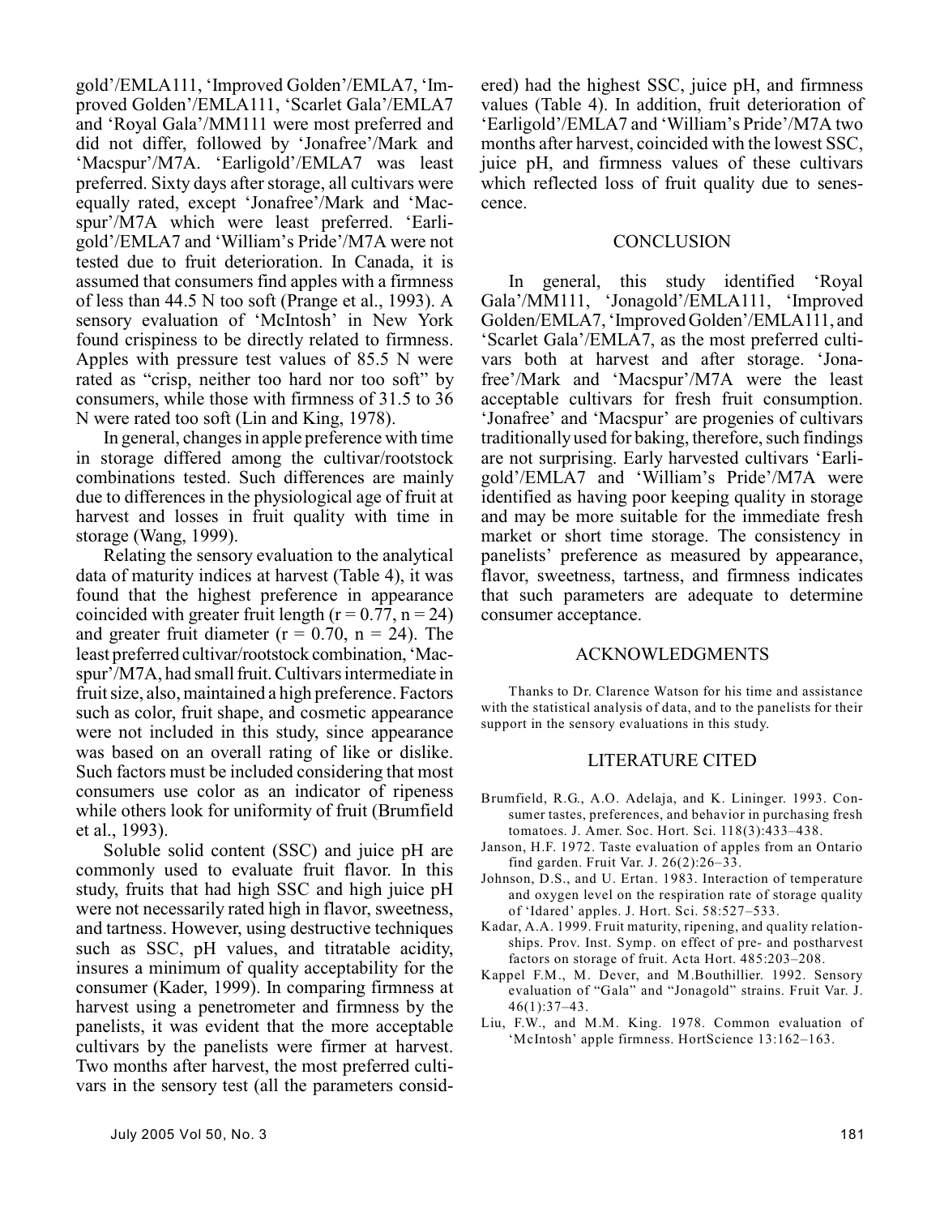gold'/EMLA111, 'Improved Golden'/EMLA7, 'Improved Golden'/EMLA111, 'Scarlet Gala'/EMLA7 and 'Royal Gala'/MM111 were most preferred and did not differ, followed by 'Jonafree'/Mark and 'Macspur'/M7A. 'Earligold'/EMLA7 was least preferred. Sixty days after storage, all cultivars were equally rated, except 'Jonafree'/Mark and 'Macspur'/M7A which were least preferred. 'Earligold'/EMLA7 and 'William's Pride'/M7A were not tested due to fruit deterioration. In Canada, it is assumed that consumers find apples with a firmness of less than 44.5 N too soft (Prange et al., 1993). A sensory evaluation of 'McIntosh' in New York found crispiness to be directly related to firmness. Apples with pressure test values of 85.5 N were rated as "crisp, neither too hard nor too soft" by consumers, while those with firmness of 31.5 to 36 N were rated too soft (Lin and King, 1978).

In general, changes in apple preference with time in storage differed among the cultivar/rootstock combinations tested. Such differences are mainly due to differences in the physiological age of fruit at harvest and losses in fruit quality with time in storage (Wang, 1999).

Relating the sensory evaluation to the analytical data of maturity indices at harvest (Table 4), it was found that the highest preference in appearance coincided with greater fruit length ($r = 0.77$, $n = 24$) and greater fruit diameter ($r = 0.70$, $n = 24$). The least preferred cultivar/rootstock combination, 'Macspur'/M7A, had small fruit. Cultivars intermediate in fruit size, also, maintained a high preference. Factors such as color, fruit shape, and cosmetic appearance were not included in this study, since appearance was based on an overall rating of like or dislike. Such factors must be included considering that most consumers use color as an indicator of ripeness while others look for uniformity of fruit (Brumfield et al., 1993).

Soluble solid content (SSC) and juice pH are commonly used to evaluate fruit flavor. In this study, fruits that had high SSC and high juice pH were not necessarily rated high in flavor, sweetness, and tartness. However, using destructive techniques such as SSC, pH values, and titratable acidity, insures a minimum of quality acceptability for the consumer (Kader, 1999). In comparing firmness at harvest using a penetrometer and firmness by the panelists, it was evident that the more acceptable cultivars by the panelists were firmer at harvest. Two months after harvest, the most preferred cultivars in the sensory test (all the parameters considered) had the highest SSC, juice pH, and firmness values (Table 4). In addition, fruit deterioration of 'Earligold'/EMLA7 and 'William's Pride'/M7A two months after harvest, coincided with the lowest SSC, juice pH, and firmness values of these cultivars which reflected loss of fruit quality due to senescence.

## CONCLUSION

In general, this study identified 'Royal Gala'/MM111, 'Jonagold'/EMLA111, 'Improved Golden/EMLA7, 'Improved Golden'/EMLA111, and 'Scarlet Gala'/EMLA7, as the most preferred cultivars both at harvest and after storage. 'Jonafree'/Mark and 'Macspur'/M7A were the least acceptable cultivars for fresh fruit consumption. 'Jonafree' and 'Macspur' are progenies of cultivars traditionally used for baking, therefore, such findings are not surprising. Early harvested cultivars 'Earligold'/EMLA7 and 'William's Pride'/M7A were identified as having poor keeping quality in storage and may be more suitable for the immediate fresh market or short time storage. The consistency in panelists' preference as measured by appearance, flavor, sweetness, tartness, and firmness indicates that such parameters are adequate to determine consumer acceptance.

## ACKNOWLEDGMENTS

Thanks to Dr. Clarence Watson for his time and assistance with the statistical analysis of data, and to the panelists for their support in the sensory evaluations in this study.

## LITERATURE CITED

Brumfield, R.G., A.O. Adelaja, and K. Lininger. 1993. Consumer tastes, preferences, and behavior in purchasing fresh tomatoes. J. Amer. Soc. Hort. Sci. 118(3):433–438.

Janson, H.F. 1972. Taste evaluation of apples from an Ontario find garden. Fruit Var. J. 26(2):26–33.

Johnson, D.S., and U. Ertan. 1983. Interaction of temperature and oxygen level on the respiration rate of storage quality of 'Idared' apples. J. Hort. Sci. 58:527–533.

Kadar, A.A. 1999. Fruit maturity, ripening, and quality relationships. Prov. Inst. Symp. on effect of pre- and postharvest factors on storage of fruit. Acta Hort. 485:203–208.

Kappel F.M., M. Dever, and M.Bouthillier. 1992. Sensory evaluation of "Gala" and "Jonagold" strains. Fruit Var. J. 46(1):37–43.

Liu, F.W., and M.M. King. 1978. Common evaluation of 'McIntosh' apple firmness. HortScience 13:162–163.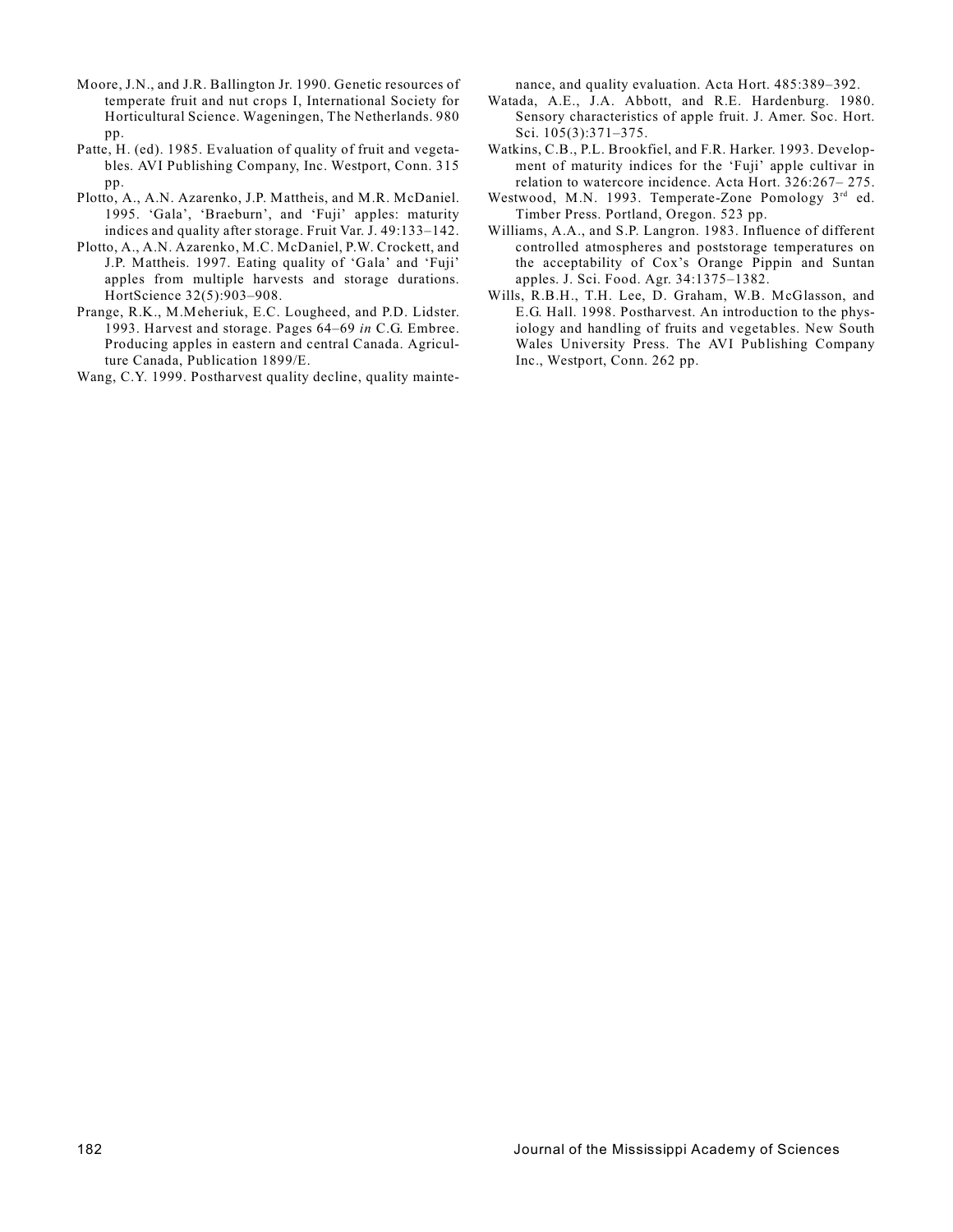Moore, J.N., and J.R. Ballington Jr. 1990. Genetic resources of temperate fruit and nut crops I, International Society for Horticultural Science. Wageningen, The Netherlands. 980 pp.

Patte, H. (ed). 1985. Evaluation of quality of fruit and vegetables. AVI Publishing Company, Inc. Westport, Conn. 315 pp.

Plotto, A., A.N. Azarenko, J.P. Mattheis, and M.R. McDaniel. 1995. 'Gala', 'Braeburn', and 'Fuji' apples: maturity indices and quality after storage. Fruit Var. J. 49:133–142.

Plotto, A., A.N. Azarenko, M.C. McDaniel, P.W. Crockett, and J.P. Mattheis. 1997. Eating quality of 'Gala' and 'Fuji' apples from multiple harvests and storage durations. HortScience 32(5):903–908.

Prange, R.K., M.Meheriuk, E.C. Lougheed, and P.D. Lidster. 1993. Harvest and storage. Pages 64–69 *in* C.G. Embree. Producing apples in eastern and central Canada. Agriculture Canada, Publication 1899/E.

Wang, C.Y. 1999. Postharvest quality decline, quality maintenance, and quality evaluation. Acta Hort. 485:389–392.

Watada, A.E., J.A. Abbott, and R.E. Hardenburg. 1980. Sensory characteristics of apple fruit. J. Amer. Soc. Hort. Sci. 105(3):371–375.

Watkins, C.B., P.L. Brookfiel, and F.R. Harker. 1993. Development of maturity indices for the 'Fuji' apple cultivar in relation to watercore incidence. Acta Hort. 326:267– 275.

Westwood, M.N. 1993. Temperate-Zone Pomology 3rd ed. Timber Press. Portland, Oregon. 523 pp.

Williams, A.A., and S.P. Langron. 1983. Influence of different controlled atmospheres and poststorage temperatures on the acceptability of Cox's Orange Pippin and Suntan apples. J. Sci. Food. Agr. 34:1375–1382.

Wills, R.B.H., T.H. Lee, D. Graham, W.B. McGlasson, and E.G. Hall. 1998. Postharvest. An introduction to the physiology and handling of fruits and vegetables. New South Wales University Press. The AVI Publishing Company Inc., Westport, Conn. 262 pp.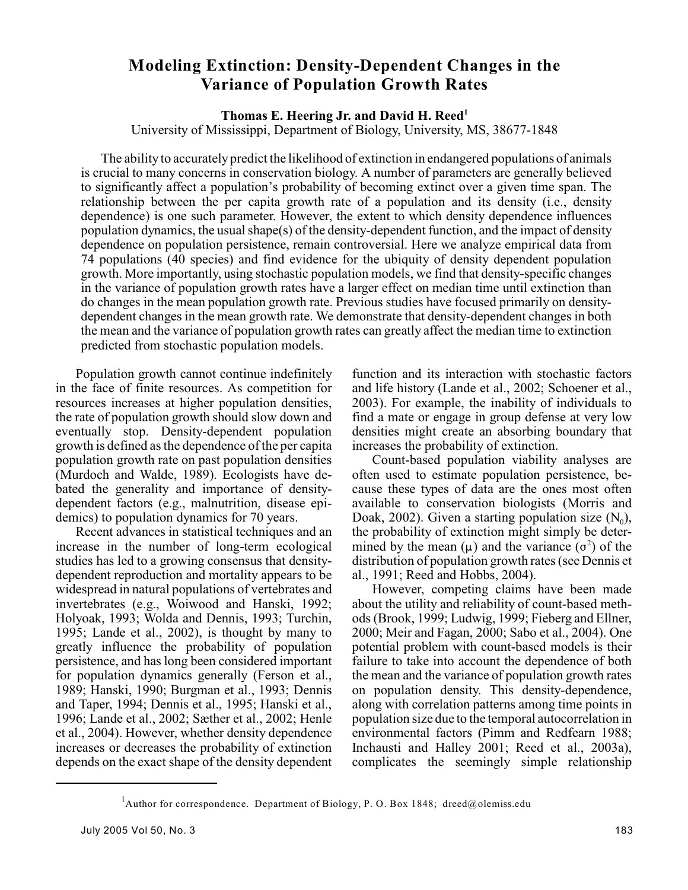# Modeling Extinction: Density-Dependent Changes in the Variance of Population Growth Rates

**Thomas E. Heering Jr. and David H. Reed[1]**

University of Mississippi, Department of Biology, University, MS, 38677-1848

The ability to accurately predict the likelihood of extinction in endangered populations of animals is crucial to many concerns in conservation biology. A number of parameters are generally believed to significantly affect a population's probability of becoming extinct over a given time span. The relationship between the per capita growth rate of a population and its density (i.e., density dependence) is one such parameter. However, the extent to which density dependence influences population dynamics, the usual shape(s) of the density-dependent function, and the impact of density dependence on population persistence, remain controversial. Here we analyze empirical data from 74 populations (40 species) and find evidence for the ubiquity of density dependent population growth. More importantly, using stochastic population models, we find that density-specific changes in the variance of population growth rates have a larger effect on median time until extinction than do changes in the mean population growth rate. Previous studies have focused primarily on density-dependent changes in the mean growth rate. We demonstrate that density-dependent changes in both the mean and the variance of population growth rates can greatly affect the median time to extinction predicted from stochastic population models.

Population growth cannot continue indefinitely in the face of finite resources. As competition for resources increases at higher population densities, the rate of population growth should slow down and eventually stop. Density-dependent population growth is defined as the dependence of the per capita population growth rate on past population densities (Murdoch and Walde, 1989). Ecologists have debated the generality and importance of density-dependent factors (e.g., malnutrition, disease epidemics) to population dynamics for 70 years.

Recent advances in statistical techniques and an increase in the number of long-term ecological studies has led to a growing consensus that density-dependent reproduction and mortality appears to be widespread in natural populations of vertebrates and invertebrates (e.g., Woiwood and Hanski, 1992; Holyoak, 1993; Wolda and Dennis, 1993; Turchin, 1995; Lande et al., 2002), is thought by many to greatly influence the probability of population persistence, and has long been considered important for population dynamics generally (Ferson et al., 1989; Hanski, 1990; Burgman et al., 1993; Dennis and Taper, 1994; Dennis et al., 1995; Hanski et al., 1996; Lande et al., 2002; Sæther et al., 2002; Henle et al., 2004). However, whether density dependence increases or decreases the probability of extinction depends on the exact shape of the density dependent function and its interaction with stochastic factors and life history (Lande et al., 2002; Schoener et al., 2003). For example, the inability of individuals to find a mate or engage in group defense at very low densities might create an absorbing boundary that increases the probability of extinction.

Count-based population viability analyses are often used to estimate population persistence, because these types of data are the ones most often available to conservation biologists (Morris and Doak, 2002). Given a starting population size ($N_0$), the probability of extinction might simply be determined by the mean ($\mu$) and the variance ($\sigma^2$) of the distribution of population growth rates (see Dennis et al., 1991; Reed and Hobbs, 2004).

However, competing claims have been made about the utility and reliability of count-based methods (Brook, 1999; Ludwig, 1999; Fieberg and Ellner, 2000; Meir and Fagan, 2000; Sabo et al., 2004). One potential problem with count-based models is their failure to take into account the dependence of both the mean and the variance of population growth rates on population density. This density-dependence, along with correlation patterns among time points in population size due to the temporal autocorrelation in environmental factors (Pimm and Redfearn 1988; Inchausti and Halley 2001; Reed et al., 2003a), complicates the seemingly simple relationship

[1]Author for correspondence. Department of Biology, P. O. Box 1848; dreed@olemiss.edu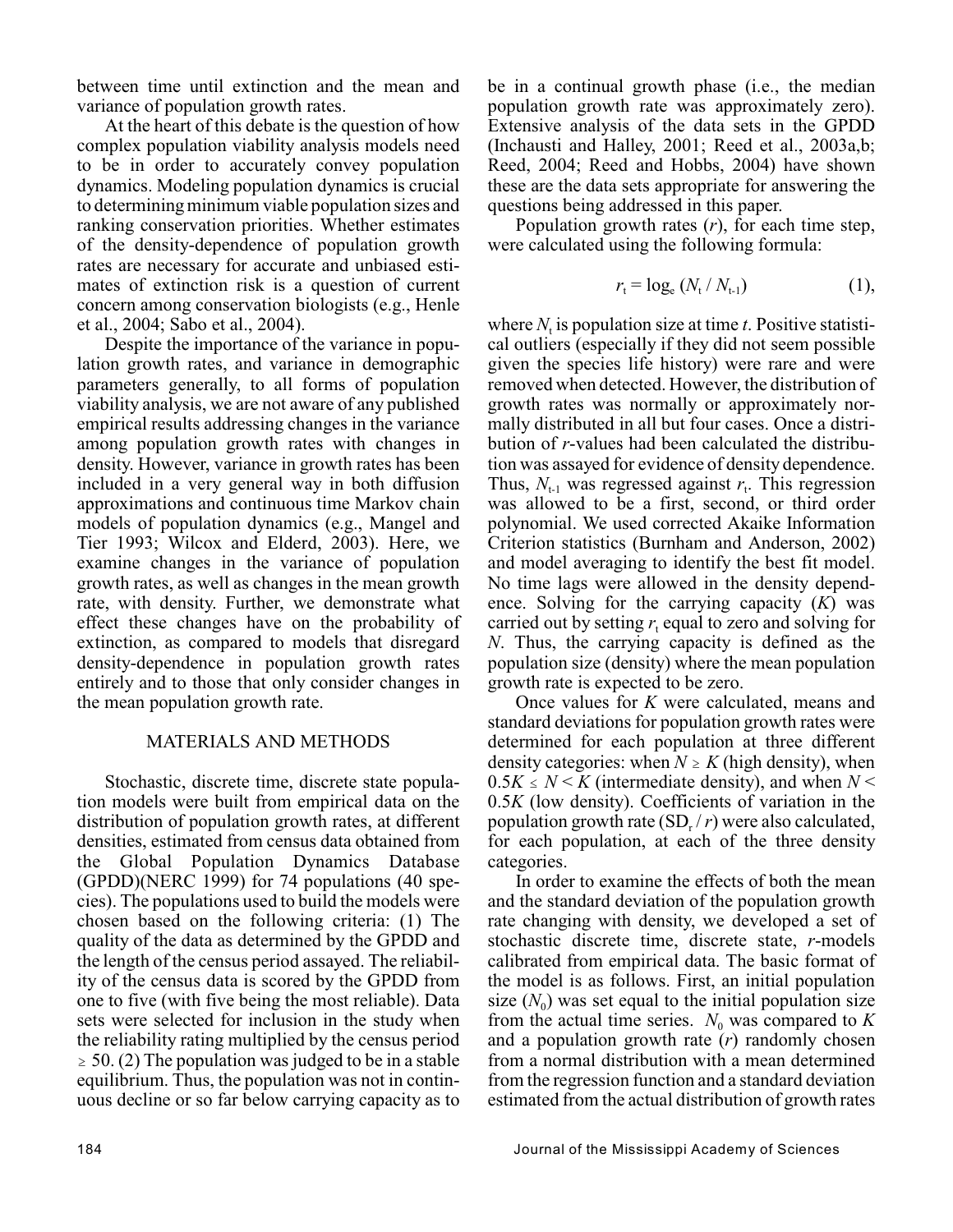between time until extinction and the mean and variance of population growth rates.

At the heart of this debate is the question of how complex population viability analysis models need to be in order to accurately convey population dynamics. Modeling population dynamics is crucial to determining minimum viable population sizes and ranking conservation priorities. Whether estimates of the density-dependence of population growth rates are necessary for accurate and unbiased estimates of extinction risk is a question of current concern among conservation biologists (e.g., Henle et al., 2004; Sabo et al., 2004).

Despite the importance of the variance in population growth rates, and variance in demographic parameters generally, to all forms of population viability analysis, we are not aware of any published empirical results addressing changes in the variance among population growth rates with changes in density. However, variance in growth rates has been included in a very general way in both diffusion approximations and continuous time Markov chain models of population dynamics (e.g., Mangel and Tier 1993; Wilcox and Elderd, 2003). Here, we examine changes in the variance of population growth rates, as well as changes in the mean growth rate, with density. Further, we demonstrate what effect these changes have on the probability of extinction, as compared to models that disregard density-dependence in population growth rates entirely and to those that only consider changes in the mean population growth rate.

## MATERIALS AND METHODS

Stochastic, discrete time, discrete state population models were built from empirical data on the distribution of population growth rates, at different densities, estimated from census data obtained from the Global Population Dynamics Database (GPDD)(NERC 1999) for 74 populations (40 species). The populations used to build the models were chosen based on the following criteria: (1) The quality of the data as determined by the GPDD and the length of the census period assayed. The reliability of the census data is scored by the GPDD from one to five (with five being the most reliable). Data sets were selected for inclusion in the study when the reliability rating multiplied by the census period $\geq$ 50. (2) The population was judged to be in a stable equilibrium. Thus, the population was not in continuous decline or so far below carrying capacity as to be in a continual growth phase (i.e., the median population growth rate was approximately zero). Extensive analysis of the data sets in the GPDD (Inchausti and Halley, 2001; Reed et al., 2003a,b; Reed, 2004; Reed and Hobbs, 2004) have shown these are the data sets appropriate for answering the questions being addressed in this paper.

Population growth rates ($r$), for each time step, were calculated using the following formula:

$$r_t = \log_e (N_t / N_{t-1}) \qquad (1),$$

where $N_t$ is population size at time $t$. Positive statistical outliers (especially if they did not seem possible given the species life history) were rare and were removed when detected. However, the distribution of growth rates was normally or approximately normally distributed in all but four cases. Once a distribution of $r$-values had been calculated the distribution was assayed for evidence of density dependence. Thus, $N_{t-1}$ was regressed against $r_t$. This regression was allowed to be a first, second, or third order polynomial. We used corrected Akaike Information Criterion statistics (Burnham and Anderson, 2002) and model averaging to identify the best fit model. No time lags were allowed in the density dependence. Solving for the carrying capacity ($K$) was carried out by setting $r_t$ equal to zero and solving for $N$. Thus, the carrying capacity is defined as the population size (density) where the mean population growth rate is expected to be zero.

Once values for $K$ were calculated, means and standard deviations for population growth rates were determined for each population at three different density categories: when $N \geq K$ (high density), when $0.5K \leq N < K$ (intermediate density), and when $N < 0.5K$ (low density). Coefficients of variation in the population growth rate ($SD_r / r$) were also calculated, for each population, at each of the three density categories.

In order to examine the effects of both the mean and the standard deviation of the population growth rate changing with density, we developed a set of stochastic discrete time, discrete state, $r$-models calibrated from empirical data. The basic format of the model is as follows. First, an initial population size ($N_0$) was set equal to the initial population size from the actual time series. $N_0$ was compared to $K$ and a population growth rate ($r$) randomly chosen from a normal distribution with a mean determined from the regression function and a standard deviation estimated from the actual distribution of growth rates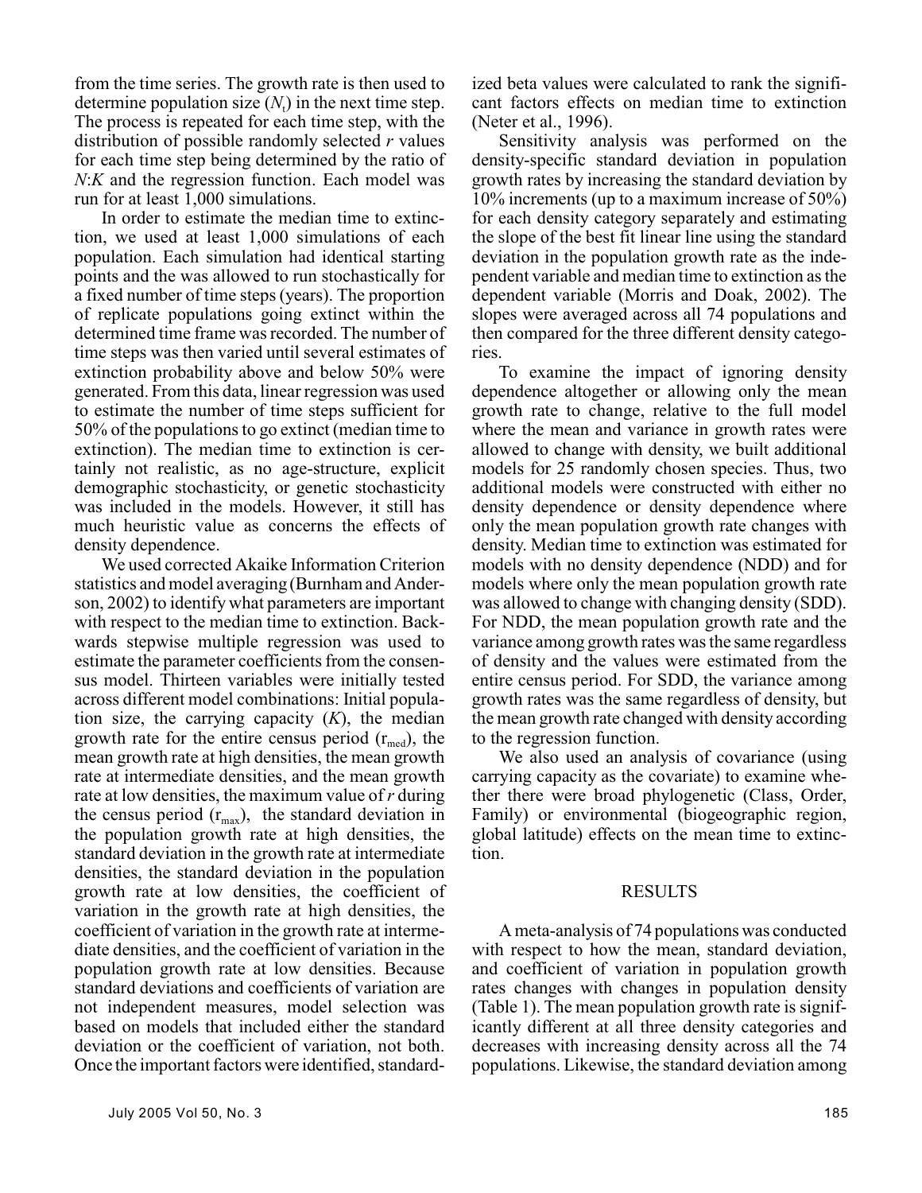from the time series. The growth rate is then used to determine population size ($N_t$) in the next time step. The process is repeated for each time step, with the distribution of possible randomly selected $r$ values for each time step being determined by the ratio of $N$:$K$ and the regression function. Each model was run for at least 1,000 simulations.

In order to estimate the median time to extinction, we used at least 1,000 simulations of each population. Each simulation had identical starting points and the was allowed to run stochastically for a fixed number of time steps (years). The proportion of replicate populations going extinct within the determined time frame was recorded. The number of time steps was then varied until several estimates of extinction probability above and below 50% were generated. From this data, linear regression was used to estimate the number of time steps sufficient for 50% of the populations to go extinct (median time to extinction). The median time to extinction is certainly not realistic, as no age-structure, explicit demographic stochasticity, or genetic stochasticity was included in the models. However, it still has much heuristic value as concerns the effects of density dependence.

We used corrected Akaike Information Criterion statistics and model averaging (Burnham and Anderson, 2002) to identify what parameters are important with respect to the median time to extinction. Backwards stepwise multiple regression was used to estimate the parameter coefficients from the consensus model. Thirteen variables were initially tested across different model combinations: Initial population size, the carrying capacity ($K$), the median growth rate for the entire census period ($r_{med}$), the mean growth rate at high densities, the mean growth rate at intermediate densities, and the mean growth rate at low densities, the maximum value of $r$ during the census period ($r_{max}$), the standard deviation in the population growth rate at high densities, the standard deviation in the growth rate at intermediate densities, the standard deviation in the population growth rate at low densities, the coefficient of variation in the growth rate at high densities, the coefficient of variation in the growth rate at intermediate densities, and the coefficient of variation in the population growth rate at low densities. Because standard deviations and coefficients of variation are not independent measures, model selection was based on models that included either the standard deviation or the coefficient of variation, not both. Once the important factors were identified, standardized beta values were calculated to rank the significant factors effects on median time to extinction (Neter et al., 1996).

Sensitivity analysis was performed on the density-specific standard deviation in population growth rates by increasing the standard deviation by 10% increments (up to a maximum increase of 50%) for each density category separately and estimating the slope of the best fit linear line using the standard deviation in the population growth rate as the independent variable and median time to extinction as the dependent variable (Morris and Doak, 2002). The slopes were averaged across all 74 populations and then compared for the three different density categories.

To examine the impact of ignoring density dependence altogether or allowing only the mean growth rate to change, relative to the full model where the mean and variance in growth rates were allowed to change with density, we built additional models for 25 randomly chosen species. Thus, two additional models were constructed with either no density dependence or density dependence where only the mean population growth rate changes with density. Median time to extinction was estimated for models with no density dependence (NDD) and for models where only the mean population growth rate was allowed to change with changing density (SDD). For NDD, the mean population growth rate and the variance among growth rates was the same regardless of density and the values were estimated from the entire census period. For SDD, the variance among growth rates was the same regardless of density, but the mean growth rate changed with density according to the regression function.

We also used an analysis of covariance (using carrying capacity as the covariate) to examine whether there were broad phylogenetic (Class, Order, Family) or environmental (biogeographic region, global latitude) effects on the mean time to extinction.

## RESULTS

A meta-analysis of 74 populations was conducted with respect to how the mean, standard deviation, and coefficient of variation in population growth rates changes with changes in population density (Table 1). The mean population growth rate is significantly different at all three density categories and decreases with increasing density across all the 74 populations. Likewise, the standard deviation among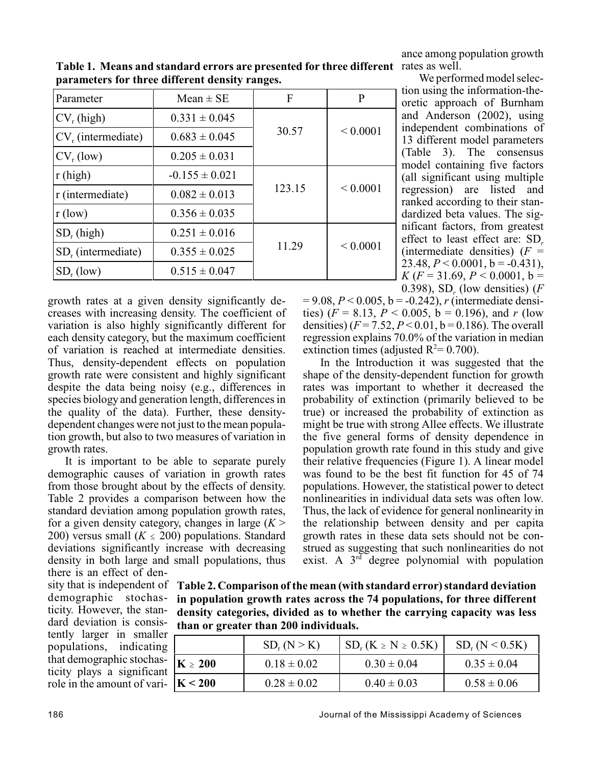**Table 1. Means and standard errors are presented for three different parameters for three different density ranges.**

| Parameter | Mean ± SE | F | P |
|---|---|---|---|
| $CV_r$ (high) | 0.331 ± 0.045 | 30.57 | < 0.0001 |
| $CV_r$ (intermediate) | 0.683 ± 0.045 | | |
| $CV_r$ (low) | 0.205 ± 0.031 | | |
| r (high) | -0.155 ± 0.021 | 123.15 | < 0.0001 |
| r (intermediate) | 0.082 ± 0.013 | | |
| r (low) | 0.356 ± 0.035 | | |
| $SD_r$ (high) | 0.251 ± 0.016 | 11.29 | < 0.0001 |
| $SD_r$ (intermediate) | 0.355 ± 0.025 | | |
| $SD_r$ (low) | 0.515 ± 0.047 | | |

growth rates at a given density significantly decreases with increasing density. The coefficient of variation is also highly significantly different for each density category, but the maximum coefficient of variation is reached at intermediate densities. Thus, density-dependent effects on population growth rate were consistent and highly significant despite the data being noisy (e.g., differences in species biology and generation length, differences in the quality of the data). Further, these density-dependent changes were not just to the mean population growth, but also to two measures of variation in growth rates.

It is important to be able to separate purely demographic causes of variation in growth rates from those brought about by the effects of density. Table 2 provides a comparison between how the standard deviation among population growth rates, for a given density category, changes in large ($K > 200$) versus small ($K \leq 200$) populations. Standard deviations significantly increase with decreasing density in both large and small populations, thus there is an effect of density that is independent of demographic stochasticity. However, the standard deviation is consistently larger in smaller populations, indicating that demographic stochasticity plays a significant role in the amount of variance among population growth rates as well.

**Table 2. Comparison of the mean (with standard error) standard deviation in population growth rates across the 74 populations, for three different density categories, divided as to whether the carrying capacity was less than or greater than 200 individuals.**

| | $SD_r$ (N > K) | $SD_r$ (K ≥ N ≥ 0.5K) | $SD_r$ (N < 0.5K) |
|---|---|---|---|
| **K ≥ 200** | 0.18 ± 0.02 | 0.30 ± 0.04 | 0.35 ± 0.04 |
| **K < 200** | 0.28 ± 0.02 | 0.40 ± 0.03 | 0.58 ± 0.06 |

We performed model selection using the information-theoretic approach of Burnham and Anderson (2002), using independent combinations of 13 different model parameters (Table 3). The consensus model containing five factors (all significant using multiple regression) are listed and ranked according to their standardized beta values. The significant factors, from greatest effect to least effect are: $SD_r$ (intermediate densities) ($F = 23.48$, $P < 0.0001$, $b = -0.431$), $K$ ($F = 31.69$, $P < 0.0001$, $b = 0.398$), $SD_r$ (low densities) ($F = 9.08$, $P < 0.005$, $b = -0.242$), $r$ (intermediate densities) ($F = 8.13$, $P < 0.005$, $b = 0.196$), and $r$ (low densities) ($F = 7.52$, $P < 0.01$, $b = 0.186$). The overall regression explains 70.0% of the variation in median extinction times (adjusted $R^2 = 0.700$).

In the Introduction it was suggested that the shape of the density-dependent function for growth rates was important to whether it decreased the probability of extinction (primarily believed to be true) or increased the probability of extinction as might be true with strong Allee effects. We illustrate the five general forms of density dependence in population growth rate found in this study and give their relative frequencies (Figure 1). A linear model was found to be the best fit function for 45 of 74 populations. However, the statistical power to detect nonlinearities in individual data sets was often low. Thus, the lack of evidence for general nonlinearity in the relationship between density and per capita growth rates in these data sets should not be construed as suggesting that such nonlinearities do not exist. A $3^{rd}$ degree polynomial with population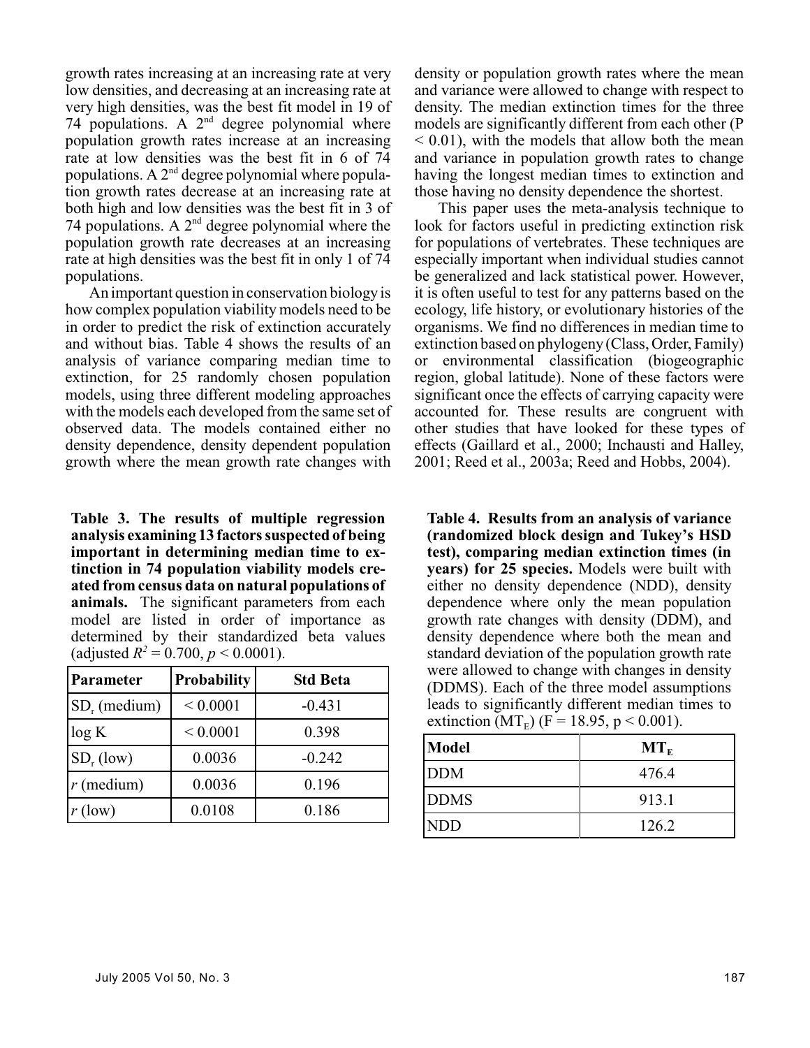growth rates increasing at an increasing rate at very low densities, and decreasing at an increasing rate at very high densities, was the best fit model in 19 of 74 populations. A 2nd degree polynomial where population growth rates increase at an increasing rate at low densities was the best fit in 6 of 74 populations. A 2nd degree polynomial where population growth rates decrease at an increasing rate at both high and low densities was the best fit in 3 of 74 populations. A 2nd degree polynomial where the population growth rate decreases at an increasing rate at high densities was the best fit in only 1 of 74 populations.

An important question in conservation biology is how complex population viability models need to be in order to predict the risk of extinction accurately and without bias. Table 4 shows the results of an analysis of variance comparing median time to extinction, for 25 randomly chosen population models, using three different modeling approaches with the models each developed from the same set of observed data. The models contained either no density dependence, density dependent population growth where the mean growth rate changes with density or population growth rates where the mean and variance were allowed to change with respect to density. The median extinction times for the three models are significantly different from each other ($P < 0.01$), with the models that allow both the mean and variance in population growth rates to change having the longest median times to extinction and those having no density dependence the shortest.

This paper uses the meta-analysis technique to look for factors useful in predicting extinction risk for populations of vertebrates. These techniques are especially important when individual studies cannot be generalized and lack statistical power. However, it is often useful to test for any patterns based on the ecology, life history, or evolutionary histories of the organisms. We find no differences in median time to extinction based on phylogeny (Class, Order, Family) or environmental classification (biogeographic region, global latitude). None of these factors were significant once the effects of carrying capacity were accounted for. These results are congruent with other studies that have looked for these types of effects (Gaillard et al., 2000; Inchausti and Halley, 2001; Reed et al., 2003a; Reed and Hobbs, 2004).

**Table 3. The results of multiple regression analysis examining 13 factors suspected of being important in determining median time to extinction in 74 population viability models created from census data on natural populations of animals.** The significant parameters from each model are listed in order of importance as determined by their standardized beta values (adjusted $R^2 = 0.700$, $p < 0.0001$).

| Parameter | Probability | Std Beta |
|---|---|---|
| $SD_r$ (medium) | < 0.0001 | -0.431 |
| log K | < 0.0001 | 0.398 |
| $SD_r$ (low) | 0.0036 | -0.242 |
| $r$ (medium) | 0.0036 | 0.196 |
| $r$ (low) | 0.0108 | 0.186 |

**Table 4. Results from an analysis of variance (randomized block design and Tukey's HSD test), comparing median extinction times (in years) for 25 species.** Models were built with either no density dependence (NDD), density dependence where only the mean population growth rate changes with density (DDM), and density dependence where both the mean and standard deviation of the population growth rate were allowed to change with changes in density (DDMS). Each of the three model assumptions leads to significantly different median times to extinction ($MT_E$) ($F = 18.95$, $p < 0.001$).

| Model | $MT_E$ |
|---|---|
| DDM | 476.4 |
| DDMS | 913.1 |
| NDD | 126.2 |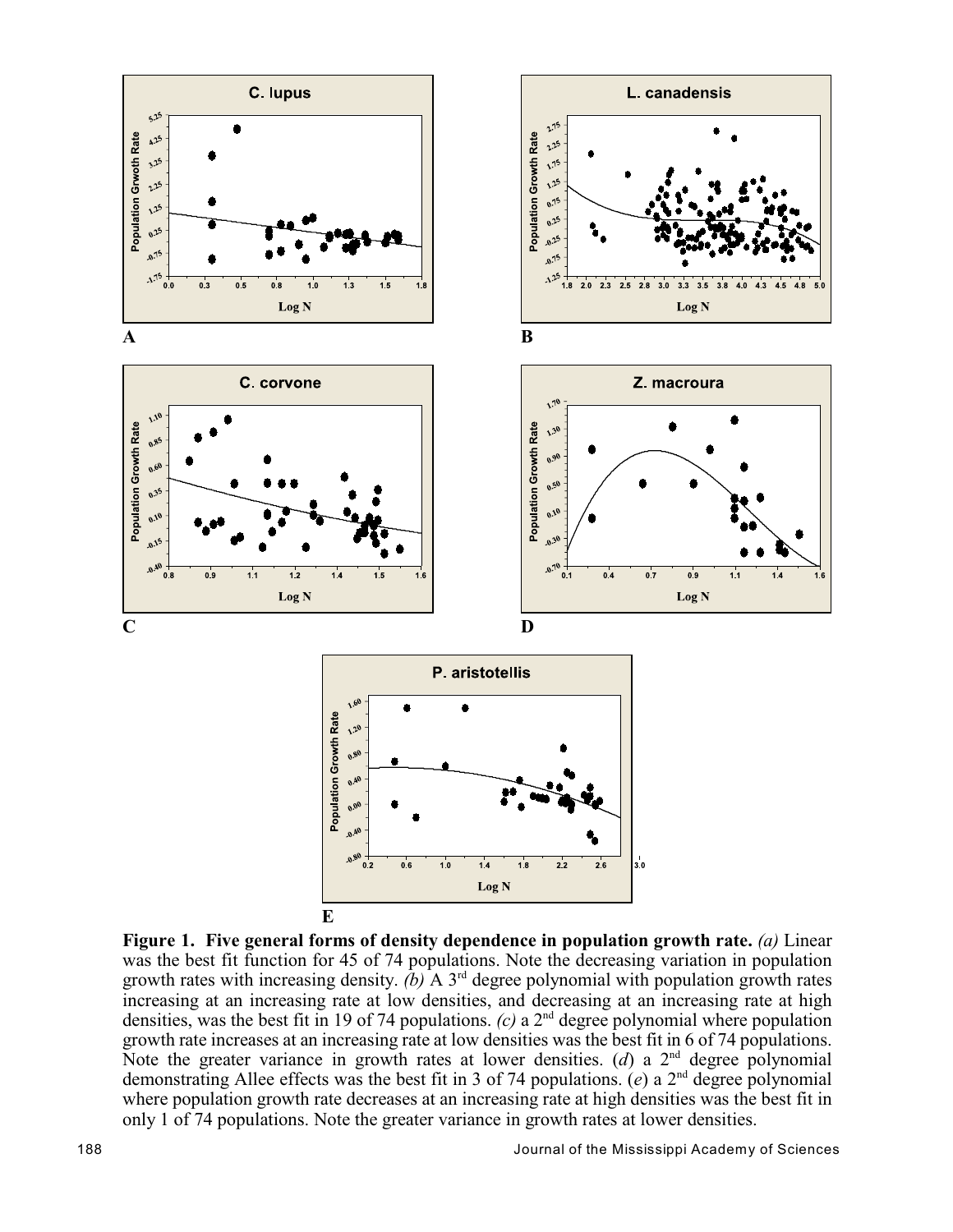**Figure 1. Five general forms of density dependence in population growth rate.** *(a)* Linear was the best fit function for 45 of 74 populations. Note the decreasing variation in population growth rates with increasing density. *(b)* A 3[rd] degree polynomial with population growth rates increasing at an increasing rate at low densities, and decreasing at an increasing rate at high densities, was the best fit in 19 of 74 populations. *(c)* a 2[nd] degree polynomial where population growth rate increases at an increasing rate at low densities was the best fit in 6 of 74 populations. Note the greater variance in growth rates at lower densities. (*d*) a 2[nd] degree polynomial demonstrating Allee effects was the best fit in 3 of 74 populations. (*e*) a 2[nd] degree polynomial where population growth rate decreases at an increasing rate at high densities was the best fit in only 1 of 74 populations. Note the greater variance in growth rates at lower densities.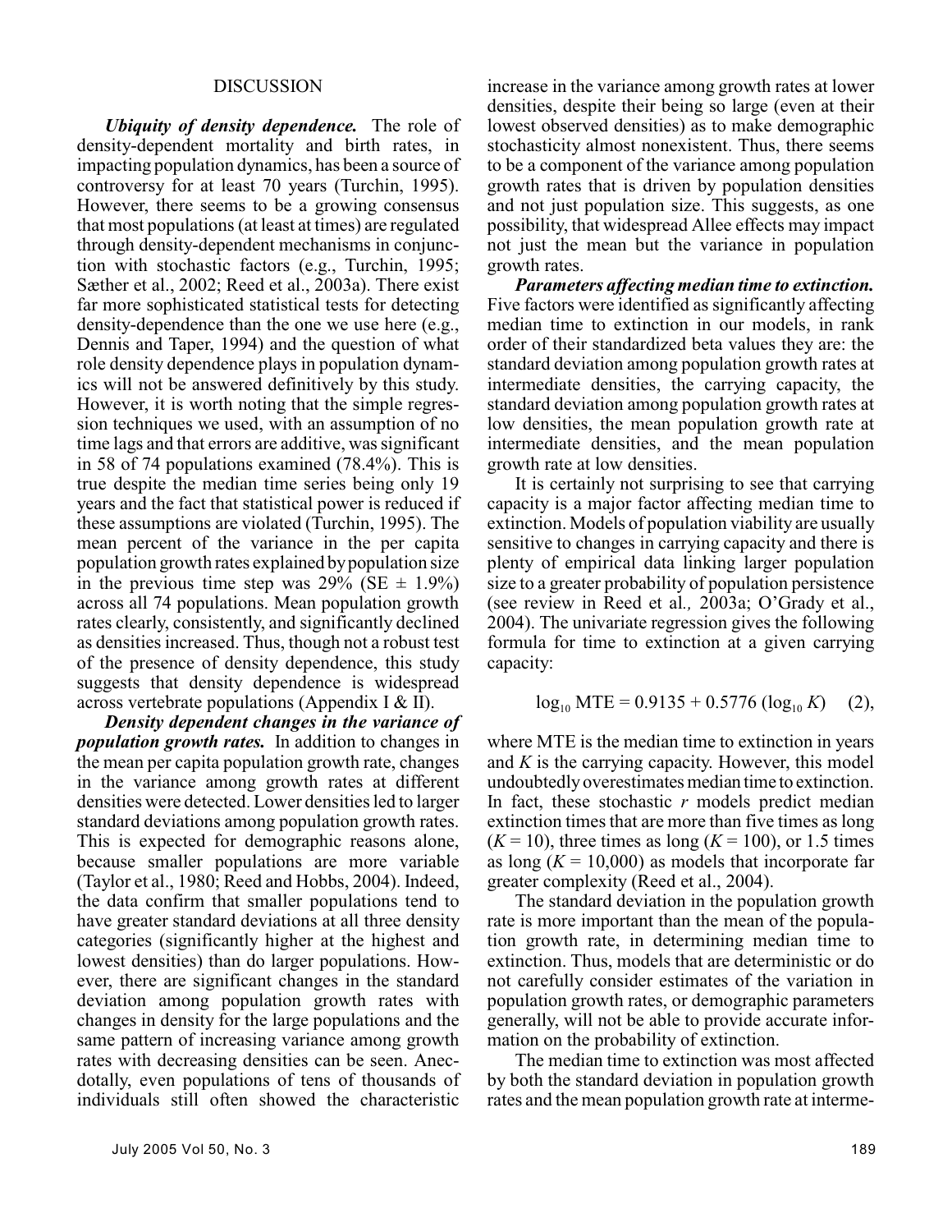## DISCUSSION

***Ubiquity of density dependence.*** The role of density-dependent mortality and birth rates, in impacting population dynamics, has been a source of controversy for at least 70 years (Turchin, 1995). However, there seems to be a growing consensus that most populations (at least at times) are regulated through density-dependent mechanisms in conjunction with stochastic factors (e.g., Turchin, 1995; Sæther et al., 2002; Reed et al., 2003a). There exist far more sophisticated statistical tests for detecting density-dependence than the one we use here (e.g., Dennis and Taper, 1994) and the question of what role density dependence plays in population dynamics will not be answered definitively by this study. However, it is worth noting that the simple regression techniques we used, with an assumption of no time lags and that errors are additive, was significant in 58 of 74 populations examined (78.4%). This is true despite the median time series being only 19 years and the fact that statistical power is reduced if these assumptions are violated (Turchin, 1995). The mean percent of the variance in the per capita population growth rates explained by population size in the previous time step was 29% (SE ± 1.9%) across all 74 populations. Mean population growth rates clearly, consistently, and significantly declined as densities increased. Thus, though not a robust test of the presence of density dependence, this study suggests that density dependence is widespread across vertebrate populations (Appendix I & II).

***Density dependent changes in the variance of population growth rates.*** In addition to changes in the mean per capita population growth rate, changes in the variance among growth rates at different densities were detected. Lower densities led to larger standard deviations among population growth rates. This is expected for demographic reasons alone, because smaller populations are more variable (Taylor et al., 1980; Reed and Hobbs, 2004). Indeed, the data confirm that smaller populations tend to have greater standard deviations at all three density categories (significantly higher at the highest and lowest densities) than do larger populations. However, there are significant changes in the standard deviation among population growth rates with changes in density for the large populations and the same pattern of increasing variance among growth rates with decreasing densities can be seen. Anecdotally, even populations of tens of thousands of individuals still often showed the characteristic increase in the variance among growth rates at lower densities, despite their being so large (even at their lowest observed densities) as to make demographic stochasticity almost nonexistent. Thus, there seems to be a component of the variance among population growth rates that is driven by population densities and not just population size. This suggests, as one possibility, that widespread Allee effects may impact not just the mean but the variance in population growth rates.

***Parameters affecting median time to extinction.*** Five factors were identified as significantly affecting median time to extinction in our models, in rank order of their standardized beta values they are: the standard deviation among population growth rates at intermediate densities, the carrying capacity, the standard deviation among population growth rates at low densities, the mean population growth rate at intermediate densities, and the mean population growth rate at low densities.

It is certainly not surprising to see that carrying capacity is a major factor affecting median time to extinction. Models of population viability are usually sensitive to changes in carrying capacity and there is plenty of empirical data linking larger population size to a greater probability of population persistence (see review in Reed et al*.,* 2003a; O'Grady et al., 2004). The univariate regression gives the following formula for time to extinction at a given carrying capacity:

$$\log_{10} \text{MTE} = 0.9135 + 0.5776\,(\log_{10} K) \quad (2),$$

where MTE is the median time to extinction in years and $K$ is the carrying capacity. However, this model undoubtedly overestimates median time to extinction. In fact, these stochastic $r$ models predict median extinction times that are more than five times as long ($K = 10$), three times as long ($K = 100$), or 1.5 times as long ($K = 10{,}000$) as models that incorporate far greater complexity (Reed et al., 2004).

The standard deviation in the population growth rate is more important than the mean of the population growth rate, in determining median time to extinction. Thus, models that are deterministic or do not carefully consider estimates of the variation in population growth rates, or demographic parameters generally, will not be able to provide accurate information on the probability of extinction.

The median time to extinction was most affected by both the standard deviation in population growth rates and the mean population growth rate at interme-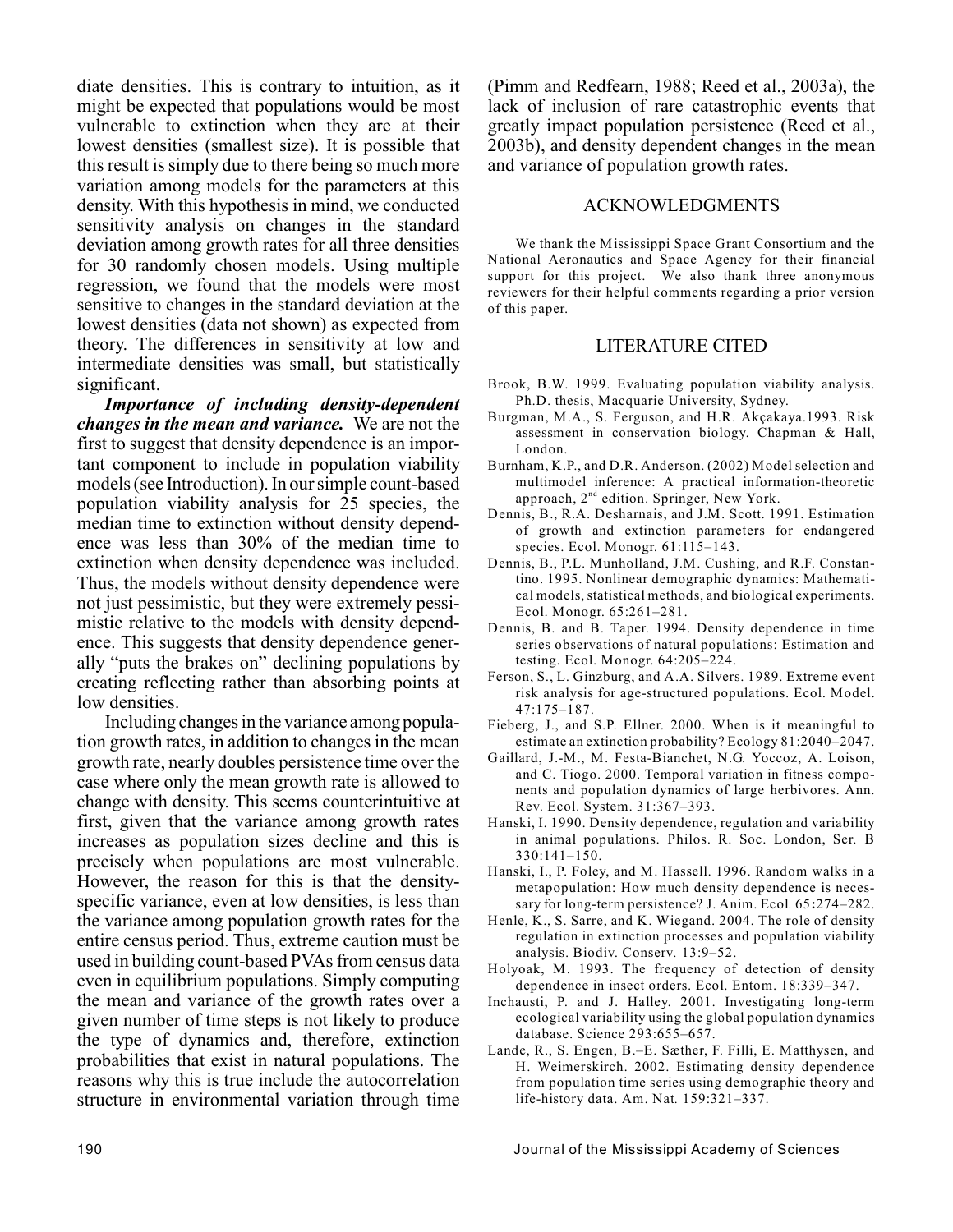diate densities. This is contrary to intuition, as it might be expected that populations would be most vulnerable to extinction when they are at their lowest densities (smallest size). It is possible that this result is simply due to there being so much more variation among models for the parameters at this density. With this hypothesis in mind, we conducted sensitivity analysis on changes in the standard deviation among growth rates for all three densities for 30 randomly chosen models. Using multiple regression, we found that the models were most sensitive to changes in the standard deviation at the lowest densities (data not shown) as expected from theory. The differences in sensitivity at low and intermediate densities was small, but statistically significant.

***Importance of including density-dependent changes in the mean and variance.*** We are not the first to suggest that density dependence is an important component to include in population viability models (see Introduction). In our simple count-based population viability analysis for 25 species, the median time to extinction without density dependence was less than 30% of the median time to extinction when density dependence was included. Thus, the models without density dependence were not just pessimistic, but they were extremely pessimistic relative to the models with density dependence. This suggests that density dependence generally "puts the brakes on" declining populations by creating reflecting rather than absorbing points at low densities.

Including changes in the variance among population growth rates, in addition to changes in the mean growth rate, nearly doubles persistence time over the case where only the mean growth rate is allowed to change with density. This seems counterintuitive at first, given that the variance among growth rates increases as population sizes decline and this is precisely when populations are most vulnerable. However, the reason for this is that the density-specific variance, even at low densities, is less than the variance among population growth rates for the entire census period. Thus, extreme caution must be used in building count-based PVAs from census data even in equilibrium populations. Simply computing the mean and variance of the growth rates over a given number of time steps is not likely to produce the type of dynamics and, therefore, extinction probabilities that exist in natural populations. The reasons why this is true include the autocorrelation structure in environmental variation through time (Pimm and Redfearn, 1988; Reed et al., 2003a), the lack of inclusion of rare catastrophic events that greatly impact population persistence (Reed et al., 2003b), and density dependent changes in the mean and variance of population growth rates.

## ACKNOWLEDGMENTS

We thank the Mississippi Space Grant Consortium and the National Aeronautics and Space Agency for their financial support for this project. We also thank three anonymous reviewers for their helpful comments regarding a prior version of this paper.

## LITERATURE CITED

Brook, B.W. 1999. Evaluating population viability analysis. Ph.D. thesis, Macquarie University, Sydney.

Burgman, M.A., S. Ferguson, and H.R. Akçakaya.1993. Risk assessment in conservation biology. Chapman & Hall, London.

Burnham, K.P., and D.R. Anderson. (2002) Model selection and multimodel inference: A practical information-theoretic approach, 2nd edition. Springer, New York.

Dennis, B., R.A. Desharnais, and J.M. Scott. 1991. Estimation of growth and extinction parameters for endangered species. Ecol. Monogr. 61:115–143.

Dennis, B., P.L. Munholland, J.M. Cushing, and R.F. Constantino. 1995. Nonlinear demographic dynamics: Mathematical models, statistical methods, and biological experiments. Ecol. Monogr. 65:261–281.

Dennis, B. and B. Taper. 1994. Density dependence in time series observations of natural populations: Estimation and testing. Ecol. Monogr. 64:205–224.

Ferson, S., L. Ginzburg, and A.A. Silvers. 1989. Extreme event risk analysis for age-structured populations. Ecol. Model. 47:175–187.

Fieberg, J., and S.P. Ellner. 2000. When is it meaningful to estimate an extinction probability? Ecology 81:2040–2047.

Gaillard, J.-M., M. Festa-Bianchet, N.G. Yoccoz, A. Loison, and C. Tiogo. 2000. Temporal variation in fitness components and population dynamics of large herbivores. Ann. Rev. Ecol. System. 31:367–393.

Hanski, I. 1990. Density dependence, regulation and variability in animal populations. Philos. R. Soc. London, Ser. B 330:141–150.

Hanski, I., P. Foley, and M. Hassell. 1996. Random walks in a metapopulation: How much density dependence is necessary for long-term persistence? J. Anim. Ecol. 65:274–282.

Henle, K., S. Sarre, and K. Wiegand. 2004. The role of density regulation in extinction processes and population viability analysis. Biodiv. Conserv. 13:9–52.

Holyoak, M. 1993. The frequency of detection of density dependence in insect orders. Ecol. Entom. 18:339–347.

Inchausti, P. and J. Halley. 2001. Investigating long-term ecological variability using the global population dynamics database. Science 293:655–657.

Lande, R., S. Engen, B.–E. Sæther, F. Filli, E. Matthysen, and H. Weimerskirch. 2002. Estimating density dependence from population time series using demographic theory and life-history data. Am. Nat. 159:321–337.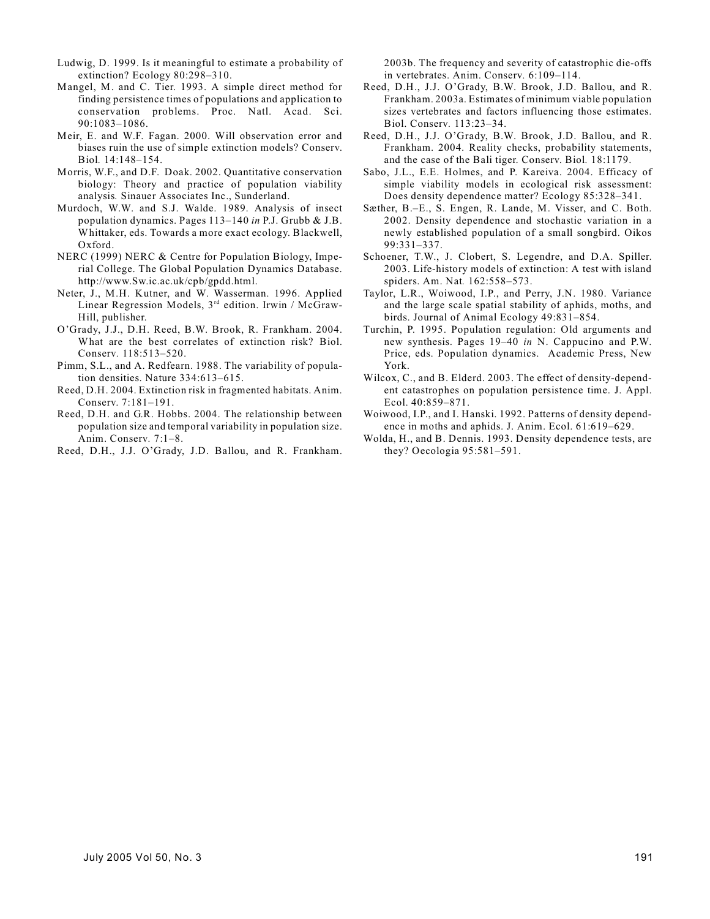Ludwig, D. 1999. Is it meaningful to estimate a probability of extinction? Ecology 80:298–310.

Mangel, M. and C. Tier. 1993. A simple direct method for finding persistence times of populations and application to conservation problems. Proc. Natl. Acad. Sci. 90:1083–1086.

Meir, E. and W.F. Fagan. 2000. Will observation error and biases ruin the use of simple extinction models? Conserv. Biol. 14:148–154.

Morris, W.F., and D.F. Doak. 2002. Quantitative conservation biology: Theory and practice of population viability analysis. Sinauer Associates Inc., Sunderland.

Murdoch, W.W. and S.J. Walde. 1989. Analysis of insect population dynamics. Pages 113–140 *in* P.J. Grubb & J.B. Whittaker, eds. Towards a more exact ecology. Blackwell, Oxford.

NERC (1999) NERC & Centre for Population Biology, Imperial College. The Global Population Dynamics Database. http://www.Sw.ic.ac.uk/cpb/gpdd.html.

Neter, J., M.H. Kutner, and W. Wasserman. 1996. Applied Linear Regression Models, 3rd edition. Irwin / McGraw-Hill, publisher.

O'Grady, J.J., D.H. Reed, B.W. Brook, R. Frankham. 2004. What are the best correlates of extinction risk? Biol. Conserv. 118:513–520.

Pimm, S.L., and A. Redfearn. 1988. The variability of population densities. Nature 334:613–615.

Reed, D.H. 2004. Extinction risk in fragmented habitats. Anim. Conserv. 7:181–191.

Reed, D.H. and G.R. Hobbs. 2004. The relationship between population size and temporal variability in population size. Anim. Conserv. 7:1–8.

Reed, D.H., J.J. O'Grady, J.D. Ballou, and R. Frankham. 2003b. The frequency and severity of catastrophic die-offs in vertebrates. Anim. Conserv. 6:109–114.

Reed, D.H., J.J. O'Grady, B.W. Brook, J.D. Ballou, and R. Frankham. 2003a. Estimates of minimum viable population sizes vertebrates and factors influencing those estimates. Biol. Conserv. 113:23–34.

Reed, D.H., J.J. O'Grady, B.W. Brook, J.D. Ballou, and R. Frankham. 2004. Reality checks, probability statements, and the case of the Bali tiger. Conserv. Biol. 18:1179.

Sabo, J.L., E.E. Holmes, and P. Kareiva. 2004. Efficacy of simple viability models in ecological risk assessment: Does density dependence matter? Ecology 85:328–341.

Sæther, B.–E., S. Engen, R. Lande, M. Visser, and C. Both. 2002. Density dependence and stochastic variation in a newly established population of a small songbird. Oikos 99:331–337.

Schoener, T.W., J. Clobert, S. Legendre, and D.A. Spiller. 2003. Life-history models of extinction: A test with island spiders. Am. Nat. 162:558–573.

Taylor, L.R., Woiwood, I.P., and Perry, J.N. 1980. Variance and the large scale spatial stability of aphids, moths, and birds. Journal of Animal Ecology 49:831–854.

Turchin, P. 1995. Population regulation: Old arguments and new synthesis. Pages 19–40 *in* N. Cappucino and P.W. Price, eds. Population dynamics. Academic Press, New York.

Wilcox, C., and B. Elderd. 2003. The effect of density-dependent catastrophes on population persistence time. J. Appl. Ecol. 40:859–871.

Woiwood, I.P., and I. Hanski. 1992. Patterns of density dependence in moths and aphids. J. Anim. Ecol. 61:619–629.

Wolda, H., and B. Dennis. 1993. Density dependence tests, are they? Oecologia 95:581–591.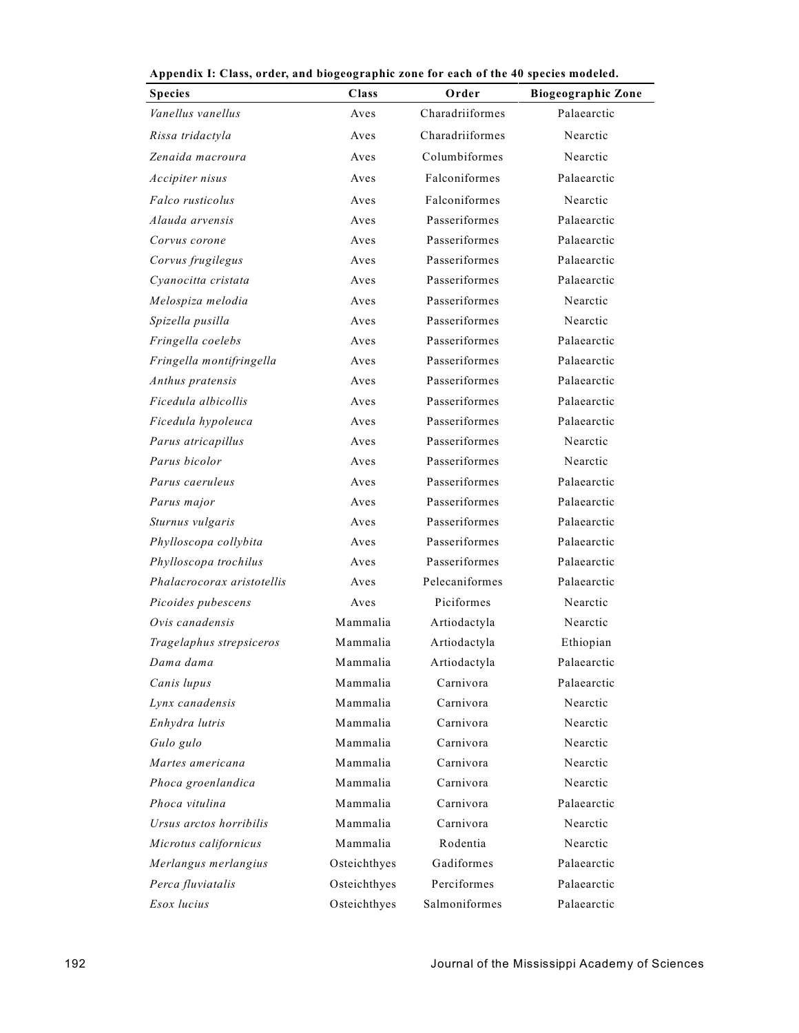**Appendix I: Class, order, and biogeographic zone for each of the 40 species modeled.**

| Species | Class | Order | Biogeographic Zone |
|---|---|---|---|
| *Vanellus vanellus* | Aves | Charadriiformes | Palaearctic |
| *Rissa tridactyla* | Aves | Charadriiformes | Nearctic |
| *Zenaida macroura* | Aves | Columbiformes | Nearctic |
| *Accipiter nisus* | Aves | Falconiformes | Palaearctic |
| *Falco rusticolus* | Aves | Falconiformes | Nearctic |
| *Alauda arvensis* | Aves | Passeriformes | Palaearctic |
| *Corvus corone* | Aves | Passeriformes | Palaearctic |
| *Corvus frugilegus* | Aves | Passeriformes | Palaearctic |
| *Cyanocitta cristata* | Aves | Passeriformes | Palaearctic |
| *Melospiza melodia* | Aves | Passeriformes | Nearctic |
| *Spizella pusilla* | Aves | Passeriformes | Nearctic |
| *Fringella coelebs* | Aves | Passeriformes | Palaearctic |
| *Fringella montifringella* | Aves | Passeriformes | Palaearctic |
| *Anthus pratensis* | Aves | Passeriformes | Palaearctic |
| *Ficedula albicollis* | Aves | Passeriformes | Palaearctic |
| *Ficedula hypoleuca* | Aves | Passeriformes | Palaearctic |
| *Parus atricapillus* | Aves | Passeriformes | Nearctic |
| *Parus bicolor* | Aves | Passeriformes | Nearctic |
| *Parus caeruleus* | Aves | Passeriformes | Palaearctic |
| *Parus major* | Aves | Passeriformes | Palaearctic |
| *Sturnus vulgaris* | Aves | Passeriformes | Palaearctic |
| *Phylloscopa collybita* | Aves | Passeriformes | Palaearctic |
| *Phylloscopa trochilus* | Aves | Passeriformes | Palaearctic |
| *Phalacrocorax aristotellis* | Aves | Pelecaniformes | Palaearctic |
| *Picoides pubescens* | Aves | Piciformes | Nearctic |
| *Ovis canadensis* | Mammalia | Artiodactyla | Nearctic |
| *Tragelaphus strepsiceros* | Mammalia | Artiodactyla | Ethiopian |
| *Dama dama* | Mammalia | Artiodactyla | Palaearctic |
| *Canis lupus* | Mammalia | Carnivora | Palaearctic |
| *Lynx canadensis* | Mammalia | Carnivora | Nearctic |
| *Enhydra lutris* | Mammalia | Carnivora | Nearctic |
| *Gulo gulo* | Mammalia | Carnivora | Nearctic |
| *Martes americana* | Mammalia | Carnivora | Nearctic |
| *Phoca groenlandica* | Mammalia | Carnivora | Nearctic |
| *Phoca vitulina* | Mammalia | Carnivora | Palaearctic |
| *Ursus arctos horribilis* | Mammalia | Carnivora | Nearctic |
| *Microtus californicus* | Mammalia | Rodentia | Nearctic |
| *Merlangus merlangius* | Osteichthyes | Gadiformes | Palaearctic |
| *Perca fluviatalis* | Osteichthyes | Perciformes | Palaearctic |
| *Esox lucius* | Osteichthyes | Salmoniformes | Palaearctic |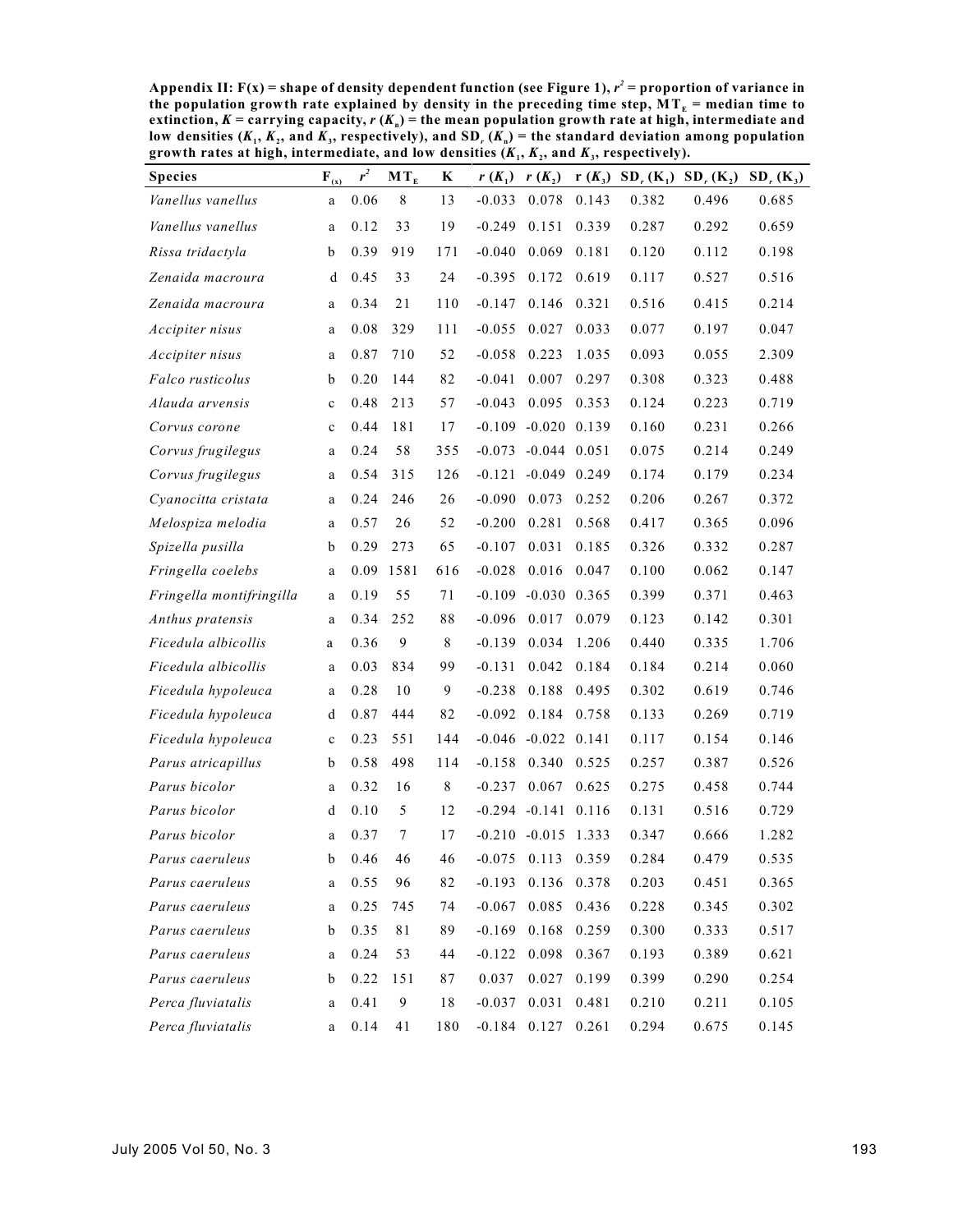**Appendix II: F(x) = shape of density dependent function (see Figure 1), $r^2$ = proportion of variance in the population growth rate explained by density in the preceding time step, $MT_E$ = median time to extinction, $K$ = carrying capacity, $r(K_n)$ = the mean population growth rate at high, intermediate and low densities ($K_1$, $K_2$, and $K_3$, respectively), and $SD_r(K_n)$ = the standard deviation among population growth rates at high, intermediate, and low densities ($K_1$, $K_2$, and $K_3$, respectively).**

| Species | $F_{(x)}$ | $r^2$ | $MT_E$ | K | $r(K_1)$ | $r(K_2)$ | $r(K_3)$ | $SD_r(K_1)$ | $SD_r(K_2)$ | $SD_r(K_3)$ |
|---|---|---|---|---|---|---|---|---|---|---|
| *Vanellus vanellus* | a | 0.06 | 8 | 13 | -0.033 | 0.078 | 0.143 | 0.382 | 0.496 | 0.685 |
| *Vanellus vanellus* | a | 0.12 | 33 | 19 | -0.249 | 0.151 | 0.339 | 0.287 | 0.292 | 0.659 |
| *Rissa tridactyla* | b | 0.39 | 919 | 171 | -0.040 | 0.069 | 0.181 | 0.120 | 0.112 | 0.198 |
| *Zenaida macroura* | d | 0.45 | 33 | 24 | -0.395 | 0.172 | 0.619 | 0.117 | 0.527 | 0.516 |
| *Zenaida macroura* | a | 0.34 | 21 | 110 | -0.147 | 0.146 | 0.321 | 0.516 | 0.415 | 0.214 |
| *Accipiter nisus* | a | 0.08 | 329 | 111 | -0.055 | 0.027 | 0.033 | 0.077 | 0.197 | 0.047 |
| *Accipiter nisus* | a | 0.87 | 710 | 52 | -0.058 | 0.223 | 1.035 | 0.093 | 0.055 | 2.309 |
| *Falco rusticolus* | b | 0.20 | 144 | 82 | -0.041 | 0.007 | 0.297 | 0.308 | 0.323 | 0.488 |
| *Alauda arvensis* | c | 0.48 | 213 | 57 | -0.043 | 0.095 | 0.353 | 0.124 | 0.223 | 0.719 |
| *Corvus corone* | c | 0.44 | 181 | 17 | -0.109 | -0.020 | 0.139 | 0.160 | 0.231 | 0.266 |
| *Corvus frugilegus* | a | 0.24 | 58 | 355 | -0.073 | -0.044 | 0.051 | 0.075 | 0.214 | 0.249 |
| *Corvus frugilegus* | a | 0.54 | 315 | 126 | -0.121 | -0.049 | 0.249 | 0.174 | 0.179 | 0.234 |
| *Cyanocitta cristata* | a | 0.24 | 246 | 26 | -0.090 | 0.073 | 0.252 | 0.206 | 0.267 | 0.372 |
| *Melospiza melodia* | a | 0.57 | 26 | 52 | -0.200 | 0.281 | 0.568 | 0.417 | 0.365 | 0.096 |
| *Spizella pusilla* | b | 0.29 | 273 | 65 | -0.107 | 0.031 | 0.185 | 0.326 | 0.332 | 0.287 |
| *Fringella coelebs* | a | 0.09 | 1581 | 616 | -0.028 | 0.016 | 0.047 | 0.100 | 0.062 | 0.147 |
| *Fringella montifringilla* | a | 0.19 | 55 | 71 | -0.109 | -0.030 | 0.365 | 0.399 | 0.371 | 0.463 |
| *Anthus pratensis* | a | 0.34 | 252 | 88 | -0.096 | 0.017 | 0.079 | 0.123 | 0.142 | 0.301 |
| *Ficedula albicollis* | a | 0.36 | 9 | 8 | -0.139 | 0.034 | 1.206 | 0.440 | 0.335 | 1.706 |
| *Ficedula albicollis* | a | 0.03 | 834 | 99 | -0.131 | 0.042 | 0.184 | 0.184 | 0.214 | 0.060 |
| *Ficedula hypoleuca* | a | 0.28 | 10 | 9 | -0.238 | 0.188 | 0.495 | 0.302 | 0.619 | 0.746 |
| *Ficedula hypoleuca* | d | 0.87 | 444 | 82 | -0.092 | 0.184 | 0.758 | 0.133 | 0.269 | 0.719 |
| *Ficedula hypoleuca* | c | 0.23 | 551 | 144 | -0.046 | -0.022 | 0.141 | 0.117 | 0.154 | 0.146 |
| *Parus atricapillus* | b | 0.58 | 498 | 114 | -0.158 | 0.340 | 0.525 | 0.257 | 0.387 | 0.526 |
| *Parus bicolor* | a | 0.32 | 16 | 8 | -0.237 | 0.067 | 0.625 | 0.275 | 0.458 | 0.744 |
| *Parus bicolor* | d | 0.10 | 5 | 12 | -0.294 | -0.141 | 0.116 | 0.131 | 0.516 | 0.729 |
| *Parus bicolor* | a | 0.37 | 7 | 17 | -0.210 | -0.015 | 1.333 | 0.347 | 0.666 | 1.282 |
| *Parus caeruleus* | b | 0.46 | 46 | 46 | -0.075 | 0.113 | 0.359 | 0.284 | 0.479 | 0.535 |
| *Parus caeruleus* | a | 0.55 | 96 | 82 | -0.193 | 0.136 | 0.378 | 0.203 | 0.451 | 0.365 |
| *Parus caeruleus* | a | 0.25 | 745 | 74 | -0.067 | 0.085 | 0.436 | 0.228 | 0.345 | 0.302 |
| *Parus caeruleus* | b | 0.35 | 81 | 89 | -0.169 | 0.168 | 0.259 | 0.300 | 0.333 | 0.517 |
| *Parus caeruleus* | a | 0.24 | 53 | 44 | -0.122 | 0.098 | 0.367 | 0.193 | 0.389 | 0.621 |
| *Parus caeruleus* | b | 0.22 | 151 | 87 | 0.037 | 0.027 | 0.199 | 0.399 | 0.290 | 0.254 |
| *Perca fluviatalis* | a | 0.41 | 9 | 18 | -0.037 | 0.031 | 0.481 | 0.210 | 0.211 | 0.105 |
| *Perca fluviatalis* | a | 0.14 | 41 | 180 | -0.184 | 0.127 | 0.261 | 0.294 | 0.675 | 0.145 |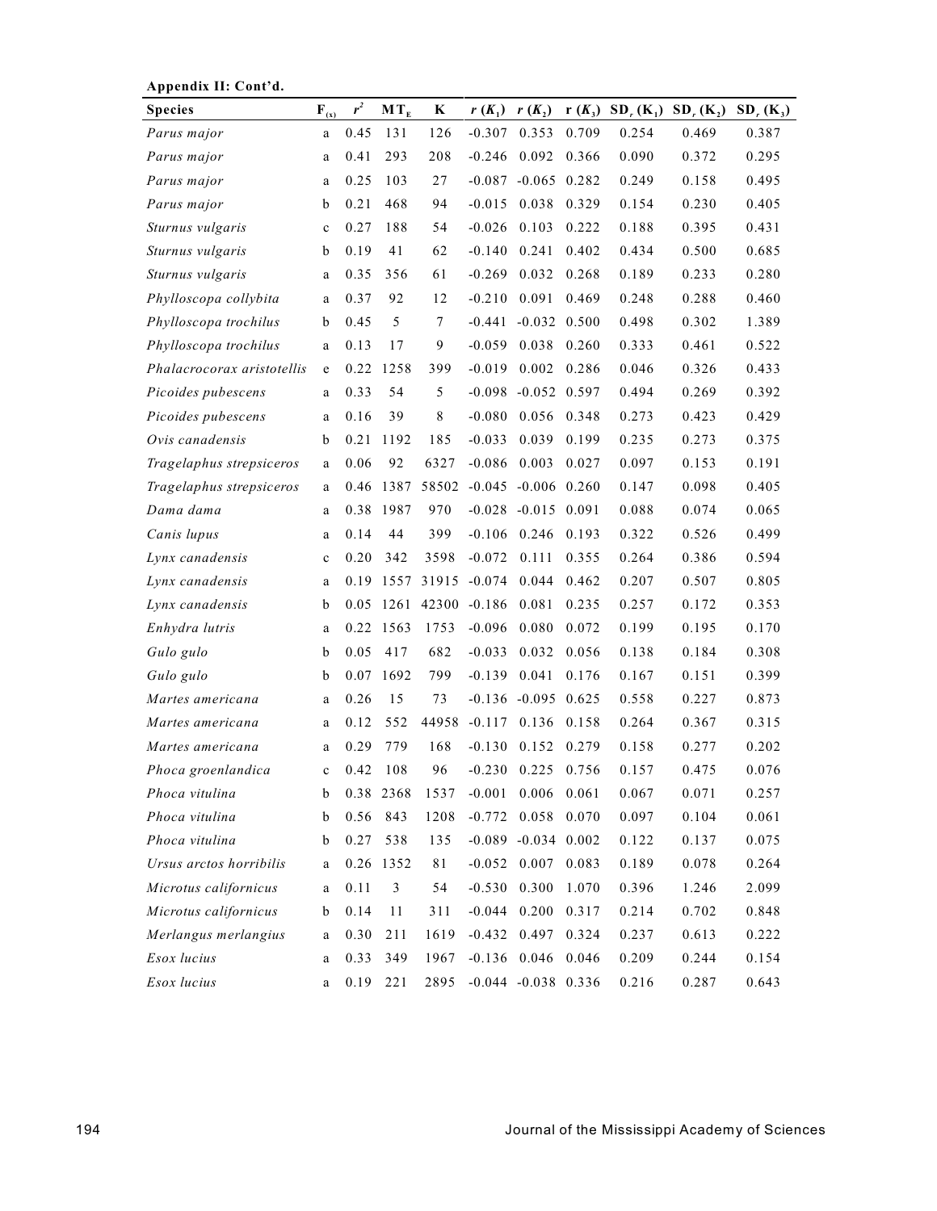**Appendix II: Cont'd.**

| Species | $F_{(x)}$ | $r^2$ | $MT_E$ | K | $r(K_1)$ | $r(K_2)$ | $r(K_3)$ | $SD_r(K_1)$ | $SD_r(K_2)$ | $SD_r(K_3)$ |
|---|---|---|---|---|---|---|---|---|---|---|
| *Parus major* | a | 0.45 | 131 | 126 | -0.307 | 0.353 | 0.709 | 0.254 | 0.469 | 0.387 |
| *Parus major* | a | 0.41 | 293 | 208 | -0.246 | 0.092 | 0.366 | 0.090 | 0.372 | 0.295 |
| *Parus major* | a | 0.25 | 103 | 27 | -0.087 | -0.065 | 0.282 | 0.249 | 0.158 | 0.495 |
| *Parus major* | b | 0.21 | 468 | 94 | -0.015 | 0.038 | 0.329 | 0.154 | 0.230 | 0.405 |
| *Sturnus vulgaris* | c | 0.27 | 188 | 54 | -0.026 | 0.103 | 0.222 | 0.188 | 0.395 | 0.431 |
| *Sturnus vulgaris* | b | 0.19 | 41 | 62 | -0.140 | 0.241 | 0.402 | 0.434 | 0.500 | 0.685 |
| *Sturnus vulgaris* | a | 0.35 | 356 | 61 | -0.269 | 0.032 | 0.268 | 0.189 | 0.233 | 0.280 |
| *Phylloscopa collybita* | a | 0.37 | 92 | 12 | -0.210 | 0.091 | 0.469 | 0.248 | 0.288 | 0.460 |
| *Phylloscopa trochilus* | b | 0.45 | 5 | 7 | -0.441 | -0.032 | 0.500 | 0.498 | 0.302 | 1.389 |
| *Phylloscopa trochilus* | a | 0.13 | 17 | 9 | -0.059 | 0.038 | 0.260 | 0.333 | 0.461 | 0.522 |
| *Phalacrocorax aristotellis* | e | 0.22 | 1258 | 399 | -0.019 | 0.002 | 0.286 | 0.046 | 0.326 | 0.433 |
| *Picoides pubescens* | a | 0.33 | 54 | 5 | -0.098 | -0.052 | 0.597 | 0.494 | 0.269 | 0.392 |
| *Picoides pubescens* | a | 0.16 | 39 | 8 | -0.080 | 0.056 | 0.348 | 0.273 | 0.423 | 0.429 |
| *Ovis canadensis* | b | 0.21 | 1192 | 185 | -0.033 | 0.039 | 0.199 | 0.235 | 0.273 | 0.375 |
| *Tragelaphus strepsiceros* | a | 0.06 | 92 | 6327 | -0.086 | 0.003 | 0.027 | 0.097 | 0.153 | 0.191 |
| *Tragelaphus strepsiceros* | a | 0.46 | 1387 | 58502 | -0.045 | -0.006 | 0.260 | 0.147 | 0.098 | 0.405 |
| *Dama dama* | a | 0.38 | 1987 | 970 | -0.028 | -0.015 | 0.091 | 0.088 | 0.074 | 0.065 |
| *Canis lupus* | a | 0.14 | 44 | 399 | -0.106 | 0.246 | 0.193 | 0.322 | 0.526 | 0.499 |
| *Lynx canadensis* | c | 0.20 | 342 | 3598 | -0.072 | 0.111 | 0.355 | 0.264 | 0.386 | 0.594 |
| *Lynx canadensis* | a | 0.19 | 1557 | 31915 | -0.074 | 0.044 | 0.462 | 0.207 | 0.507 | 0.805 |
| *Lynx canadensis* | b | 0.05 | 1261 | 42300 | -0.186 | 0.081 | 0.235 | 0.257 | 0.172 | 0.353 |
| *Enhydra lutris* | a | 0.22 | 1563 | 1753 | -0.096 | 0.080 | 0.072 | 0.199 | 0.195 | 0.170 |
| *Gulo gulo* | b | 0.05 | 417 | 682 | -0.033 | 0.032 | 0.056 | 0.138 | 0.184 | 0.308 |
| *Gulo gulo* | b | 0.07 | 1692 | 799 | -0.139 | 0.041 | 0.176 | 0.167 | 0.151 | 0.399 |
| *Martes americana* | a | 0.26 | 15 | 73 | -0.136 | -0.095 | 0.625 | 0.558 | 0.227 | 0.873 |
| *Martes americana* | a | 0.12 | 552 | 44958 | -0.117 | 0.136 | 0.158 | 0.264 | 0.367 | 0.315 |
| *Martes americana* | a | 0.29 | 779 | 168 | -0.130 | 0.152 | 0.279 | 0.158 | 0.277 | 0.202 |
| *Phoca groenlandica* | c | 0.42 | 108 | 96 | -0.230 | 0.225 | 0.756 | 0.157 | 0.475 | 0.076 |
| *Phoca vitulina* | b | 0.38 | 2368 | 1537 | -0.001 | 0.006 | 0.061 | 0.067 | 0.071 | 0.257 |
| *Phoca vitulina* | b | 0.56 | 843 | 1208 | -0.772 | 0.058 | 0.070 | 0.097 | 0.104 | 0.061 |
| *Phoca vitulina* | b | 0.27 | 538 | 135 | -0.089 | -0.034 | 0.002 | 0.122 | 0.137 | 0.075 |
| *Ursus arctos horribilis* | a | 0.26 | 1352 | 81 | -0.052 | 0.007 | 0.083 | 0.189 | 0.078 | 0.264 |
| *Microtus californicus* | a | 0.11 | 3 | 54 | -0.530 | 0.300 | 1.070 | 0.396 | 1.246 | 2.099 |
| *Microtus californicus* | b | 0.14 | 11 | 311 | -0.044 | 0.200 | 0.317 | 0.214 | 0.702 | 0.848 |
| *Merlangus merlangius* | a | 0.30 | 211 | 1619 | -0.432 | 0.497 | 0.324 | 0.237 | 0.613 | 0.222 |
| *Esox lucius* | a | 0.33 | 349 | 1967 | -0.136 | 0.046 | 0.046 | 0.209 | 0.244 | 0.154 |
| *Esox lucius* | a | 0.19 | 221 | 2895 | -0.044 | -0.038 | 0.336 | 0.216 | 0.287 | 0.643 |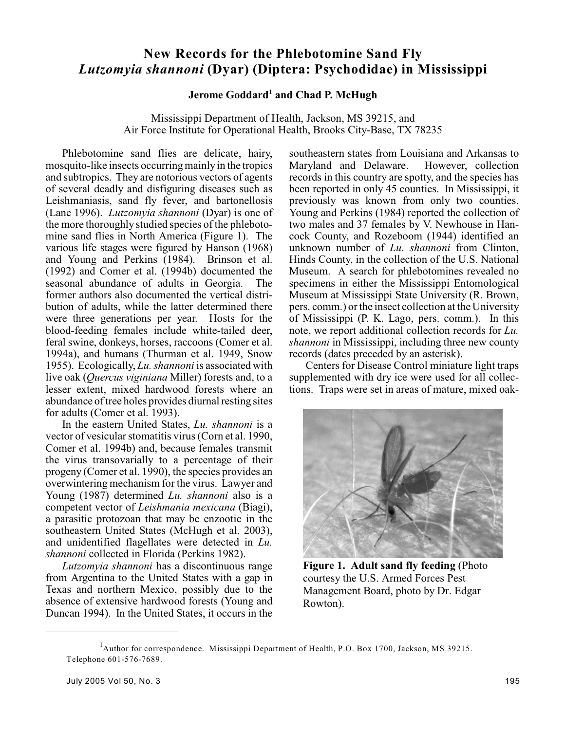# New Records for the Phlebotomine Sand Fly *Lutzomyia shannoni* (Dyar) (Diptera: Psychodidae) in Mississippi

**Jerome Goddard[1] and Chad P. McHugh**

Mississippi Department of Health, Jackson, MS 39215, and
Air Force Institute for Operational Health, Brooks City-Base, TX 78235

Phlebotomine sand flies are delicate, hairy, mosquito-like insects occurring mainly in the tropics and subtropics. They are notorious vectors of agents of several deadly and disfiguring diseases such as Leishmaniasis, sand fly fever, and bartonellosis (Lane 1996). *Lutzomyia shannoni* (Dyar) is one of the more thoroughly studied species of the phlebotomine sand flies in North America (Figure 1). The various life stages were figured by Hanson (1968) and Young and Perkins (1984). Brinson et al. (1992) and Comer et al. (1994b) documented the seasonal abundance of adults in Georgia. The former authors also documented the vertical distribution of adults, while the latter determined there were three generations per year. Hosts for the blood-feeding females include white-tailed deer, feral swine, donkeys, horses, raccoons (Comer et al. 1994a), and humans (Thurman et al. 1949, Snow 1955). Ecologically, *Lu. shannoni* is associated with live oak (*Quercus viginiana* Miller) forests and, to a lesser extent, mixed hardwood forests where an abundance of tree holes provides diurnal resting sites for adults (Comer et al. 1993).

In the eastern United States, *Lu. shannoni* is a vector of vesicular stomatitis virus (Corn et al. 1990, Comer et al. 1994b) and, because females transmit the virus transovarially to a percentage of their progeny (Comer et al. 1990), the species provides an overwintering mechanism for the virus. Lawyer and Young (1987) determined *Lu. shannoni* also is a competent vector of *Leishmania mexicana* (Biagi), a parasitic protozoan that may be enzootic in the southeastern United States (McHugh et al. 2003), and unidentified flagellates were detected in *Lu. shannoni* collected in Florida (Perkins 1982).

*Lutzomyia shannoni* has a discontinuous range from Argentina to the United States with a gap in Texas and northern Mexico, possibly due to the absence of extensive hardwood forests (Young and Duncan 1994). In the United States, it occurs in the southeastern states from Louisiana and Arkansas to Maryland and Delaware. However, collection records in this country are spotty, and the species has been reported in only 45 counties. In Mississippi, it previously was known from only two counties. Young and Perkins (1984) reported the collection of two males and 37 females by V. Newhouse in Hancock County, and Rozeboom (1944) identified an unknown number of *Lu. shannoni* from Clinton, Hinds County, in the collection of the U.S. National Museum. A search for phlebotomines revealed no specimens in either the Mississippi Entomological Museum at Mississippi State University (R. Brown, pers. comm.) or the insect collection at the University of Mississippi (P. K. Lago, pers. comm.). In this note, we report additional collection records for *Lu. shannoni* in Mississippi, including three new county records (dates preceded by an asterisk).

Centers for Disease Control miniature light traps supplemented with dry ice were used for all collections. Traps were set in areas of mature, mixed oak-

**Figure 1. Adult sand fly feeding** (Photo courtesy the U.S. Armed Forces Pest Management Board, photo by Dr. Edgar Rowton).

[1] Author for correspondence. Mississippi Department of Health, P.O. Box 1700, Jackson, MS 39215. Telephone 601-576-7689.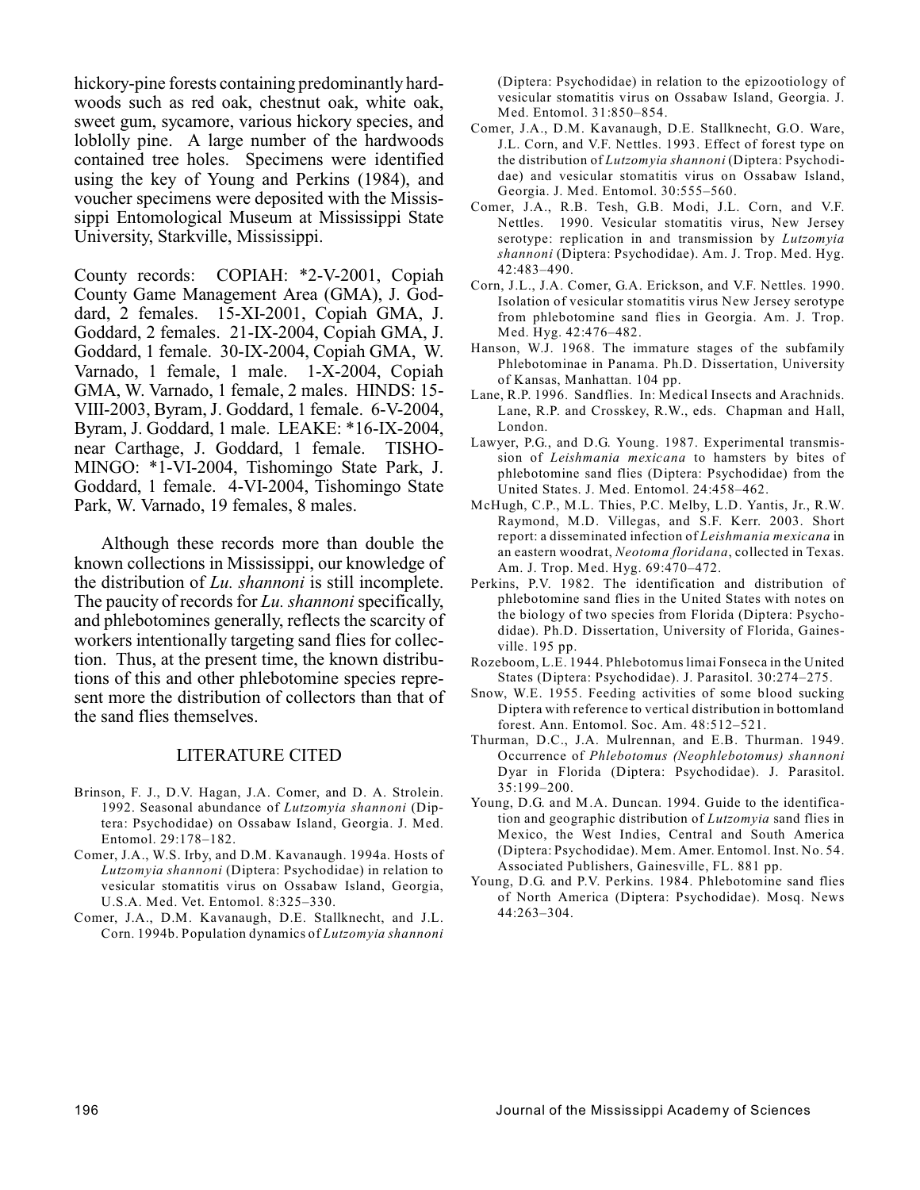hickory-pine forests containing predominantly hardwoods such as red oak, chestnut oak, white oak, sweet gum, sycamore, various hickory species, and loblolly pine. A large number of the hardwoods contained tree holes. Specimens were identified using the key of Young and Perkins (1984), and voucher specimens were deposited with the Mississippi Entomological Museum at Mississippi State University, Starkville, Mississippi.

County records: COPIAH: *2-V-2001, Copiah County Game Management Area (GMA), J. Goddard, 2 females. 15-XI-2001, Copiah GMA, J. Goddard, 2 females. 21-IX-2004, Copiah GMA, J. Goddard, 1 female. 30-IX-2004, Copiah GMA, W. Varnado, 1 female, 1 male. 1-X-2004, Copiah GMA, W. Varnado, 1 female, 2 males. HINDS: 15-VIII-2003, Byram, J. Goddard, 1 female. 6-V-2004, Byram, J. Goddard, 1 male. LEAKE: *16-IX-2004, near Carthage, J. Goddard, 1 female. TISHOMINGO: *1-VI-2004, Tishomingo State Park, J. Goddard, 1 female. 4-VI-2004, Tishomingo State Park, W. Varnado, 19 females, 8 males.

Although these records more than double the known collections in Mississippi, our knowledge of the distribution of *Lu. shannoni* is still incomplete. The paucity of records for *Lu. shannoni* specifically, and phlebotomines generally, reflects the scarcity of workers intentionally targeting sand flies for collection. Thus, at the present time, the known distributions of this and other phlebotomine species represent more the distribution of collectors than that of the sand flies themselves.

## LITERATURE CITED

Brinson, F. J., D.V. Hagan, J.A. Comer, and D. A. Strolein. 1992. Seasonal abundance of *Lutzomyia shannoni* (Diptera: Psychodidae) on Ossabaw Island, Georgia. J. Med. Entomol. 29:178–182.

Comer, J.A., W.S. Irby, and D.M. Kavanaugh. 1994a. Hosts of *Lutzomyia shannoni* (Diptera: Psychodidae) in relation to vesicular stomatitis virus on Ossabaw Island, Georgia, U.S.A. Med. Vet. Entomol. 8:325–330.

Comer, J.A., D.M. Kavanaugh, D.E. Stallknecht, and J.L. Corn. 1994b. Population dynamics of *Lutzomyia shannoni* (Diptera: Psychodidae) in relation to the epizootiology of vesicular stomatitis virus on Ossabaw Island, Georgia. J. Med. Entomol. 31:850–854.

Comer, J.A., D.M. Kavanaugh, D.E. Stallknecht, G.O. Ware, J.L. Corn, and V.F. Nettles. 1993. Effect of forest type on the distribution of *Lutzomyia shannoni* (Diptera: Psychodidae) and vesicular stomatitis virus on Ossabaw Island, Georgia. J. Med. Entomol. 30:555–560.

Comer, J.A., R.B. Tesh, G.B. Modi, J.L. Corn, and V.F. Nettles. 1990. Vesicular stomatitis virus, New Jersey serotype: replication in and transmission by *Lutzomyia shannoni* (Diptera: Psychodidae). Am. J. Trop. Med. Hyg. 42:483–490.

Corn, J.L., J.A. Comer, G.A. Erickson, and V.F. Nettles. 1990. Isolation of vesicular stomatitis virus New Jersey serotype from phlebotomine sand flies in Georgia. Am. J. Trop. Med. Hyg. 42:476–482.

Hanson, W.J. 1968. The immature stages of the subfamily Phlebotominae in Panama. Ph.D. Dissertation, University of Kansas, Manhattan. 104 pp.

Lane, R.P. 1996. Sandflies. In: Medical Insects and Arachnids. Lane, R.P. and Crosskey, R.W., eds. Chapman and Hall, London.

Lawyer, P.G., and D.G. Young. 1987. Experimental transmission of *Leishmania mexicana* to hamsters by bites of phlebotomine sand flies (Diptera: Psychodidae) from the United States. J. Med. Entomol. 24:458–462.

McHugh, C.P., M.L. Thies, P.C. Melby, L.D. Yantis, Jr., R.W. Raymond, M.D. Villegas, and S.F. Kerr. 2003. Short report: a disseminated infection of *Leishmania mexicana* in an eastern woodrat, *Neotoma floridana*, collected in Texas. Am. J. Trop. Med. Hyg. 69:470–472.

Perkins, P.V. 1982. The identification and distribution of phlebotomine sand flies in the United States with notes on the biology of two species from Florida (Diptera: Psychodidae). Ph.D. Dissertation, University of Florida, Gainesville. 195 pp.

Rozeboom, L.E. 1944. Phlebotomus limai Fonseca in the United States (Diptera: Psychodidae). J. Parasitol. 30:274–275.

Snow, W.E. 1955. Feeding activities of some blood sucking Diptera with reference to vertical distribution in bottomland forest. Ann. Entomol. Soc. Am. 48:512–521.

Thurman, D.C., J.A. Mulrennan, and E.B. Thurman. 1949. Occurrence of *Phlebotomus (Neophlebotomus) shannoni* Dyar in Florida (Diptera: Psychodidae). J. Parasitol. 35:199–200.

Young, D.G. and M.A. Duncan. 1994. Guide to the identification and geographic distribution of *Lutzomyia* sand flies in Mexico, the West Indies, Central and South America (Diptera: Psychodidae). Mem. Amer. Entomol. Inst. No. 54. Associated Publishers, Gainesville, FL. 881 pp.

Young, D.G. and P.V. Perkins. 1984. Phlebotomine sand flies of North America (Diptera: Psychodidae). Mosq. News 44:263–304.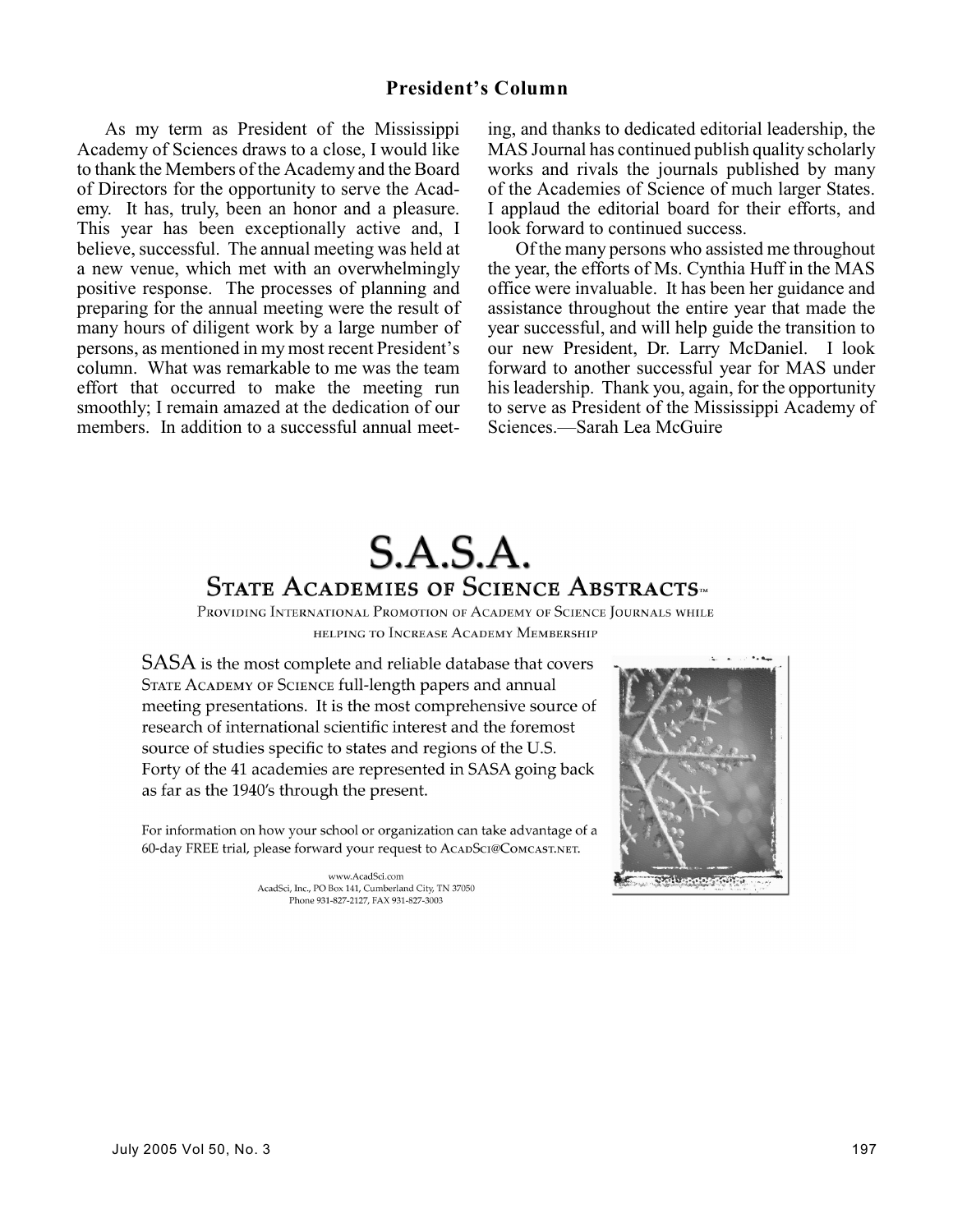## President's Column

As my term as President of the Mississippi Academy of Sciences draws to a close, I would like to thank the Members of the Academy and the Board of Directors for the opportunity to serve the Academy. It has, truly, been an honor and a pleasure. This year has been exceptionally active and, I believe, successful. The annual meeting was held at a new venue, which met with an overwhelmingly positive response. The processes of planning and preparing for the annual meeting were the result of many hours of diligent work by a large number of persons, as mentioned in my most recent President's column. What was remarkable to me was the team effort that occurred to make the meeting run smoothly; I remain amazed at the dedication of our members. In addition to a successful annual meeting, and thanks to dedicated editorial leadership, the MAS Journal has continued publish quality scholarly works and rivals the journals published by many of the Academies of Science of much larger States. I applaud the editorial board for their efforts, and look forward to continued success.

Of the many persons who assisted me throughout the year, the efforts of Ms. Cynthia Huff in the MAS office were invaluable. It has been her guidance and assistance throughout the entire year that made the year successful, and will help guide the transition to our new President, Dr. Larry McDaniel. I look forward to another successful year for MAS under his leadership. Thank you, again, for the opportunity to serve as President of the Mississippi Academy of Sciences.—Sarah Lea McGuire

# S.A.S.A.

## State Academies of Science Abstracts™

Providing International Promotion of Academy of Science Journals while helping to Increase Academy Membership

SASA is the most complete and reliable database that covers State Academy of Science full-length papers and annual meeting presentations. It is the most comprehensive source of research of international scientific interest and the foremost source of studies specific to states and regions of the U.S. Forty of the 41 academies are represented in SASA going back as far as the 1940's through the present.

For information on how your school or organization can take advantage of a 60-day FREE trial, please forward your request to AcadSci@Comcast.net.

www.AcadSci.com
AcadSci, Inc., PO Box 141, Cumberland City, TN 37050
Phone 931-827-2127, FAX 931-827-3003